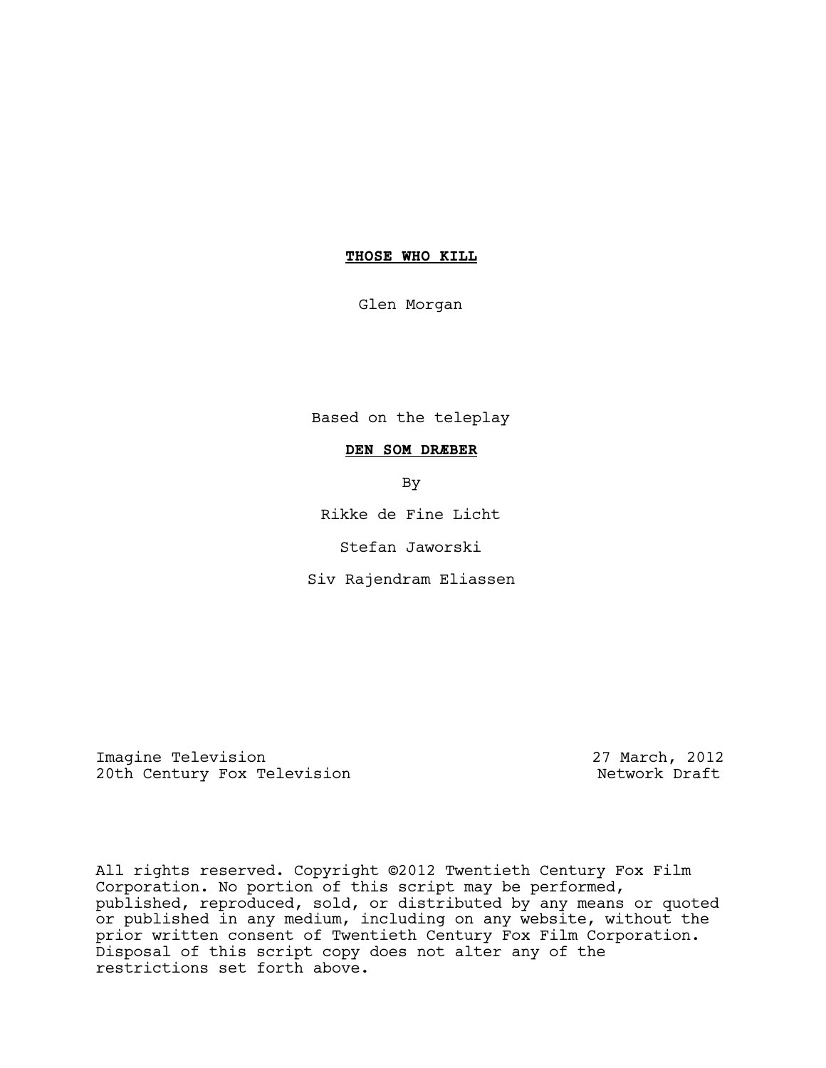**THOSE WHO KILL**

Glen Morgan

Based on the teleplay

**DEN SOM DRÆBER**

By

Rikke de Fine Licht

Stefan Jaworski

Siv Rajendram Eliassen

Imagine Television
20th Century Fox Television

27 March, 2012
Network Draft

All rights reserved. Copyright ©2012 Twentieth Century Fox Film Corporation. No portion of this script may be performed, published, reproduced, sold, or distributed by any means or quoted or published in any medium, including on any website, without the prior written consent of Twentieth Century Fox Film Corporation. Disposal of this script copy does not alter any of the restrictions set forth above.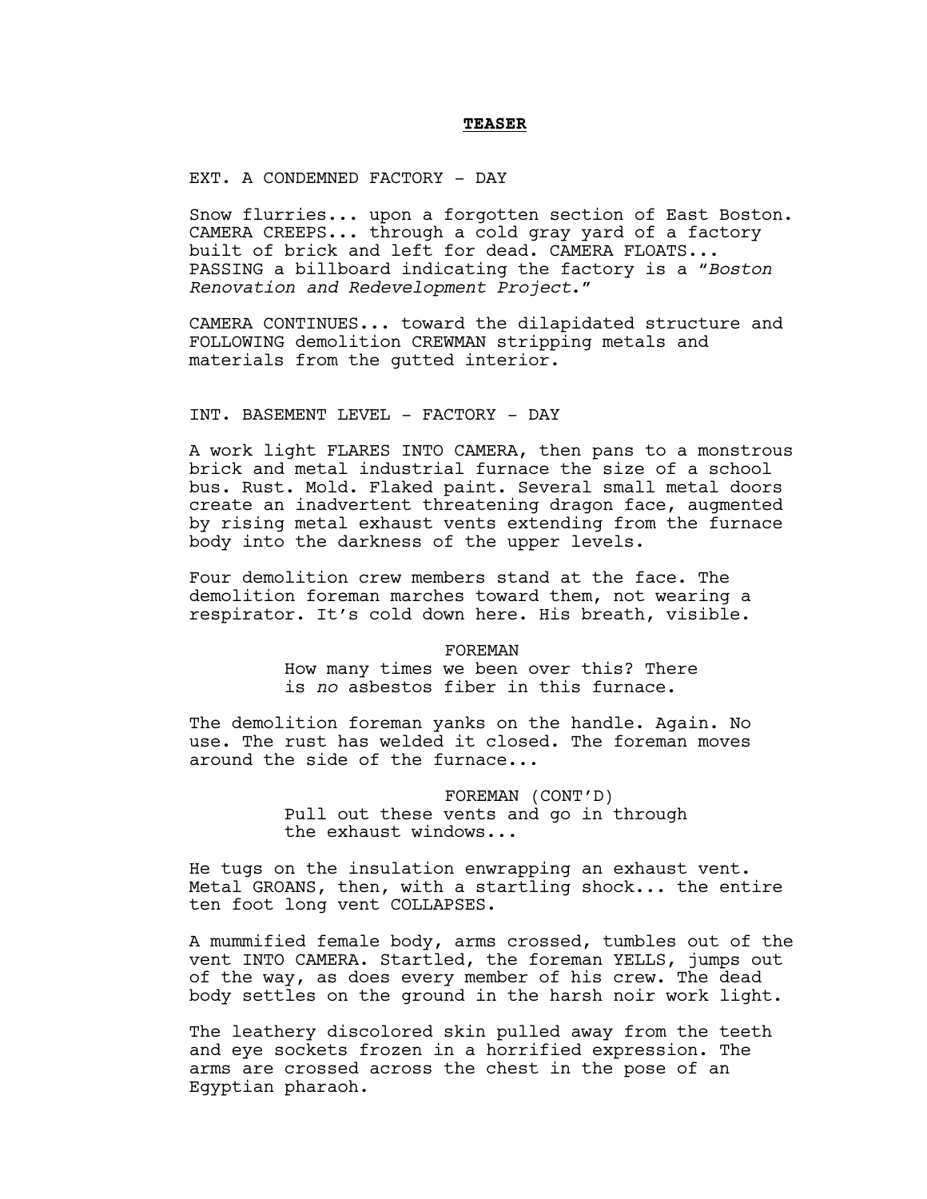**TEASER**

EXT. A CONDEMNED FACTORY - DAY

Snow flurries... upon a forgotten section of East Boston. CAMERA CREEPS... through a cold gray yard of a factory built of brick and left for dead. CAMERA FLOATS... PASSING a billboard indicating the factory is a "*Boston Renovation and Redevelopment Project*."

CAMERA CONTINUES... toward the dilapidated structure and FOLLOWING demolition CREWMAN stripping metals and materials from the gutted interior.

INT. BASEMENT LEVEL - FACTORY - DAY

A work light FLARES INTO CAMERA, then pans to a monstrous brick and metal industrial furnace the size of a school bus. Rust. Mold. Flaked paint. Several small metal doors create an inadvertent threatening dragon face, augmented by rising metal exhaust vents extending from the furnace body into the darkness of the upper levels.

Four demolition crew members stand at the face. The demolition foreman marches toward them, not wearing a respirator. It's cold down here. His breath, visible.

FOREMAN
How many times we been over this? There is *no* asbestos fiber in this furnace.

The demolition foreman yanks on the handle. Again. No use. The rust has welded it closed. The foreman moves around the side of the furnace...

FOREMAN (CONT'D)
Pull out these vents and go in through the exhaust windows...

He tugs on the insulation enwrapping an exhaust vent. Metal GROANS, then, with a startling shock... the entire ten foot long vent COLLAPSES.

A mummified female body, arms crossed, tumbles out of the vent INTO CAMERA. Startled, the foreman YELLS, jumps out of the way, as does every member of his crew. The dead body settles on the ground in the harsh noir work light.

The leathery discolored skin pulled away from the teeth and eye sockets frozen in a horrified expression. The arms are crossed across the chest in the pose of an Egyptian pharaoh.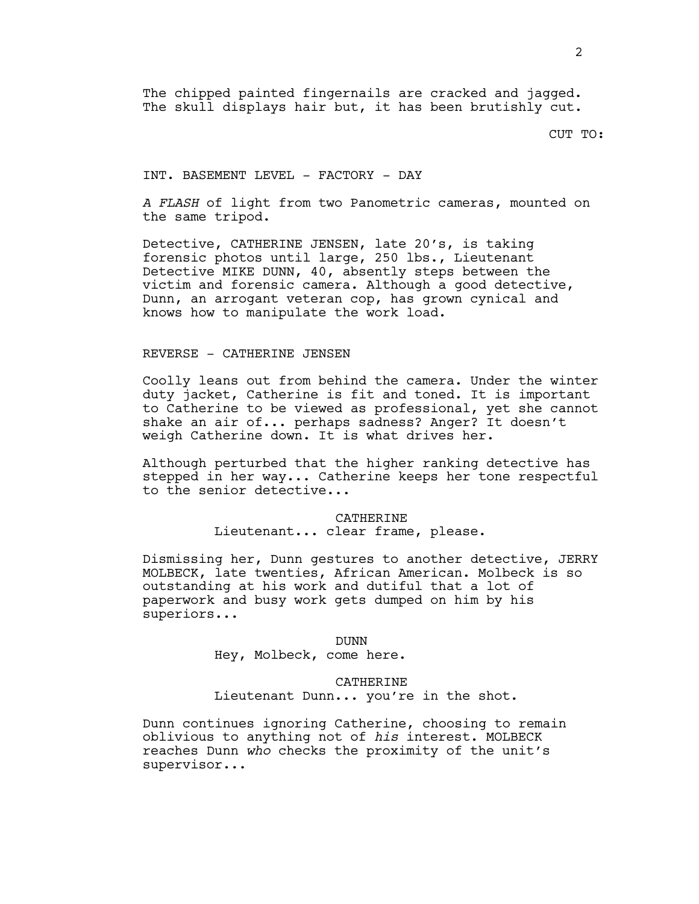The chipped painted fingernails are cracked and jagged. The skull displays hair but, it has been brutishly cut.

CUT TO:

INT. BASEMENT LEVEL - FACTORY - DAY

*A FLASH* of light from two Panometric cameras, mounted on the same tripod.

Detective, CATHERINE JENSEN, late 20's, is taking forensic photos until large, 250 lbs., Lieutenant Detective MIKE DUNN, 40, absently steps between the victim and forensic camera. Although a good detective, Dunn, an arrogant veteran cop, has grown cynical and knows how to manipulate the work load.

REVERSE - CATHERINE JENSEN

Coolly leans out from behind the camera. Under the winter duty jacket, Catherine is fit and toned. It is important to Catherine to be viewed as professional, yet she cannot shake an air of... perhaps sadness? Anger? It doesn't weigh Catherine down. It is what drives her.

Although perturbed that the higher ranking detective has stepped in her way... Catherine keeps her tone respectful to the senior detective...

CATHERINE
Lieutenant... clear frame, please.

Dismissing her, Dunn gestures to another detective, JERRY MOLBECK, late twenties, African American. Molbeck is so outstanding at his work and dutiful that a lot of paperwork and busy work gets dumped on him by his superiors...

DUNN
Hey, Molbeck, come here.

CATHERINE
Lieutenant Dunn... you're in the shot.

Dunn continues ignoring Catherine, choosing to remain oblivious to anything not of *his* interest. MOLBECK reaches Dunn *who* checks the proximity of the unit's supervisor...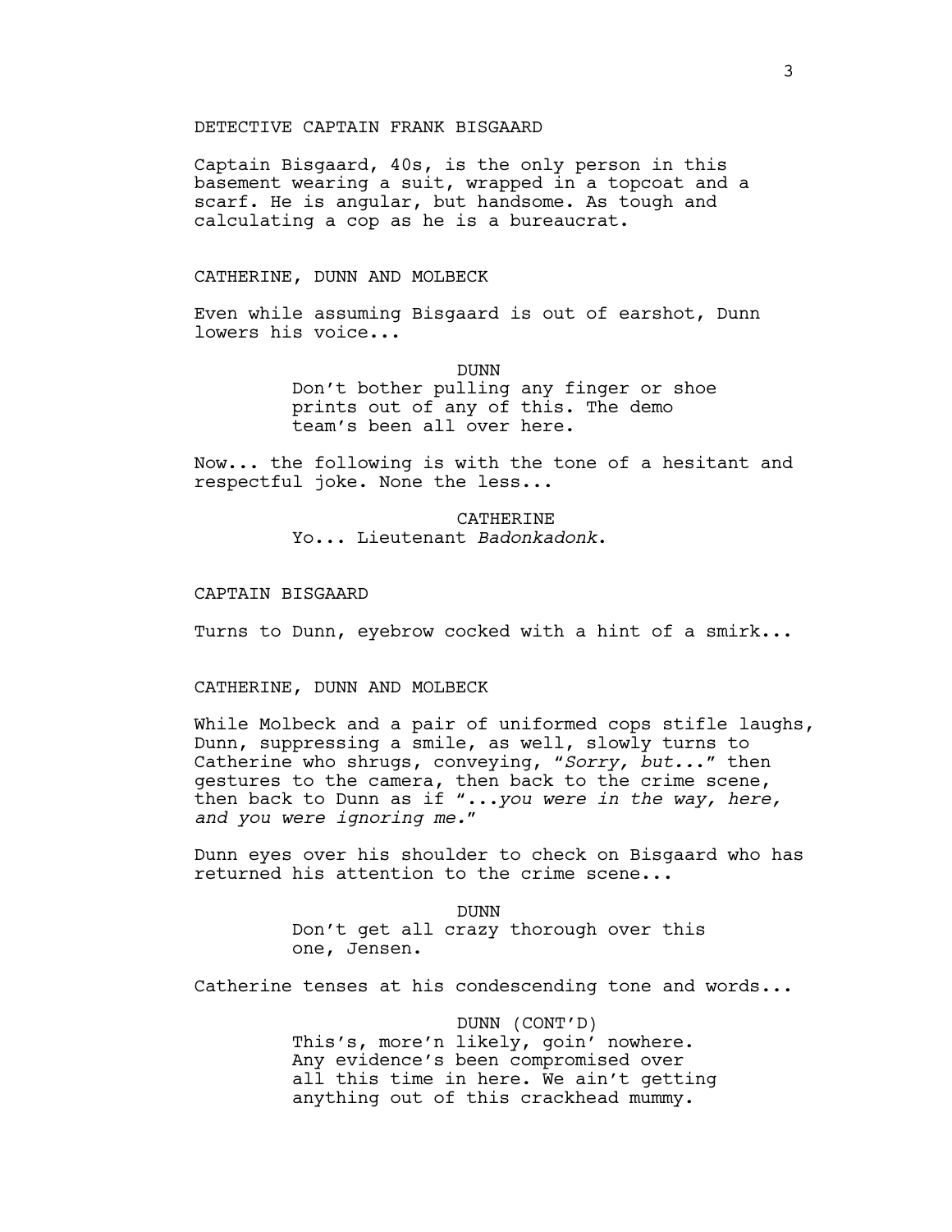DETECTIVE CAPTAIN FRANK BISGAARD

Captain Bisgaard, 40s, is the only person in this basement wearing a suit, wrapped in a topcoat and a scarf. He is angular, but handsome. As tough and calculating a cop as he is a bureaucrat.

CATHERINE, DUNN AND MOLBECK

Even while assuming Bisgaard is out of earshot, Dunn lowers his voice...

DUNN
Don't bother pulling any finger or shoe prints out of any of this. The demo team's been all over here.

Now... the following is with the tone of a hesitant and respectful joke. None the less...

CATHERINE
Yo... Lieutenant *Badonkadonk*.

CAPTAIN BISGAARD

Turns to Dunn, eyebrow cocked with a hint of a smirk...

CATHERINE, DUNN AND MOLBECK

While Molbeck and a pair of uniformed cops stifle laughs, Dunn, suppressing a smile, as well, slowly turns to Catherine who shrugs, conveying, "*Sorry, but...*" then gestures to the camera, then back to the crime scene, then back to Dunn as if "*...you were in the way, here, and you were ignoring me.*"

Dunn eyes over his shoulder to check on Bisgaard who has returned his attention to the crime scene...

DUNN
Don't get all crazy thorough over this one, Jensen.

Catherine tenses at his condescending tone and words...

DUNN (CONT'D)
This's, more'n likely, goin' nowhere. Any evidence's been compromised over all this time in here. We ain't getting anything out of this crackhead mummy.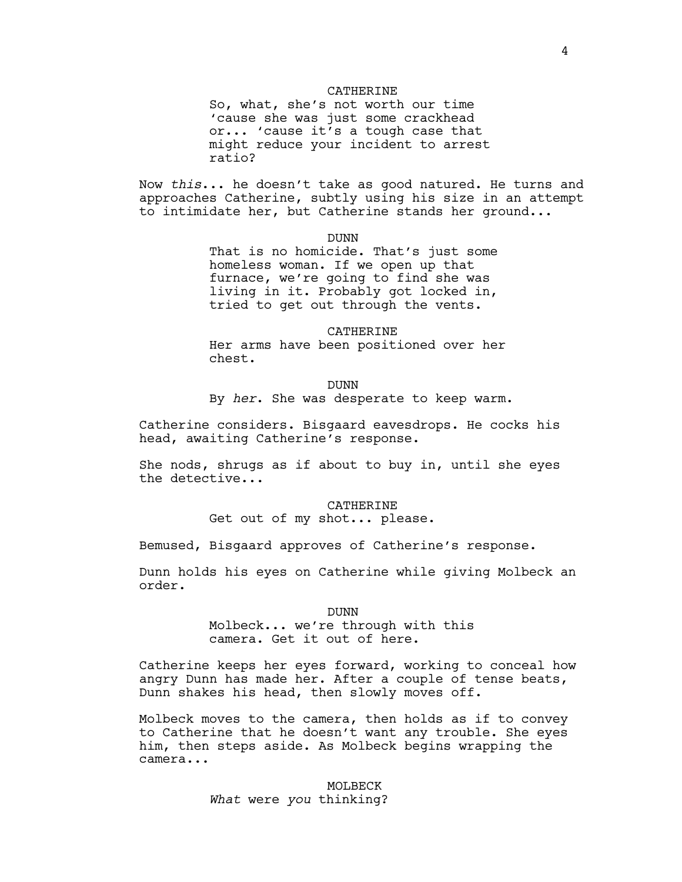CATHERINE
So, what, she's not worth our time 'cause she was just some crackhead or... 'cause it's a tough case that might reduce your incident to arrest ratio?

Now *this*... he doesn't take as good natured. He turns and approaches Catherine, subtly using his size in an attempt to intimidate her, but Catherine stands her ground...

DUNN
That is no homicide. That's just some homeless woman. If we open up that furnace, we're going to find she was living in it. Probably got locked in, tried to get out through the vents.

CATHERINE
Her arms have been positioned over her chest.

DUNN
By *her*. She was desperate to keep warm.

Catherine considers. Bisgaard eavesdrops. He cocks his head, awaiting Catherine's response.

She nods, shrugs as if about to buy in, until she eyes the detective...

CATHERINE
Get out of my shot... please.

Bemused, Bisgaard approves of Catherine's response.

Dunn holds his eyes on Catherine while giving Molbeck an order.

DUNN
Molbeck... we're through with this camera. Get it out of here.

Catherine keeps her eyes forward, working to conceal how angry Dunn has made her. After a couple of tense beats, Dunn shakes his head, then slowly moves off.

Molbeck moves to the camera, then holds as if to convey to Catherine that he doesn't want any trouble. She eyes him, then steps aside. As Molbeck begins wrapping the camera...

MOLBECK
*What* were *you* thinking?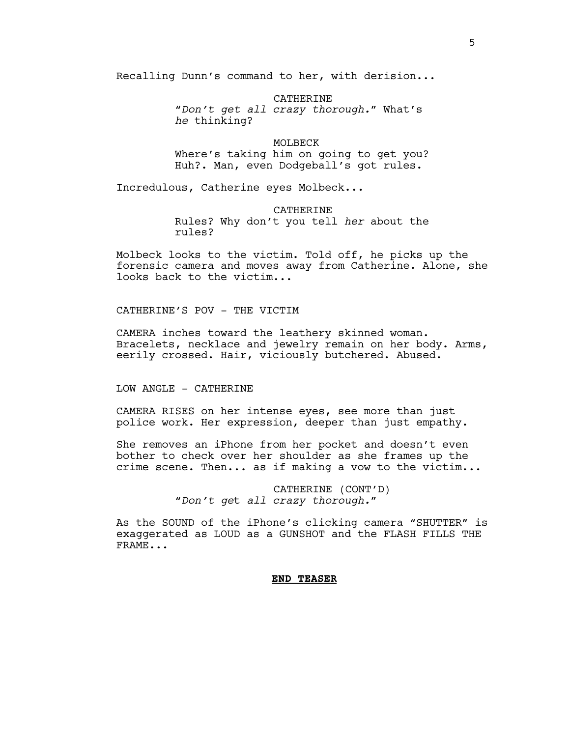Recalling Dunn's command to her, with derision...

CATHERINE
"*Don't get all crazy thorough.*" What's *he* thinking?

MOLBECK
Where's taking him on going to get you? Huh?. Man, even Dodgeball's got rules.

Incredulous, Catherine eyes Molbeck...

CATHERINE
Rules? Why don't you tell *her* about the rules?

Molbeck looks to the victim. Told off, he picks up the forensic camera and moves away from Catherine. Alone, she looks back to the victim...

CATHERINE'S POV - THE VICTIM

CAMERA inches toward the leathery skinned woman. Bracelets, necklace and jewelry remain on her body. Arms, eerily crossed. Hair, viciously butchered. Abused.

LOW ANGLE - CATHERINE

CAMERA RISES on her intense eyes, see more than just police work. Her expression, deeper than just empathy.

She removes an iPhone from her pocket and doesn't even bother to check over her shoulder as she frames up the crime scene. Then... as if making a vow to the victim...

CATHERINE (CONT'D)
"*Don't get all crazy thorough.*"

As the SOUND of the iPhone's clicking camera "SHUTTER" is exaggerated as LOUD as a GUNSHOT and the FLASH FILLS THE FRAME...

**END TEASER**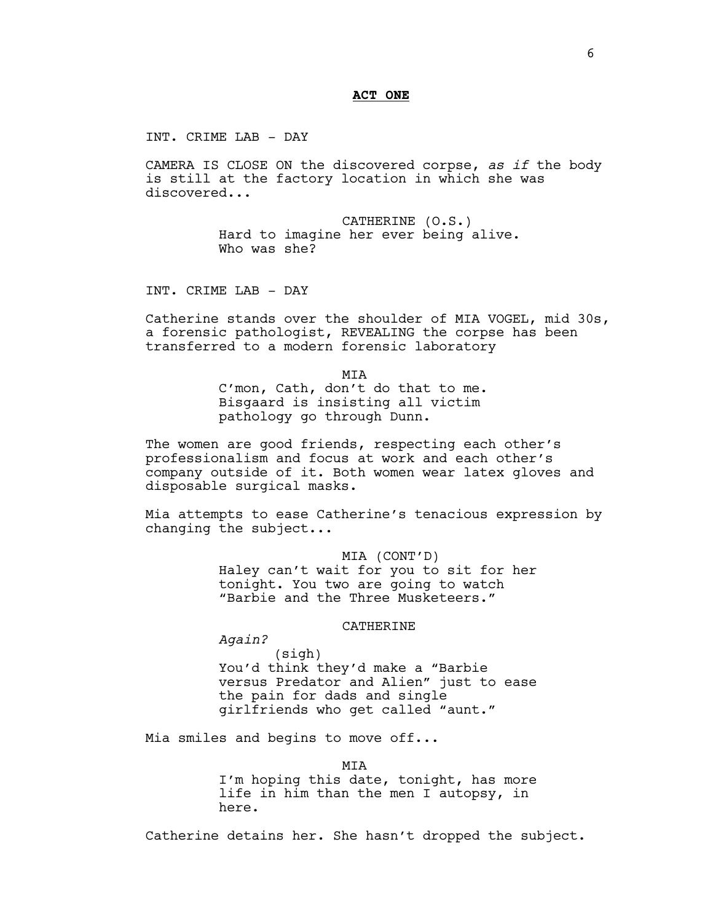**ACT ONE**

INT. CRIME LAB - DAY

CAMERA IS CLOSE ON the discovered corpse, *as if* the body is still at the factory location in which she was discovered...

CATHERINE (O.S.)
Hard to imagine her ever being alive. Who was she?

INT. CRIME LAB - DAY

Catherine stands over the shoulder of MIA VOGEL, mid 30s, a forensic pathologist, REVEALING the corpse has been transferred to a modern forensic laboratory

MIA
C'mon, Cath, don't do that to me. Bisgaard is insisting all victim pathology go through Dunn.

The women are good friends, respecting each other's professionalism and focus at work and each other's company outside of it. Both women wear latex gloves and disposable surgical masks.

Mia attempts to ease Catherine's tenacious expression by changing the subject...

MIA (CONT'D)
Haley can't wait for you to sit for her tonight. You two are going to watch "Barbie and the Three Musketeers."

CATHERINE
*Again?*
(sigh)
You'd think they'd make a "Barbie versus Predator and Alien" just to ease the pain for dads and single girlfriends who get called "aunt."

Mia smiles and begins to move off...

MIA
I'm hoping this date, tonight, has more life in him than the men I autopsy, in here.

Catherine detains her. She hasn't dropped the subject.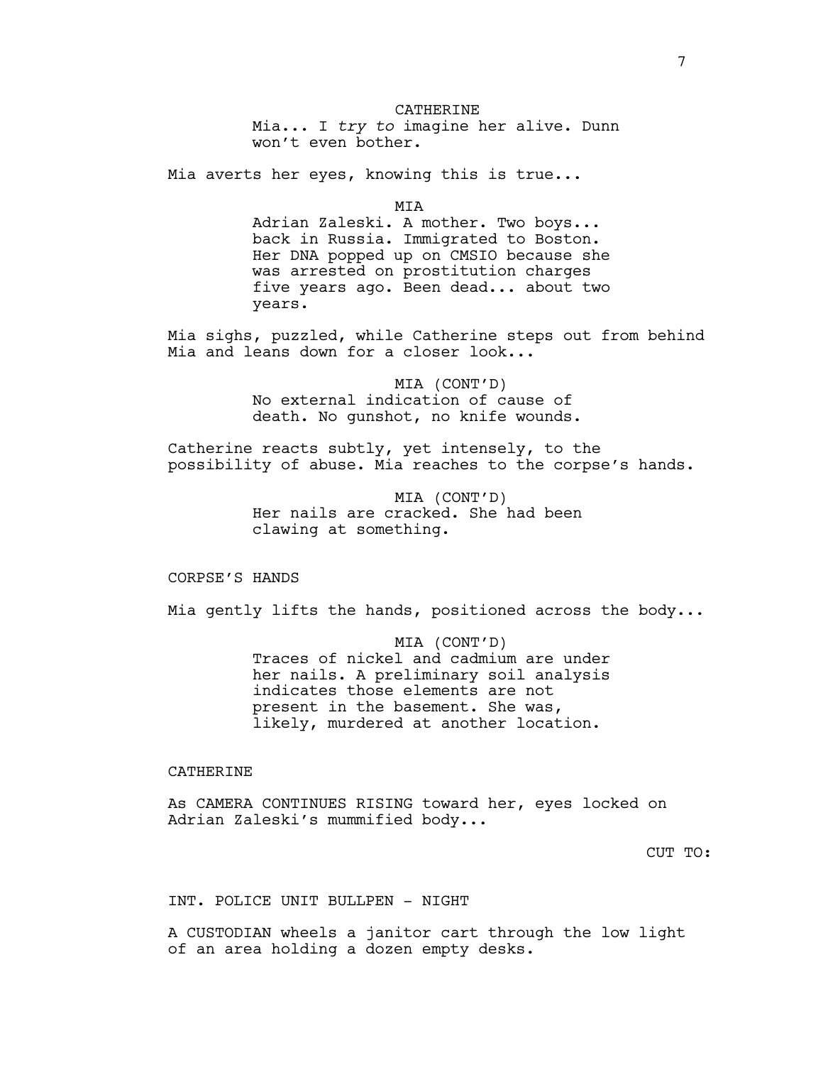CATHERINE

Mia... I *try to* imagine her alive. Dunn won't even bother.

Mia averts her eyes, knowing this is true...

MIA

Adrian Zaleski. A mother. Two boys... back in Russia. Immigrated to Boston. Her DNA popped up on CMSIO because she was arrested on prostitution charges five years ago. Been dead... about two years.

Mia sighs, puzzled, while Catherine steps out from behind Mia and leans down for a closer look...

MIA (CONT'D)

No external indication of cause of death. No gunshot, no knife wounds.

Catherine reacts subtly, yet intensely, to the possibility of abuse. Mia reaches to the corpse's hands.

MIA (CONT'D)

Her nails are cracked. She had been clawing at something.

CORPSE'S HANDS

Mia gently lifts the hands, positioned across the body...

MIA (CONT'D)

Traces of nickel and cadmium are under her nails. A preliminary soil analysis indicates those elements are not present in the basement. She was, likely, murdered at another location.

CATHERINE

As CAMERA CONTINUES RISING toward her, eyes locked on Adrian Zaleski's mummified body...

CUT TO:

INT. POLICE UNIT BULLPEN - NIGHT

A CUSTODIAN wheels a janitor cart through the low light of an area holding a dozen empty desks.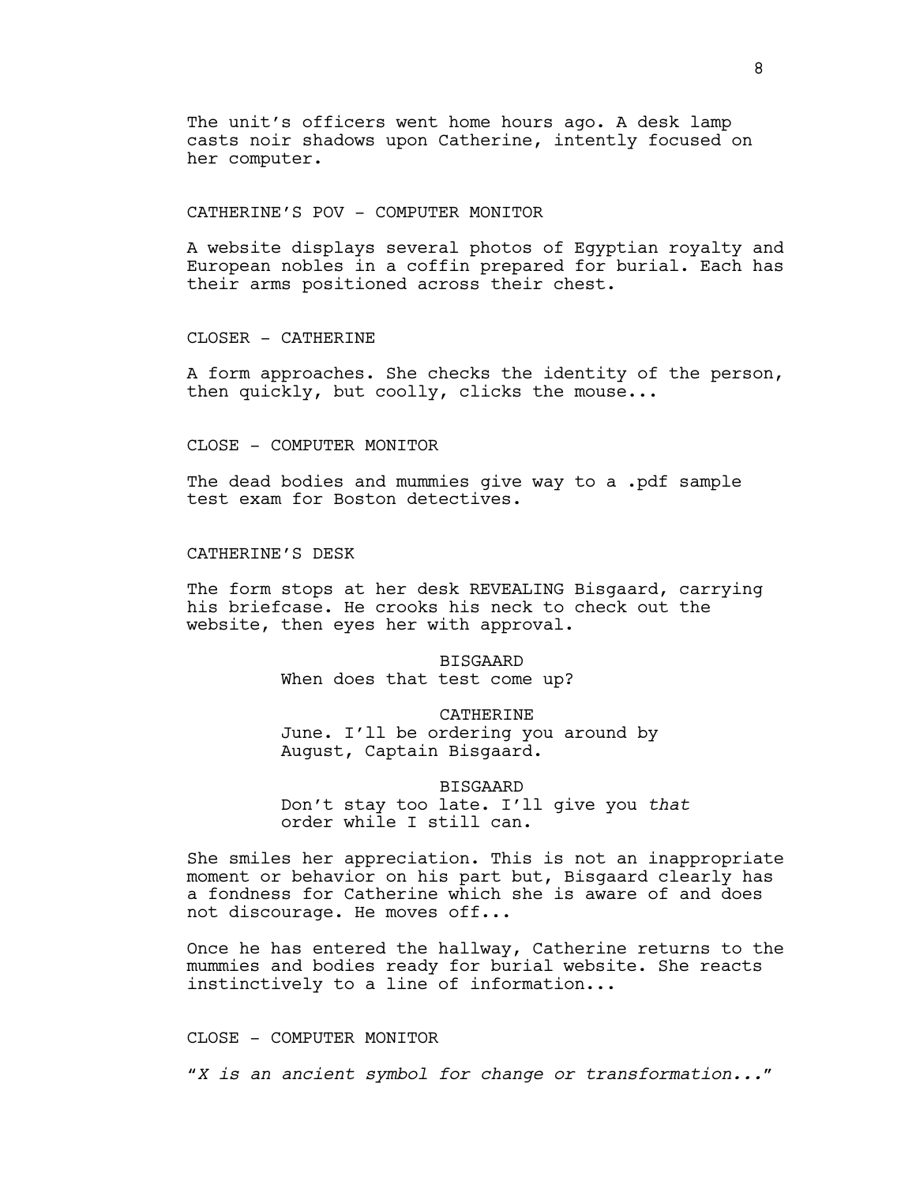The unit's officers went home hours ago. A desk lamp casts noir shadows upon Catherine, intently focused on her computer.

CATHERINE'S POV - COMPUTER MONITOR

A website displays several photos of Egyptian royalty and European nobles in a coffin prepared for burial. Each has their arms positioned across their chest.

CLOSER - CATHERINE

A form approaches. She checks the identity of the person, then quickly, but coolly, clicks the mouse...

CLOSE - COMPUTER MONITOR

The dead bodies and mummies give way to a .pdf sample test exam for Boston detectives.

CATHERINE'S DESK

The form stops at her desk REVEALING Bisgaard, carrying his briefcase. He crooks his neck to check out the website, then eyes her with approval.

BISGAARD
When does that test come up?

CATHERINE
June. I'll be ordering you around by August, Captain Bisgaard.

BISGAARD
Don't stay too late. I'll give you *that* order while I still can.

She smiles her appreciation. This is not an inappropriate moment or behavior on his part but, Bisgaard clearly has a fondness for Catherine which she is aware of and does not discourage. He moves off...

Once he has entered the hallway, Catherine returns to the mummies and bodies ready for burial website. She reacts instinctively to a line of information...

CLOSE - COMPUTER MONITOR

*"X is an ancient symbol for change or transformation..."*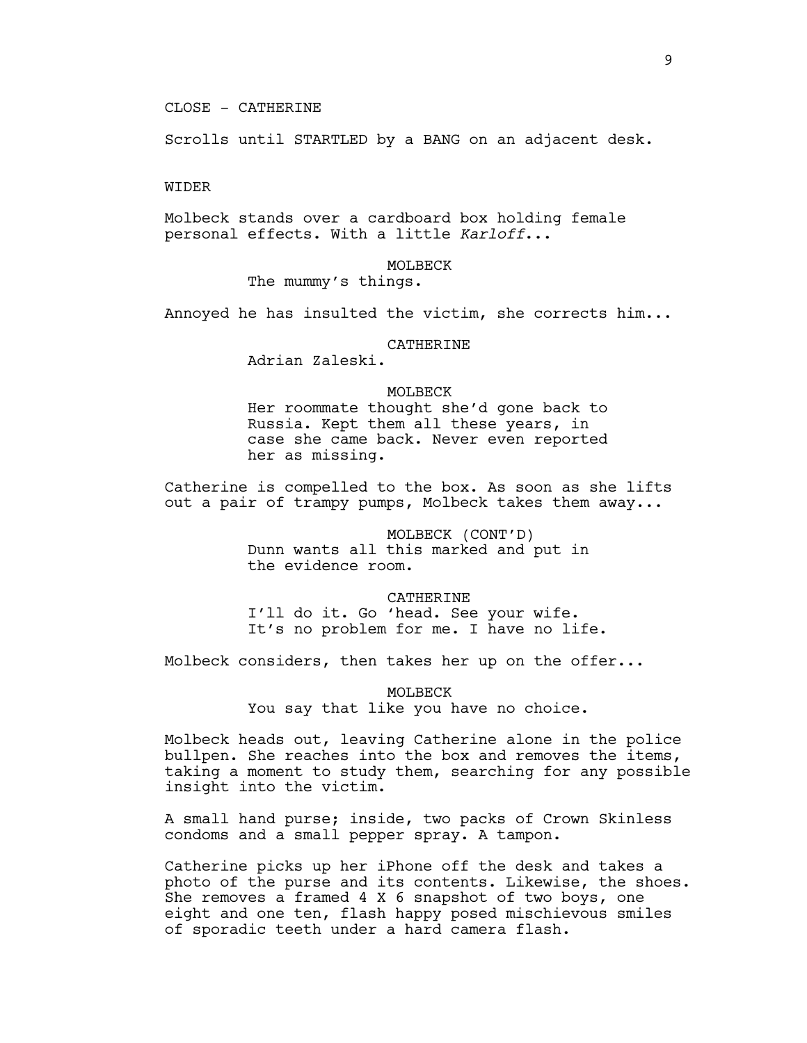CLOSE - CATHERINE

Scrolls until STARTLED by a BANG on an adjacent desk.

WIDER

Molbeck stands over a cardboard box holding female personal effects. With a little *Karloff*...

MOLBECK
The mummy's things.

Annoyed he has insulted the victim, she corrects him...

CATHERINE
Adrian Zaleski.

MOLBECK
Her roommate thought she'd gone back to Russia. Kept them all these years, in case she came back. Never even reported her as missing.

Catherine is compelled to the box. As soon as she lifts out a pair of trampy pumps, Molbeck takes them away...

MOLBECK (CONT'D)
Dunn wants all this marked and put in the evidence room.

CATHERINE
I'll do it. Go 'head. See your wife. It's no problem for me. I have no life.

Molbeck considers, then takes her up on the offer...

MOLBECK
You say that like you have no choice.

Molbeck heads out, leaving Catherine alone in the police bullpen. She reaches into the box and removes the items, taking a moment to study them, searching for any possible insight into the victim.

A small hand purse; inside, two packs of Crown Skinless condoms and a small pepper spray. A tampon.

Catherine picks up her iPhone off the desk and takes a photo of the purse and its contents. Likewise, the shoes. She removes a framed 4 X 6 snapshot of two boys, one eight and one ten, flash happy posed mischievous smiles of sporadic teeth under a hard camera flash.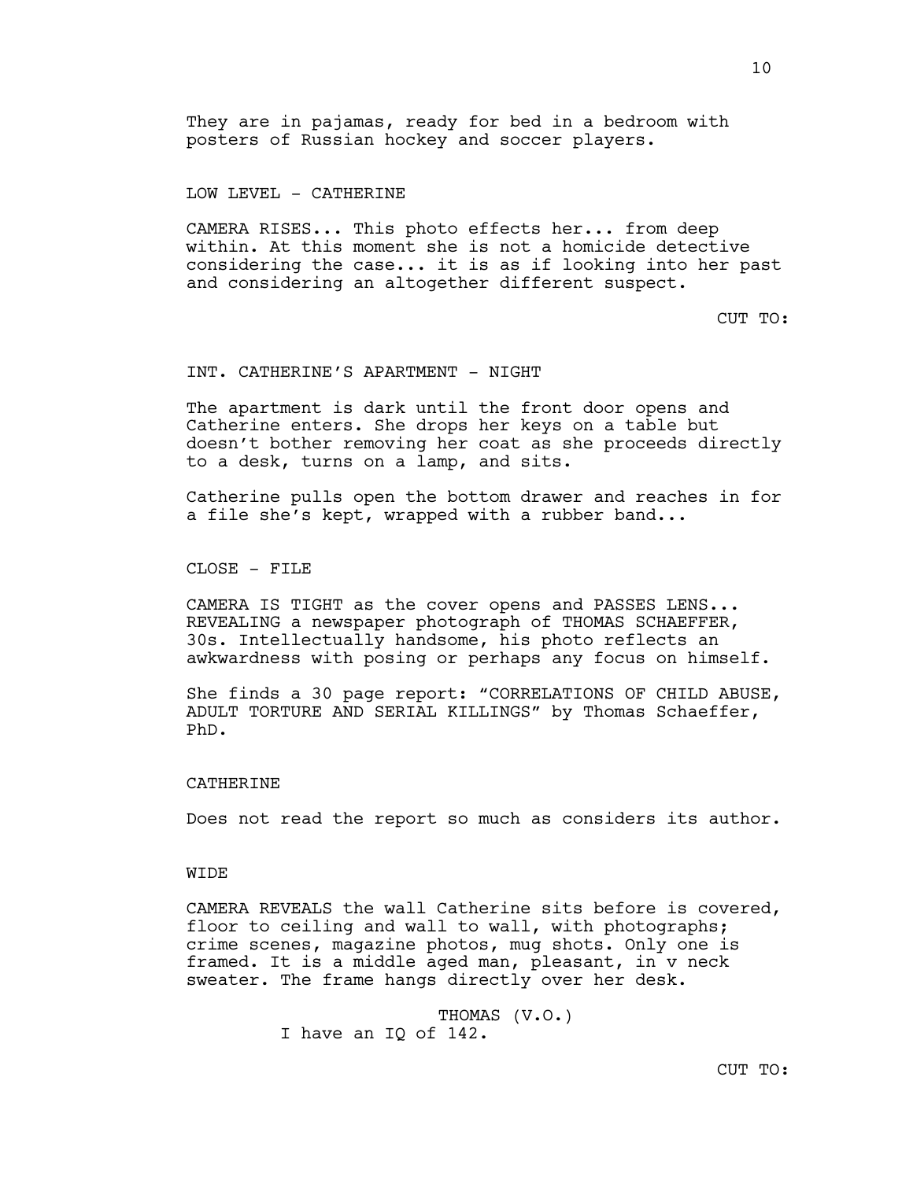They are in pajamas, ready for bed in a bedroom with posters of Russian hockey and soccer players.

LOW LEVEL - CATHERINE

CAMERA RISES... This photo effects her... from deep within. At this moment she is not a homicide detective considering the case... it is as if looking into her past and considering an altogether different suspect.

CUT TO:

INT. CATHERINE'S APARTMENT - NIGHT

The apartment is dark until the front door opens and Catherine enters. She drops her keys on a table but doesn't bother removing her coat as she proceeds directly to a desk, turns on a lamp, and sits.

Catherine pulls open the bottom drawer and reaches in for a file she's kept, wrapped with a rubber band...

CLOSE - FILE

CAMERA IS TIGHT as the cover opens and PASSES LENS... REVEALING a newspaper photograph of THOMAS SCHAEFFER, 30s. Intellectually handsome, his photo reflects an awkwardness with posing or perhaps any focus on himself.

She finds a 30 page report: "CORRELATIONS OF CHILD ABUSE, ADULT TORTURE AND SERIAL KILLINGS" by Thomas Schaeffer, PhD.

CATHERINE

Does not read the report so much as considers its author.

WIDE

CAMERA REVEALS the wall Catherine sits before is covered, floor to ceiling and wall to wall, with photographs; crime scenes, magazine photos, mug shots. Only one is framed. It is a middle aged man, pleasant, in v neck sweater. The frame hangs directly over her desk.

THOMAS (V.O.)
I have an IQ of 142.

CUT TO: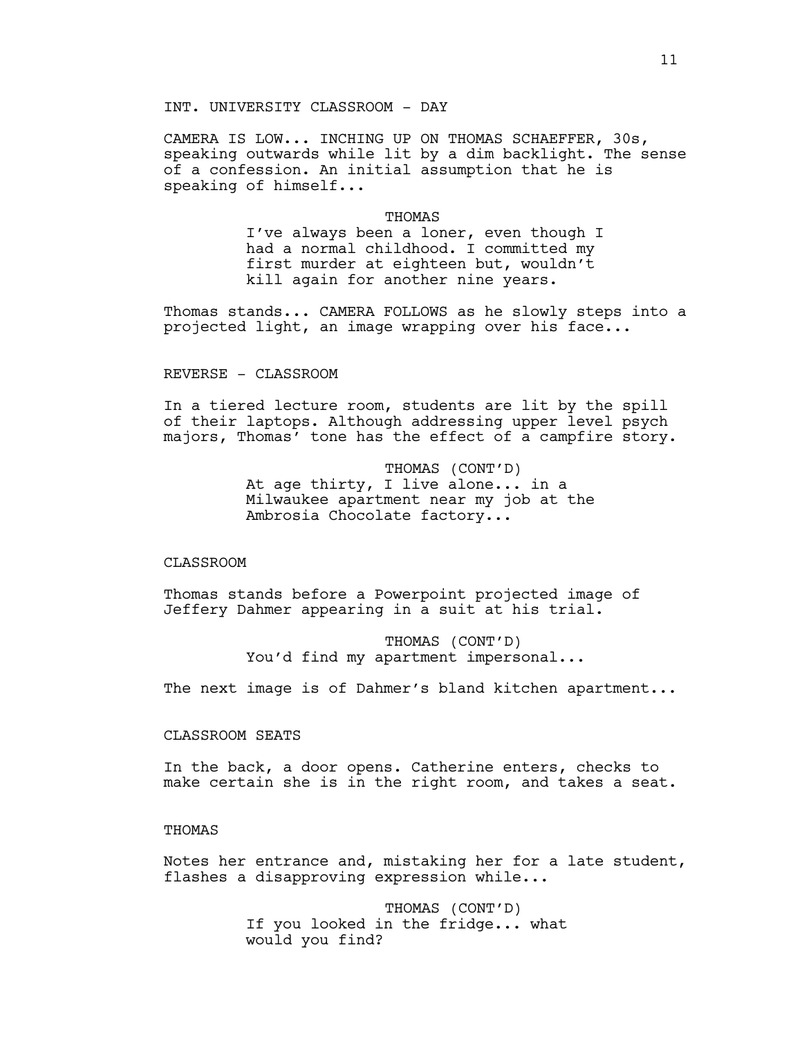INT. UNIVERSITY CLASSROOM - DAY

CAMERA IS LOW... INCHING UP ON THOMAS SCHAEFFER, 30s, speaking outwards while lit by a dim backlight. The sense of a confession. An initial assumption that he is speaking of himself...

THOMAS
I've always been a loner, even though I had a normal childhood. I committed my first murder at eighteen but, wouldn't kill again for another nine years.

Thomas stands... CAMERA FOLLOWS as he slowly steps into a projected light, an image wrapping over his face...

REVERSE - CLASSROOM

In a tiered lecture room, students are lit by the spill of their laptops. Although addressing upper level psych majors, Thomas' tone has the effect of a campfire story.

THOMAS (CONT'D)
At age thirty, I live alone... in a Milwaukee apartment near my job at the Ambrosia Chocolate factory...

CLASSROOM

Thomas stands before a Powerpoint projected image of Jeffery Dahmer appearing in a suit at his trial.

THOMAS (CONT'D)
You'd find my apartment impersonal...

The next image is of Dahmer's bland kitchen apartment...

CLASSROOM SEATS

In the back, a door opens. Catherine enters, checks to make certain she is in the right room, and takes a seat.

THOMAS

Notes her entrance and, mistaking her for a late student, flashes a disapproving expression while...

THOMAS (CONT'D)
If you looked in the fridge... what would you find?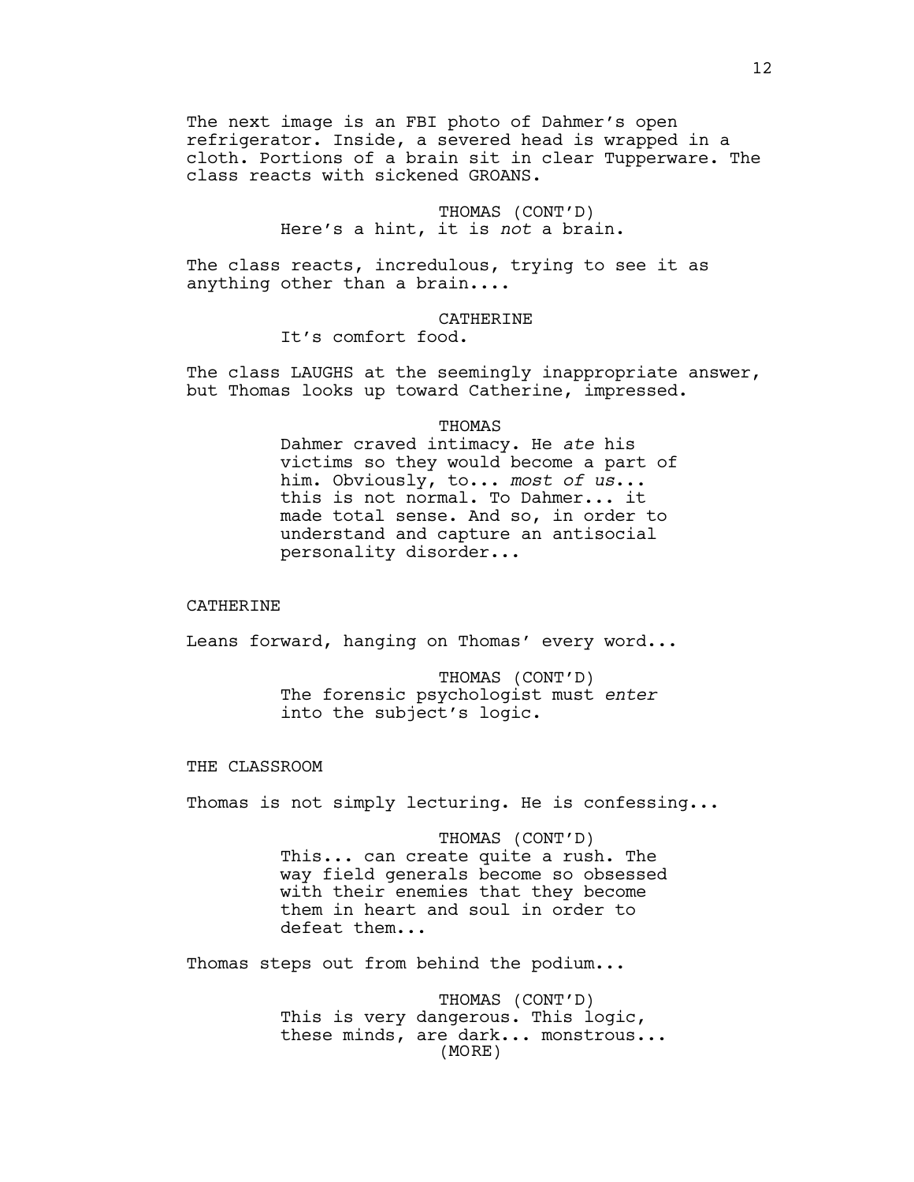The next image is an FBI photo of Dahmer's open refrigerator. Inside, a severed head is wrapped in a cloth. Portions of a brain sit in clear Tupperware. The class reacts with sickened GROANS.

THOMAS (CONT'D)
Here's a hint, it is *not* a brain.

The class reacts, incredulous, trying to see it as anything other than a brain....

CATHERINE
It's comfort food.

The class LAUGHS at the seemingly inappropriate answer, but Thomas looks up toward Catherine, impressed.

THOMAS
Dahmer craved intimacy. He *ate* his victims so they would become a part of him. Obviously, to... *most of us*... this is not normal. To Dahmer... it made total sense. And so, in order to understand and capture an antisocial personality disorder...

CATHERINE

Leans forward, hanging on Thomas' every word...

THOMAS (CONT'D)
The forensic psychologist must *enter* into the subject's logic.

THE CLASSROOM

Thomas is not simply lecturing. He is confessing...

THOMAS (CONT'D)
This... can create quite a rush. The way field generals become so obsessed with their enemies that they become them in heart and soul in order to defeat them...

Thomas steps out from behind the podium...

THOMAS (CONT'D)
This is very dangerous. This logic, these minds, are dark... monstrous...
(MORE)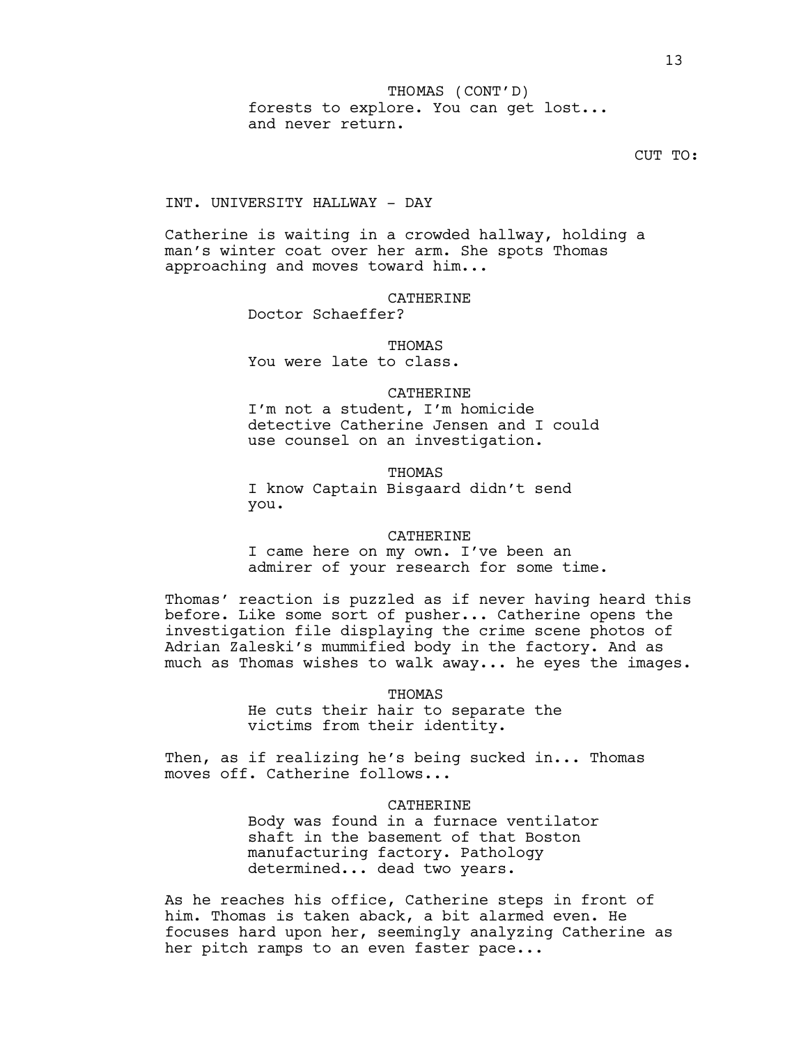THOMAS (CONT'D)
forests to explore. You can get lost...
and never return.

CUT TO:

INT. UNIVERSITY HALLWAY - DAY

Catherine is waiting in a crowded hallway, holding a man's winter coat over her arm. She spots Thomas approaching and moves toward him...

CATHERINE
Doctor Schaeffer?

THOMAS
You were late to class.

CATHERINE
I'm not a student, I'm homicide detective Catherine Jensen and I could use counsel on an investigation.

THOMAS
I know Captain Bisgaard didn't send you.

CATHERINE
I came here on my own. I've been an admirer of your research for some time.

Thomas' reaction is puzzled as if never having heard this before. Like some sort of pusher... Catherine opens the investigation file displaying the crime scene photos of Adrian Zaleski's mummified body in the factory. And as much as Thomas wishes to walk away... he eyes the images.

THOMAS
He cuts their hair to separate the victims from their identity.

Then, as if realizing he's being sucked in... Thomas moves off. Catherine follows...

CATHERINE
Body was found in a furnace ventilator shaft in the basement of that Boston manufacturing factory. Pathology determined... dead two years.

As he reaches his office, Catherine steps in front of him. Thomas is taken aback, a bit alarmed even. He focuses hard upon her, seemingly analyzing Catherine as her pitch ramps to an even faster pace...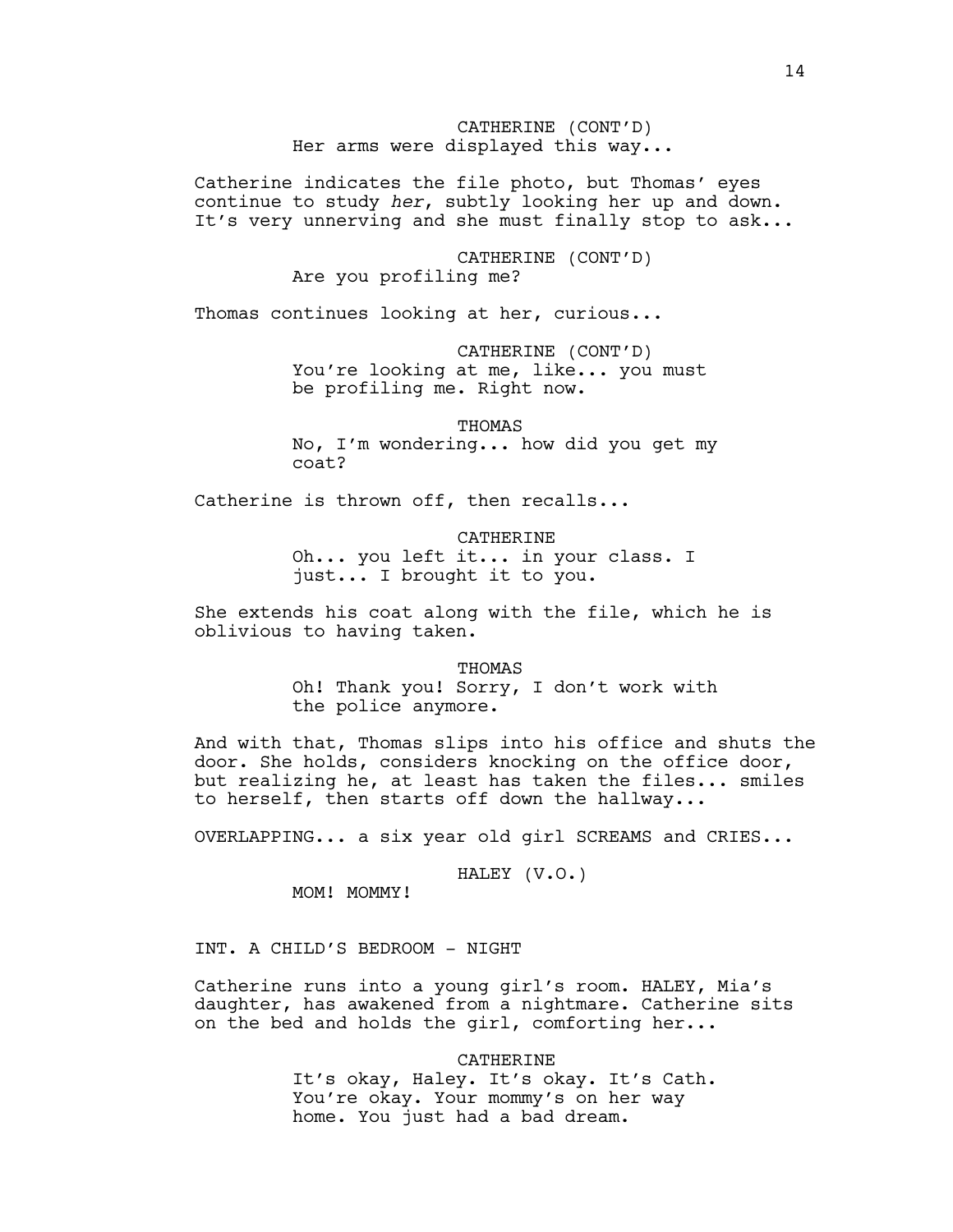CATHERINE (CONT'D)
Her arms were displayed this way...

Catherine indicates the file photo, but Thomas' eyes continue to study *her*, subtly looking her up and down. It's very unnerving and she must finally stop to ask...

CATHERINE (CONT'D)
Are you profiling me?

Thomas continues looking at her, curious...

CATHERINE (CONT'D)
You're looking at me, like... you must be profiling me. Right now.

THOMAS
No, I'm wondering... how did you get my coat?

Catherine is thrown off, then recalls...

CATHERINE
Oh... you left it... in your class. I just... I brought it to you.

She extends his coat along with the file, which he is oblivious to having taken.

THOMAS
Oh! Thank you! Sorry, I don't work with the police anymore.

And with that, Thomas slips into his office and shuts the door. She holds, considers knocking on the office door, but realizing he, at least has taken the files... smiles to herself, then starts off down the hallway...

OVERLAPPING... a six year old girl SCREAMS and CRIES...

HALEY (V.O.)
MOM! MOMMY!

INT. A CHILD'S BEDROOM - NIGHT

Catherine runs into a young girl's room. HALEY, Mia's daughter, has awakened from a nightmare. Catherine sits on the bed and holds the girl, comforting her...

CATHERINE
It's okay, Haley. It's okay. It's Cath. You're okay. Your mommy's on her way home. You just had a bad dream.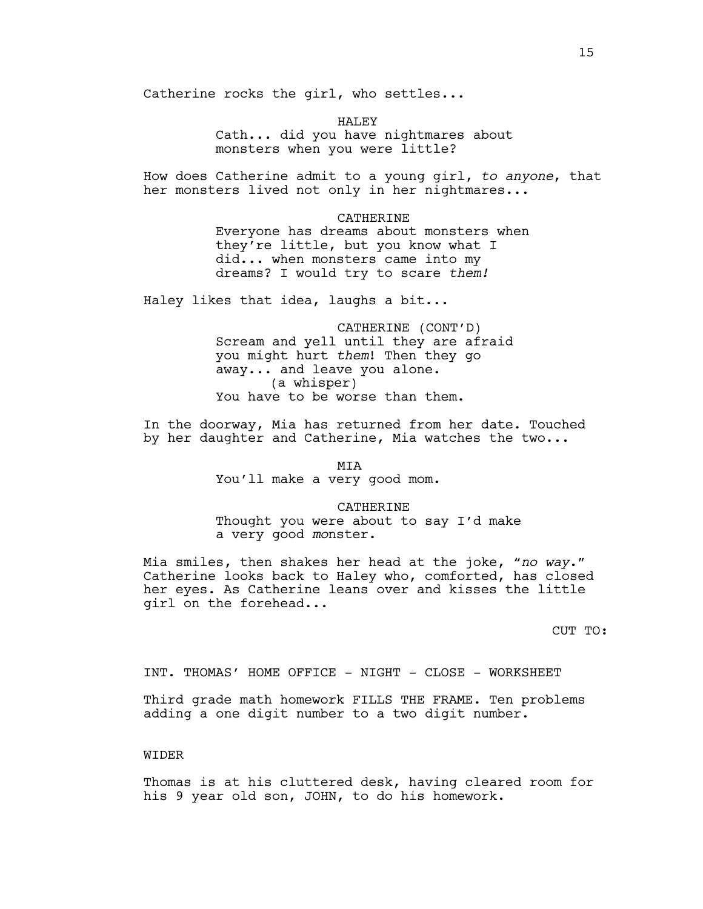Catherine rocks the girl, who settles...

HALEY
Cath... did you have nightmares about monsters when you were little?

How does Catherine admit to a young girl, *to anyone*, that her monsters lived not only in her nightmares...

CATHERINE
Everyone has dreams about monsters when they're little, but you know what I did... when monsters came into my dreams? I would try to scare *them!*

Haley likes that idea, laughs a bit...

CATHERINE (CONT'D)
Scream and yell until they are afraid you might hurt *them*! Then they go away... and leave you alone.
(a whisper)
You have to be worse than them.

In the doorway, Mia has returned from her date. Touched by her daughter and Catherine, Mia watches the two...

MIA
You'll make a very good mom.

CATHERINE
Thought you were about to say I'd make a very good *mo*nster.

Mia smiles, then shakes her head at the joke, "*no way*." Catherine looks back to Haley who, comforted, has closed her eyes. As Catherine leans over and kisses the little girl on the forehead...

CUT TO:

INT. THOMAS' HOME OFFICE - NIGHT - CLOSE - WORKSHEET

Third grade math homework FILLS THE FRAME. Ten problems adding a one digit number to a two digit number.

WIDER

Thomas is at his cluttered desk, having cleared room for his 9 year old son, JOHN, to do his homework.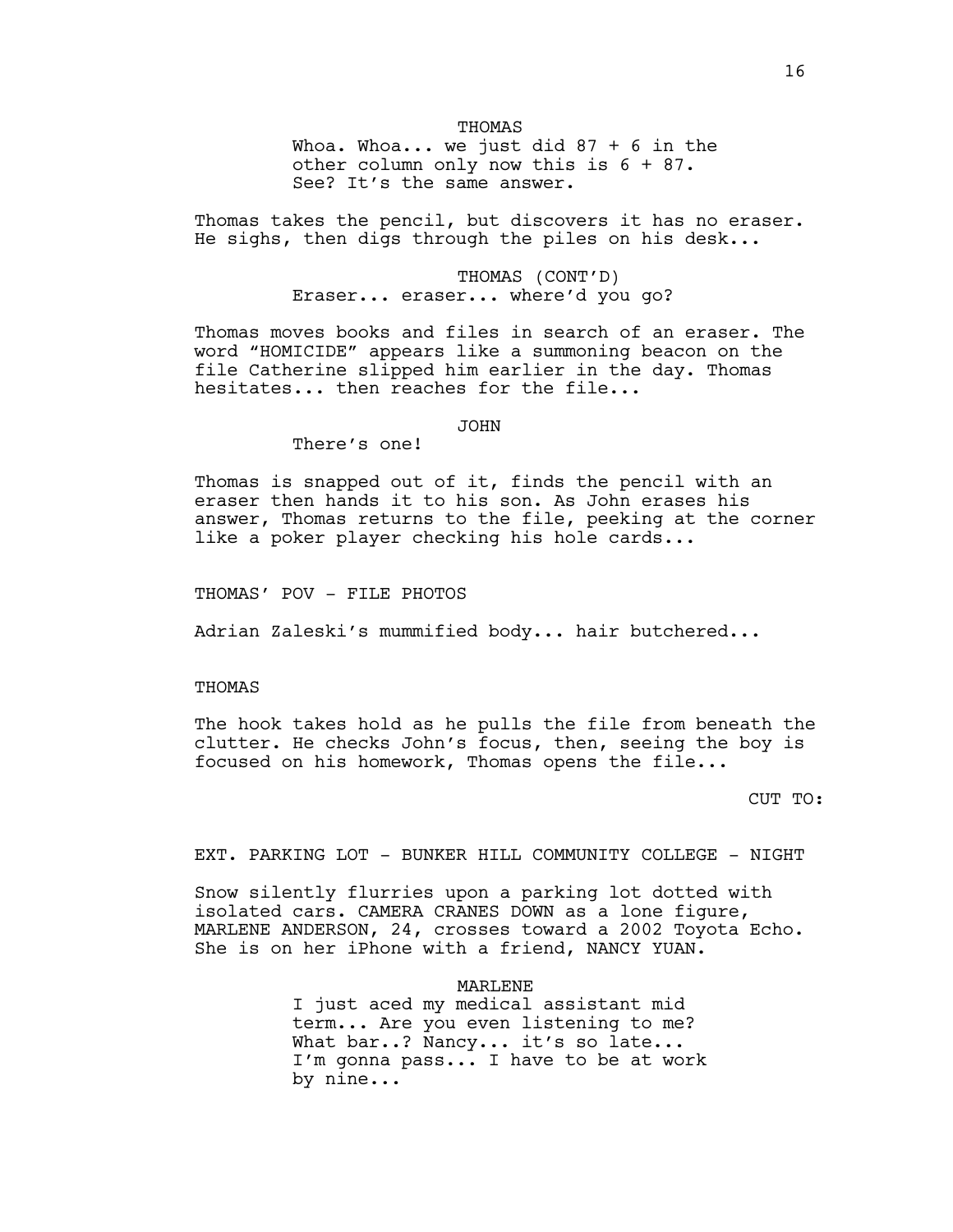THOMAS

Whoa. Whoa... we just did 87 + 6 in the other column only now this is 6 + 87. See? It's the same answer.

Thomas takes the pencil, but discovers it has no eraser. He sighs, then digs through the piles on his desk...

THOMAS (CONT'D)

Eraser... eraser... where'd you go?

Thomas moves books and files in search of an eraser. The word "HOMICIDE" appears like a summoning beacon on the file Catherine slipped him earlier in the day. Thomas hesitates... then reaches for the file...

JOHN

There's one!

Thomas is snapped out of it, finds the pencil with an eraser then hands it to his son. As John erases his answer, Thomas returns to the file, peeking at the corner like a poker player checking his hole cards...

THOMAS' POV - FILE PHOTOS

Adrian Zaleski's mummified body... hair butchered...

THOMAS

The hook takes hold as he pulls the file from beneath the clutter. He checks John's focus, then, seeing the boy is focused on his homework, Thomas opens the file...

CUT TO:

EXT. PARKING LOT - BUNKER HILL COMMUNITY COLLEGE - NIGHT

Snow silently flurries upon a parking lot dotted with isolated cars. CAMERA CRANES DOWN as a lone figure, MARLENE ANDERSON, 24, crosses toward a 2002 Toyota Echo. She is on her iPhone with a friend, NANCY YUAN.

MARLENE

I just aced my medical assistant mid term... Are you even listening to me? What bar..? Nancy... it's so late... I'm gonna pass... I have to be at work by nine...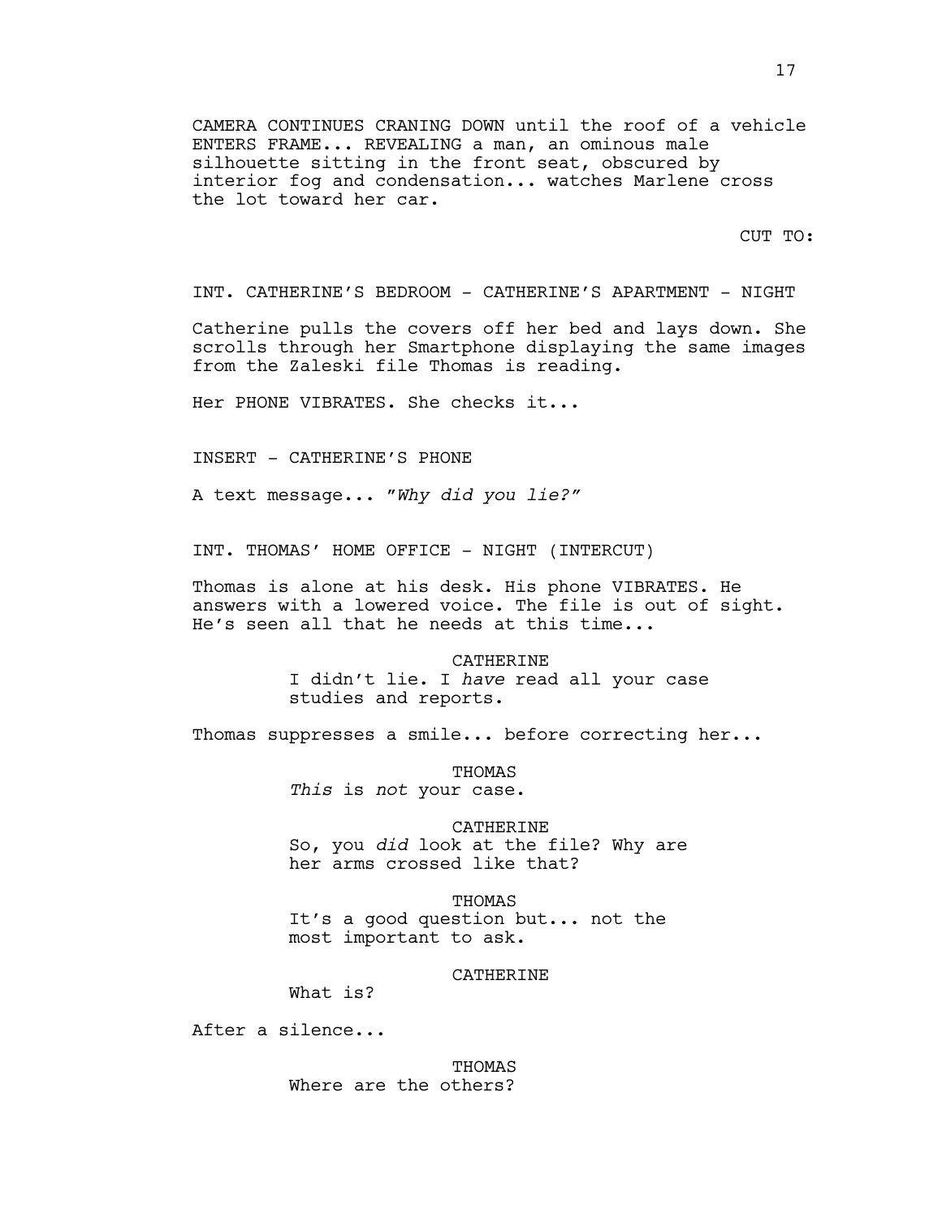CAMERA CONTINUES CRANING DOWN until the roof of a vehicle ENTERS FRAME... REVEALING a man, an ominous male silhouette sitting in the front seat, obscured by interior fog and condensation... watches Marlene cross the lot toward her car.

CUT TO:

INT. CATHERINE'S BEDROOM - CATHERINE'S APARTMENT - NIGHT

Catherine pulls the covers off her bed and lays down. She scrolls through her Smartphone displaying the same images from the Zaleski file Thomas is reading.

Her PHONE VIBRATES. She checks it...

INSERT - CATHERINE'S PHONE

A text message... *"Why did you lie?"*

INT. THOMAS' HOME OFFICE - NIGHT (INTERCUT)

Thomas is alone at his desk. His phone VIBRATES. He answers with a lowered voice. The file is out of sight. He's seen all that he needs at this time...

CATHERINE
I didn't lie. I *have* read all your case studies and reports.

Thomas suppresses a smile... before correcting her...

THOMAS
*This* is *not* your case.

CATHERINE
So, you *did* look at the file? Why are her arms crossed like that?

THOMAS
It's a good question but... not the most important to ask.

CATHERINE
What is?

After a silence...

THOMAS
Where are the others?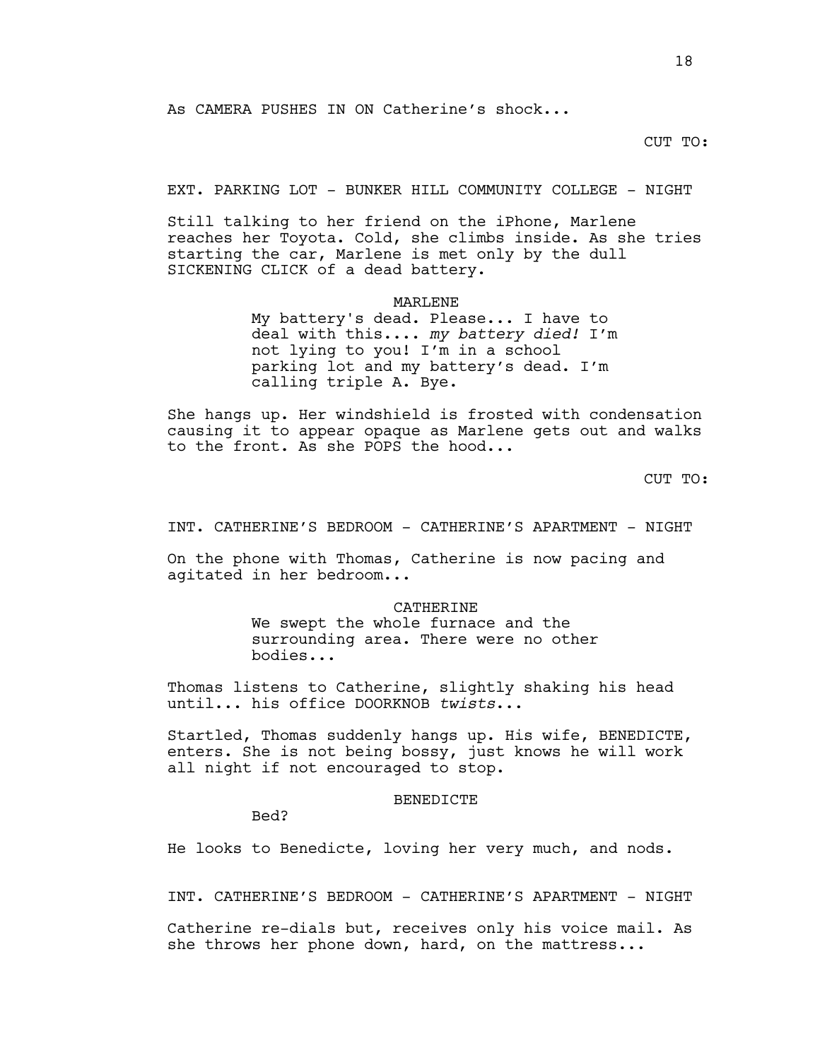As CAMERA PUSHES IN ON Catherine's shock...

CUT TO:

EXT. PARKING LOT - BUNKER HILL COMMUNITY COLLEGE - NIGHT

Still talking to her friend on the iPhone, Marlene reaches her Toyota. Cold, she climbs inside. As she tries starting the car, Marlene is met only by the dull SICKENING CLICK of a dead battery.

MARLENE
My battery's dead. Please... I have to deal with this.... *my battery died!* I'm not lying to you! I'm in a school parking lot and my battery's dead. I'm calling triple A. Bye.

She hangs up. Her windshield is frosted with condensation causing it to appear opaque as Marlene gets out and walks to the front. As she POPS the hood...

CUT TO:

INT. CATHERINE'S BEDROOM - CATHERINE'S APARTMENT - NIGHT

On the phone with Thomas, Catherine is now pacing and agitated in her bedroom...

CATHERINE
We swept the whole furnace and the surrounding area. There were no other bodies...

Thomas listens to Catherine, slightly shaking his head until... his office DOORKNOB *twists*...

Startled, Thomas suddenly hangs up. His wife, BENEDICTE, enters. She is not being bossy, just knows he will work all night if not encouraged to stop.

BENEDICTE
Bed?

He looks to Benedicte, loving her very much, and nods.

INT. CATHERINE'S BEDROOM - CATHERINE'S APARTMENT - NIGHT

Catherine re-dials but, receives only his voice mail. As she throws her phone down, hard, on the mattress...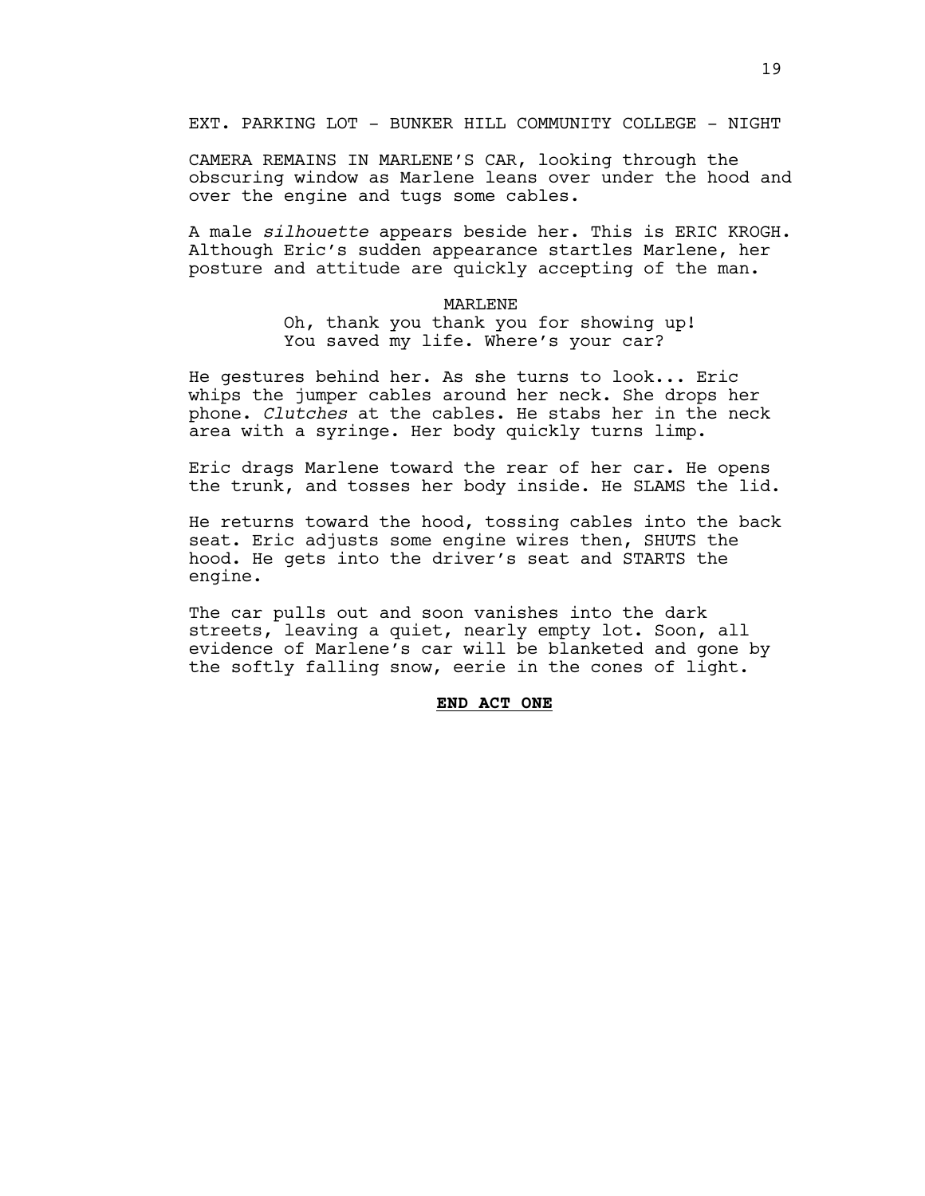EXT. PARKING LOT - BUNKER HILL COMMUNITY COLLEGE - NIGHT

CAMERA REMAINS IN MARLENE'S CAR, looking through the obscuring window as Marlene leans over under the hood and over the engine and tugs some cables.

A male *silhouette* appears beside her. This is ERIC KROGH. Although Eric's sudden appearance startles Marlene, her posture and attitude are quickly accepting of the man.

MARLENE
Oh, thank you thank you for showing up! You saved my life. Where's your car?

He gestures behind her. As she turns to look... Eric whips the jumper cables around her neck. She drops her phone. *Clutches* at the cables. He stabs her in the neck area with a syringe. Her body quickly turns limp.

Eric drags Marlene toward the rear of her car. He opens the trunk, and tosses her body inside. He SLAMS the lid.

He returns toward the hood, tossing cables into the back seat. Eric adjusts some engine wires then, SHUTS the hood. He gets into the driver's seat and STARTS the engine.

The car pulls out and soon vanishes into the dark streets, leaving a quiet, nearly empty lot. Soon, all evidence of Marlene's car will be blanketed and gone by the softly falling snow, eerie in the cones of light.

**END ACT ONE**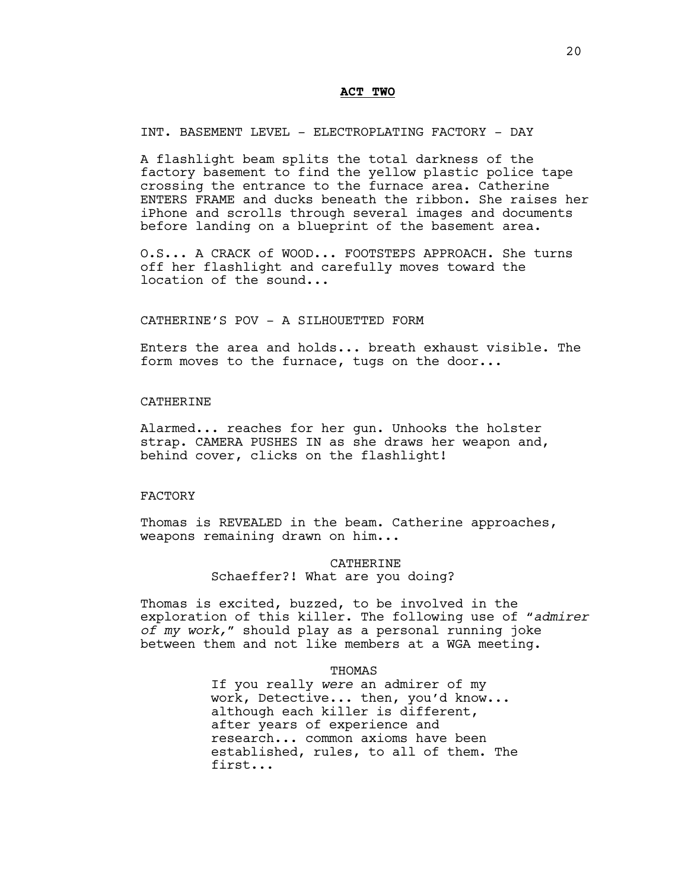**ACT TWO**

INT. BASEMENT LEVEL - ELECTROPLATING FACTORY - DAY

A flashlight beam splits the total darkness of the factory basement to find the yellow plastic police tape crossing the entrance to the furnace area. Catherine ENTERS FRAME and ducks beneath the ribbon. She raises her iPhone and scrolls through several images and documents before landing on a blueprint of the basement area.

O.S... A CRACK of WOOD... FOOTSTEPS APPROACH. She turns off her flashlight and carefully moves toward the location of the sound...

CATHERINE'S POV - A SILHOUETTED FORM

Enters the area and holds... breath exhaust visible. The form moves to the furnace, tugs on the door...

CATHERINE

Alarmed... reaches for her gun. Unhooks the holster strap. CAMERA PUSHES IN as she draws her weapon and, behind cover, clicks on the flashlight!

FACTORY

Thomas is REVEALED in the beam. Catherine approaches, weapons remaining drawn on him...

CATHERINE
Schaeffer?! What are you doing?

Thomas is excited, buzzed, to be involved in the exploration of this killer. The following use of "*admirer of my work,*" should play as a personal running joke between them and not like members at a WGA meeting.

THOMAS
If you really *were* an admirer of my work, Detective... then, you'd know... although each killer is different, after years of experience and research... common axioms have been established, rules, to all of them. The first...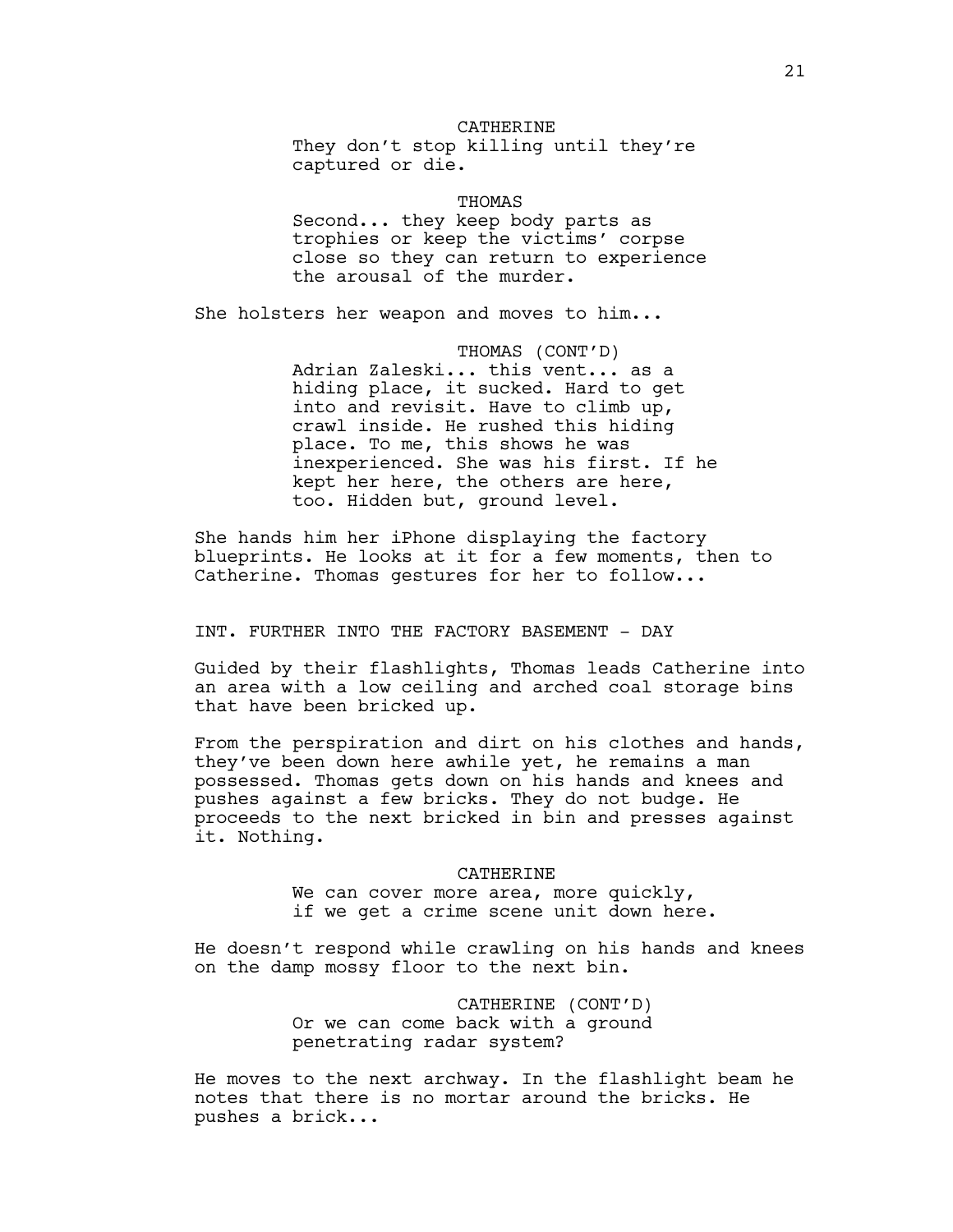CATHERINE
They don't stop killing until they're captured or die.

THOMAS
Second... they keep body parts as trophies or keep the victims' corpse close so they can return to experience the arousal of the murder.

She holsters her weapon and moves to him...

THOMAS (CONT'D)
Adrian Zaleski... this vent... as a hiding place, it sucked. Hard to get into and revisit. Have to climb up, crawl inside. He rushed this hiding place. To me, this shows he was inexperienced. She was his first. If he kept her here, the others are here, too. Hidden but, ground level.

She hands him her iPhone displaying the factory blueprints. He looks at it for a few moments, then to Catherine. Thomas gestures for her to follow...

INT. FURTHER INTO THE FACTORY BASEMENT - DAY

Guided by their flashlights, Thomas leads Catherine into an area with a low ceiling and arched coal storage bins that have been bricked up.

From the perspiration and dirt on his clothes and hands, they've been down here awhile yet, he remains a man possessed. Thomas gets down on his hands and knees and pushes against a few bricks. They do not budge. He proceeds to the next bricked in bin and presses against it. Nothing.

CATHERINE
We can cover more area, more quickly, if we get a crime scene unit down here.

He doesn't respond while crawling on his hands and knees on the damp mossy floor to the next bin.

CATHERINE (CONT'D)
Or we can come back with a ground penetrating radar system?

He moves to the next archway. In the flashlight beam he notes that there is no mortar around the bricks. He pushes a brick...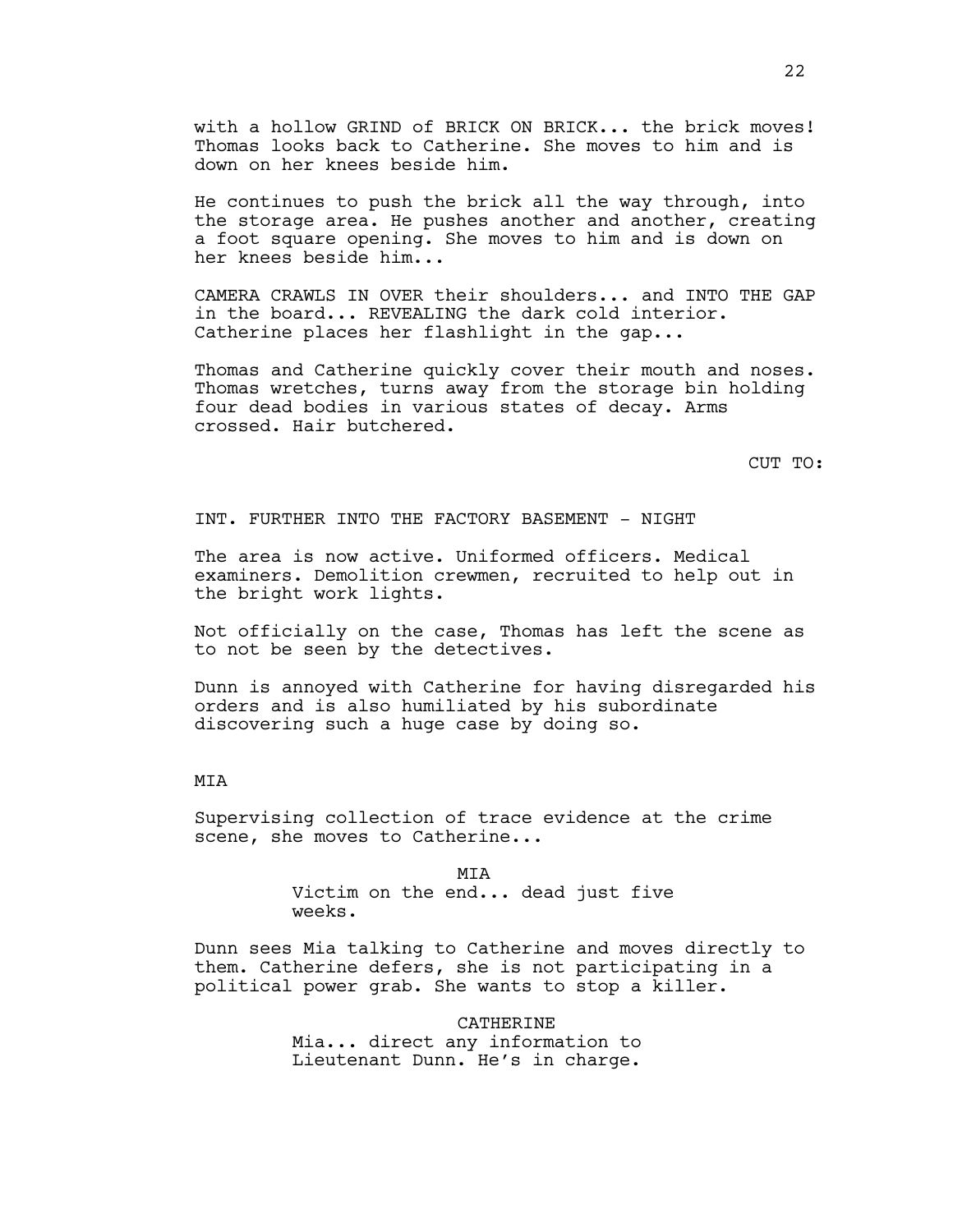with a hollow GRIND of BRICK ON BRICK... the brick moves! Thomas looks back to Catherine. She moves to him and is down on her knees beside him.

He continues to push the brick all the way through, into the storage area. He pushes another and another, creating a foot square opening. She moves to him and is down on her knees beside him...

CAMERA CRAWLS IN OVER their shoulders... and INTO THE GAP in the board... REVEALING the dark cold interior. Catherine places her flashlight in the gap...

Thomas and Catherine quickly cover their mouth and noses. Thomas wretches, turns away from the storage bin holding four dead bodies in various states of decay. Arms crossed. Hair butchered.

CUT TO:

INT. FURTHER INTO THE FACTORY BASEMENT - NIGHT

The area is now active. Uniformed officers. Medical examiners. Demolition crewmen, recruited to help out in the bright work lights.

Not officially on the case, Thomas has left the scene as to not be seen by the detectives.

Dunn is annoyed with Catherine for having disregarded his orders and is also humiliated by his subordinate discovering such a huge case by doing so.

MIA

Supervising collection of trace evidence at the crime scene, she moves to Catherine...

MIA

Victim on the end... dead just five weeks.

Dunn sees Mia talking to Catherine and moves directly to them. Catherine defers, she is not participating in a political power grab. She wants to stop a killer.

CATHERINE

Mia... direct any information to Lieutenant Dunn. He's in charge.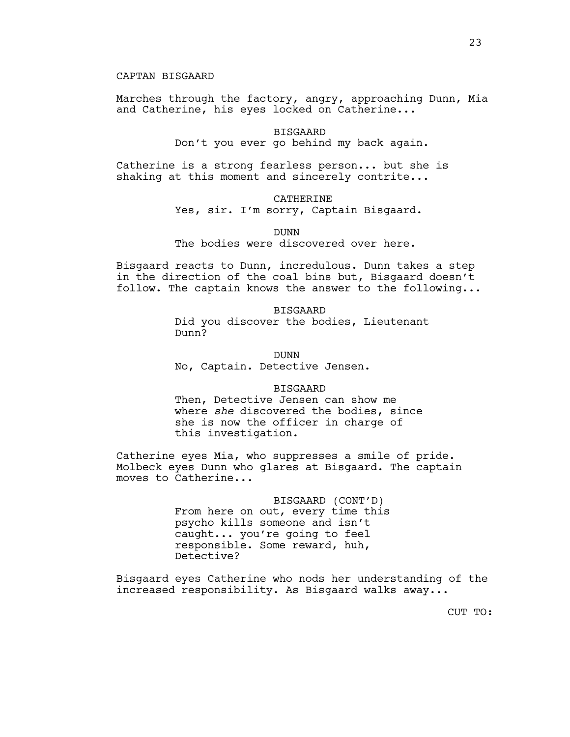CAPTAN BISGAARD

Marches through the factory, angry, approaching Dunn, Mia and Catherine, his eyes locked on Catherine...

BISGAARD
Don't you ever go behind my back again.

Catherine is a strong fearless person... but she is shaking at this moment and sincerely contrite...

CATHERINE
Yes, sir. I'm sorry, Captain Bisgaard.

DUNN
The bodies were discovered over here.

Bisgaard reacts to Dunn, incredulous. Dunn takes a step in the direction of the coal bins but, Bisgaard doesn't follow. The captain knows the answer to the following...

BISGAARD
Did you discover the bodies, Lieutenant Dunn?

DUNN
No, Captain. Detective Jensen.

BISGAARD
Then, Detective Jensen can show me where *she* discovered the bodies, since she is now the officer in charge of this investigation.

Catherine eyes Mia, who suppresses a smile of pride. Molbeck eyes Dunn who glares at Bisgaard. The captain moves to Catherine...

BISGAARD (CONT'D)
From here on out, every time this psycho kills someone and isn't caught... you're going to feel responsible. Some reward, huh, Detective?

Bisgaard eyes Catherine who nods her understanding of the increased responsibility. As Bisgaard walks away...

CUT TO: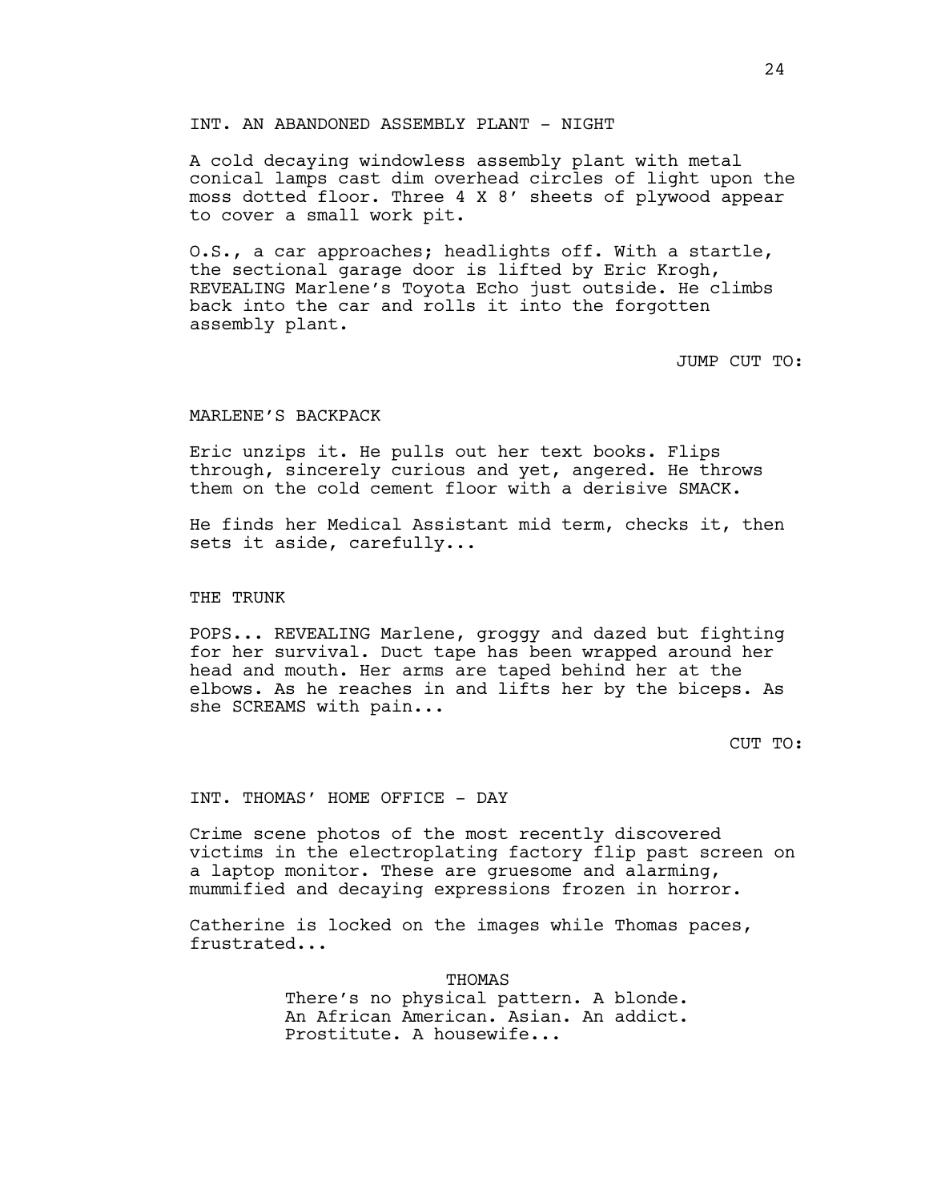INT. AN ABANDONED ASSEMBLY PLANT - NIGHT

A cold decaying windowless assembly plant with metal conical lamps cast dim overhead circles of light upon the moss dotted floor. Three 4 X 8' sheets of plywood appear to cover a small work pit.

O.S., a car approaches; headlights off. With a startle, the sectional garage door is lifted by Eric Krogh, REVEALING Marlene's Toyota Echo just outside. He climbs back into the car and rolls it into the forgotten assembly plant.

JUMP CUT TO:

MARLENE'S BACKPACK

Eric unzips it. He pulls out her text books. Flips through, sincerely curious and yet, angered. He throws them on the cold cement floor with a derisive SMACK.

He finds her Medical Assistant mid term, checks it, then sets it aside, carefully...

THE TRUNK

POPS... REVEALING Marlene, groggy and dazed but fighting for her survival. Duct tape has been wrapped around her head and mouth. Her arms are taped behind her at the elbows. As he reaches in and lifts her by the biceps. As she SCREAMS with pain...

CUT TO:

INT. THOMAS' HOME OFFICE - DAY

Crime scene photos of the most recently discovered victims in the electroplating factory flip past screen on a laptop monitor. These are gruesome and alarming, mummified and decaying expressions frozen in horror.

Catherine is locked on the images while Thomas paces, frustrated...

THOMAS
There's no physical pattern. A blonde. An African American. Asian. An addict. Prostitute. A housewife...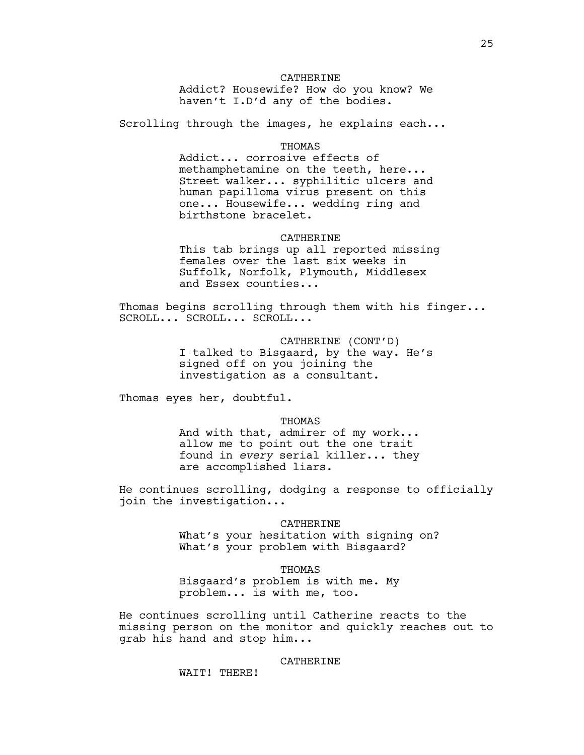CATHERINE

Addict? Housewife? How do you know? We haven't I.D'd any of the bodies.

Scrolling through the images, he explains each...

THOMAS

Addict... corrosive effects of methamphetamine on the teeth, here... Street walker... syphilitic ulcers and human papilloma virus present on this one... Housewife... wedding ring and birthstone bracelet.

CATHERINE

This tab brings up all reported missing females over the last six weeks in Suffolk, Norfolk, Plymouth, Middlesex and Essex counties...

Thomas begins scrolling through them with his finger... SCROLL... SCROLL... SCROLL...

CATHERINE (CONT'D)

I talked to Bisgaard, by the way. He's signed off on you joining the investigation as a consultant.

Thomas eyes her, doubtful.

THOMAS

And with that, admirer of my work... allow me to point out the one trait found in *every* serial killer... they are accomplished liars.

He continues scrolling, dodging a response to officially join the investigation...

CATHERINE

What's your hesitation with signing on? What's your problem with Bisgaard?

THOMAS

Bisgaard's problem is with me. My problem... is with me, too.

He continues scrolling until Catherine reacts to the missing person on the monitor and quickly reaches out to grab his hand and stop him...

CATHERINE

WAIT! THERE!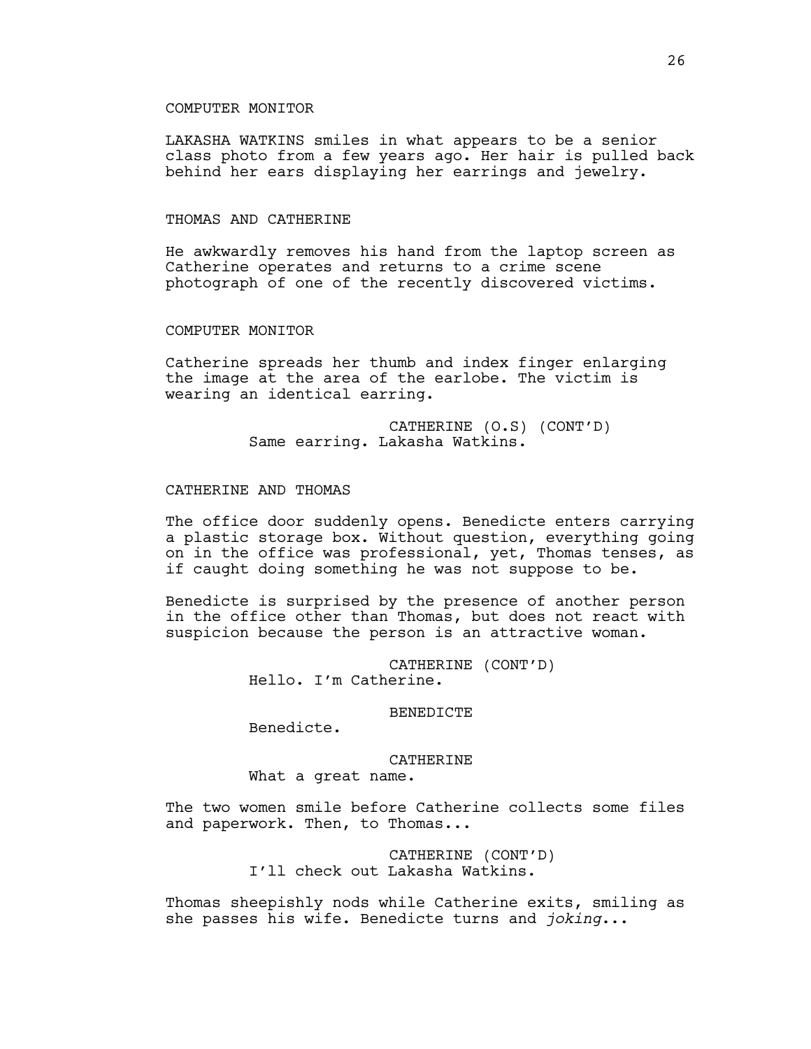COMPUTER MONITOR

LAKASHA WATKINS smiles in what appears to be a senior class photo from a few years ago. Her hair is pulled back behind her ears displaying her earrings and jewelry.

THOMAS AND CATHERINE

He awkwardly removes his hand from the laptop screen as Catherine operates and returns to a crime scene photograph of one of the recently discovered victims.

COMPUTER MONITOR

Catherine spreads her thumb and index finger enlarging the image at the area of the earlobe. The victim is wearing an identical earring.

CATHERINE (O.S) (CONT'D)
Same earring. Lakasha Watkins.

CATHERINE AND THOMAS

The office door suddenly opens. Benedicte enters carrying a plastic storage box. Without question, everything going on in the office was professional, yet, Thomas tenses, as if caught doing something he was not suppose to be.

Benedicte is surprised by the presence of another person in the office other than Thomas, but does not react with suspicion because the person is an attractive woman.

CATHERINE (CONT'D)
Hello. I'm Catherine.

BENEDICTE
Benedicte.

CATHERINE
What a great name.

The two women smile before Catherine collects some files and paperwork. Then, to Thomas...

CATHERINE (CONT'D)
I'll check out Lakasha Watkins.

Thomas sheepishly nods while Catherine exits, smiling as she passes his wife. Benedicte turns and *joking*...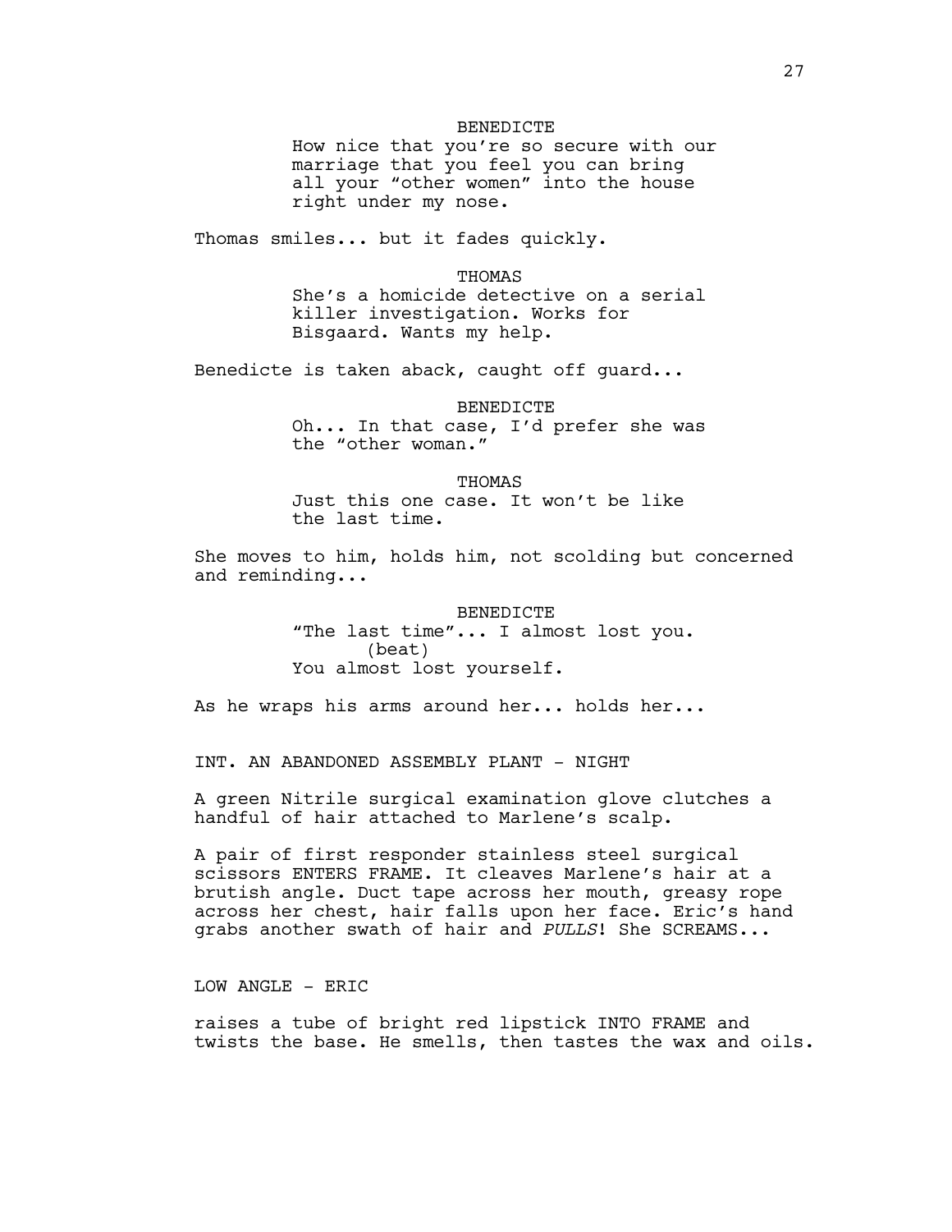BENEDICTE

How nice that you're so secure with our marriage that you feel you can bring all your "other women" into the house right under my nose.

Thomas smiles... but it fades quickly.

THOMAS

She's a homicide detective on a serial killer investigation. Works for Bisgaard. Wants my help.

Benedicte is taken aback, caught off guard...

BENEDICTE

Oh... In that case, I'd prefer she was the "other woman."

THOMAS

Just this one case. It won't be like the last time.

She moves to him, holds him, not scolding but concerned and reminding...

BENEDICTE

"The last time"... I almost lost you.

(beat)

You almost lost yourself.

As he wraps his arms around her... holds her...

INT. AN ABANDONED ASSEMBLY PLANT - NIGHT

A green Nitrile surgical examination glove clutches a handful of hair attached to Marlene's scalp.

A pair of first responder stainless steel surgical scissors ENTERS FRAME. It cleaves Marlene's hair at a brutish angle. Duct tape across her mouth, greasy rope across her chest, hair falls upon her face. Eric's hand grabs another swath of hair and *PULLS*! She SCREAMS...

LOW ANGLE - ERIC

raises a tube of bright red lipstick INTO FRAME and twists the base. He smells, then tastes the wax and oils.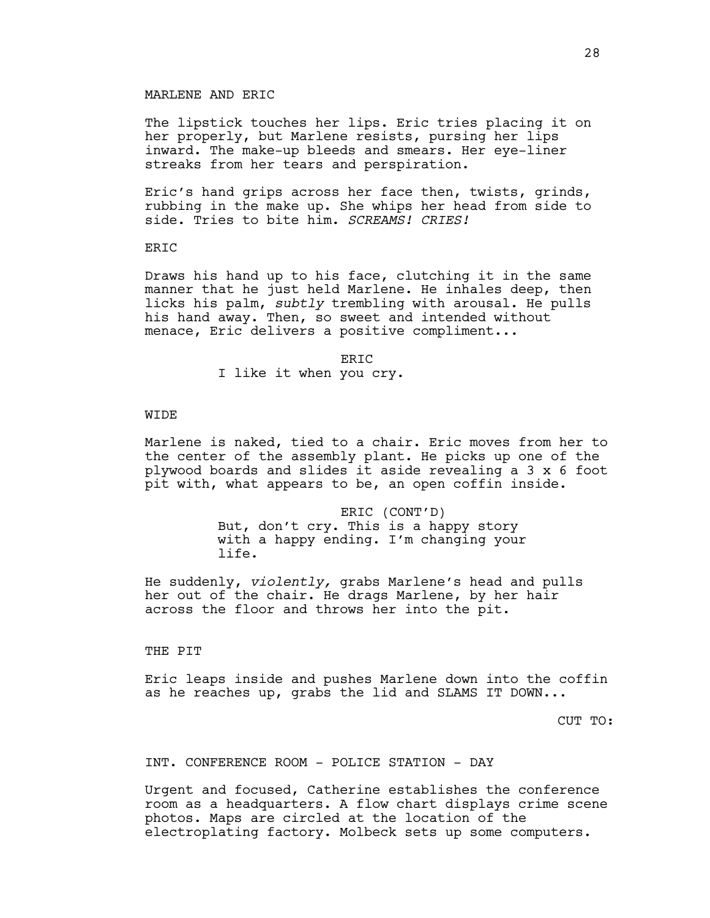MARLENE AND ERIC

The lipstick touches her lips. Eric tries placing it on her properly, but Marlene resists, pursing her lips inward. The make-up bleeds and smears. Her eye-liner streaks from her tears and perspiration.

Eric's hand grips across her face then, twists, grinds, rubbing in the make up. She whips her head from side to side. Tries to bite him. *SCREAMS! CRIES!*

ERIC

Draws his hand up to his face, clutching it in the same manner that he just held Marlene. He inhales deep, then licks his palm, *subtly* trembling with arousal. He pulls his hand away. Then, so sweet and intended without menace, Eric delivers a positive compliment...

ERIC
I like it when you cry.

WIDE

Marlene is naked, tied to a chair. Eric moves from her to the center of the assembly plant. He picks up one of the plywood boards and slides it aside revealing a 3 x 6 foot pit with, what appears to be, an open coffin inside.

ERIC (CONT'D)
But, don't cry. This is a happy story with a happy ending. I'm changing your life.

He suddenly, *violently,* grabs Marlene's head and pulls her out of the chair. He drags Marlene, by her hair across the floor and throws her into the pit.

THE PIT

Eric leaps inside and pushes Marlene down into the coffin as he reaches up, grabs the lid and SLAMS IT DOWN...

CUT TO:

INT. CONFERENCE ROOM - POLICE STATION - DAY

Urgent and focused, Catherine establishes the conference room as a headquarters. A flow chart displays crime scene photos. Maps are circled at the location of the electroplating factory. Molbeck sets up some computers.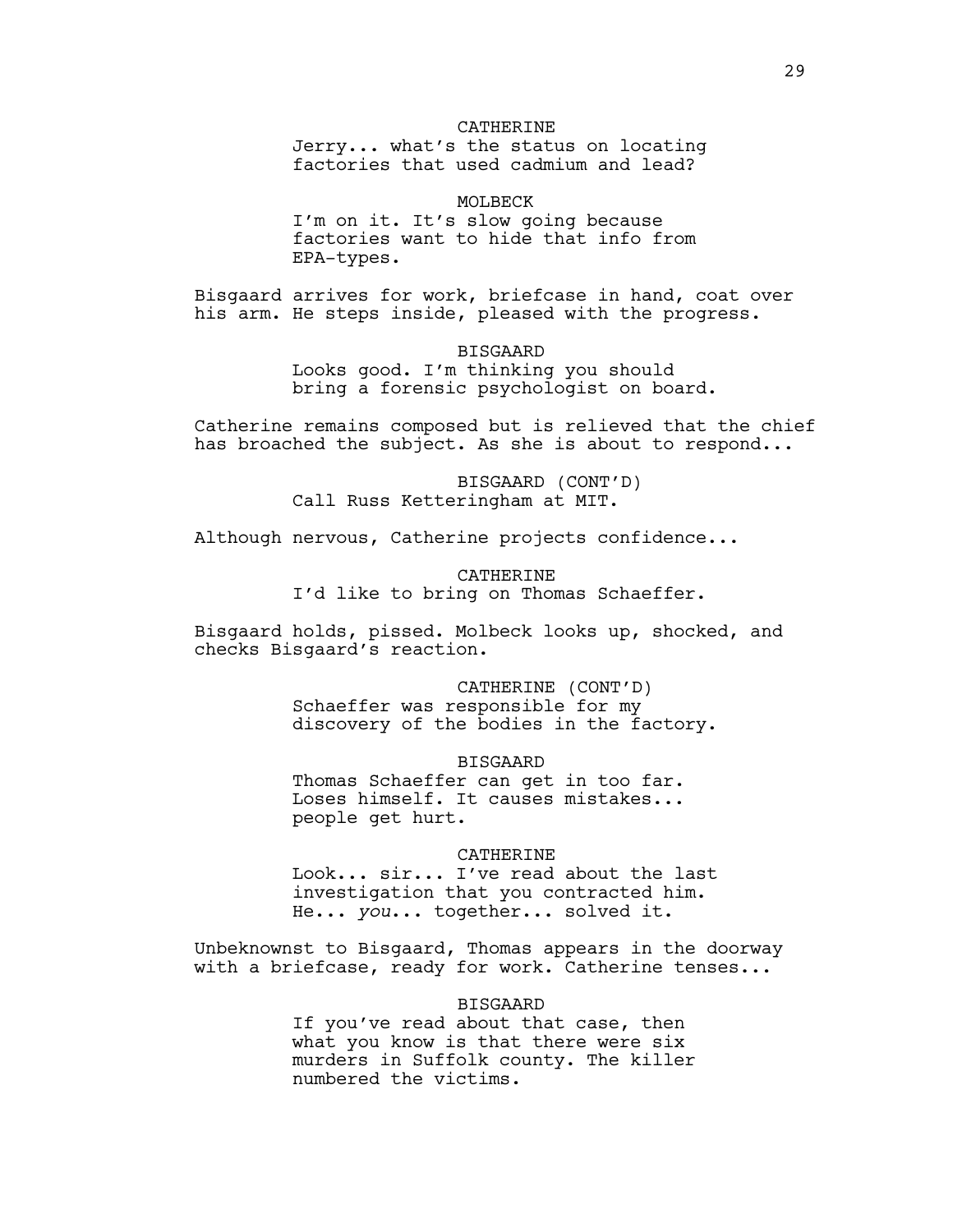CATHERINE
Jerry... what's the status on locating factories that used cadmium and lead?

MOLBECK
I'm on it. It's slow going because factories want to hide that info from EPA-types.

Bisgaard arrives for work, briefcase in hand, coat over his arm. He steps inside, pleased with the progress.

BISGAARD
Looks good. I'm thinking you should bring a forensic psychologist on board.

Catherine remains composed but is relieved that the chief has broached the subject. As she is about to respond...

BISGAARD (CONT'D)
Call Russ Ketteringham at MIT.

Although nervous, Catherine projects confidence...

CATHERINE
I'd like to bring on Thomas Schaeffer.

Bisgaard holds, pissed. Molbeck looks up, shocked, and checks Bisgaard's reaction.

CATHERINE (CONT'D)
Schaeffer was responsible for my discovery of the bodies in the factory.

BISGAARD
Thomas Schaeffer can get in too far. Loses himself. It causes mistakes... people get hurt.

CATHERINE
Look... sir... I've read about the last investigation that you contracted him. He... *you*... together... solved it.

Unbeknownst to Bisgaard, Thomas appears in the doorway with a briefcase, ready for work. Catherine tenses...

BISGAARD
If you've read about that case, then what you know is that there were six murders in Suffolk county. The killer numbered the victims.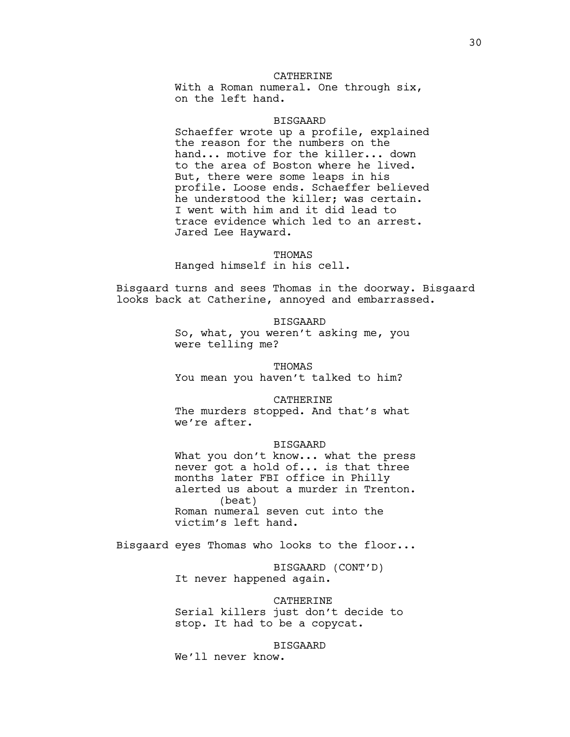CATHERINE
With a Roman numeral. One through six, on the left hand.

BISGAARD
Schaeffer wrote up a profile, explained the reason for the numbers on the hand... motive for the killer... down to the area of Boston where he lived. But, there were some leaps in his profile. Loose ends. Schaeffer believed he understood the killer; was certain. I went with him and it did lead to trace evidence which led to an arrest. Jared Lee Hayward.

THOMAS
Hanged himself in his cell.

Bisgaard turns and sees Thomas in the doorway. Bisgaard looks back at Catherine, annoyed and embarrassed.

BISGAARD
So, what, you weren't asking me, you were telling me?

THOMAS
You mean you haven't talked to him?

CATHERINE
The murders stopped. And that's what we're after.

BISGAARD
What you don't know... what the press never got a hold of... is that three months later FBI office in Philly alerted us about a murder in Trenton.
(beat)
Roman numeral seven cut into the victim's left hand.

Bisgaard eyes Thomas who looks to the floor...

BISGAARD (CONT'D)
It never happened again.

CATHERINE
Serial killers just don't decide to stop. It had to be a copycat.

BISGAARD
We'll never know.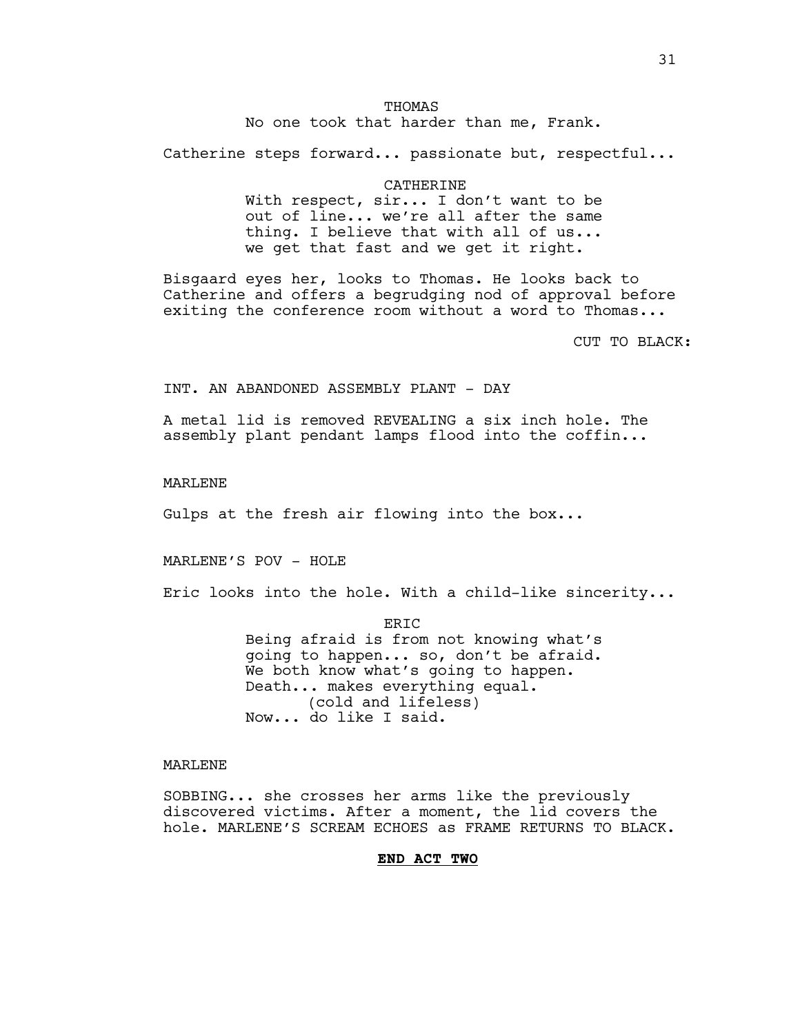THOMAS

No one took that harder than me, Frank.

Catherine steps forward... passionate but, respectful...

CATHERINE

With respect, sir... I don't want to be out of line... we're all after the same thing. I believe that with all of us... we get that fast and we get it right.

Bisgaard eyes her, looks to Thomas. He looks back to Catherine and offers a begrudging nod of approval before exiting the conference room without a word to Thomas...

CUT TO BLACK:

INT. AN ABANDONED ASSEMBLY PLANT - DAY

A metal lid is removed REVEALING a six inch hole. The assembly plant pendant lamps flood into the coffin...

MARLENE

Gulps at the fresh air flowing into the box...

MARLENE'S POV - HOLE

Eric looks into the hole. With a child-like sincerity...

ERIC

Being afraid is from not knowing what's going to happen... so, don't be afraid. We both know what's going to happen. Death... makes everything equal.

(cold and lifeless)

Now... do like I said.

MARLENE

SOBBING... she crosses her arms like the previously discovered victims. After a moment, the lid covers the hole. MARLENE'S SCREAM ECHOES as FRAME RETURNS TO BLACK.

**END ACT TWO**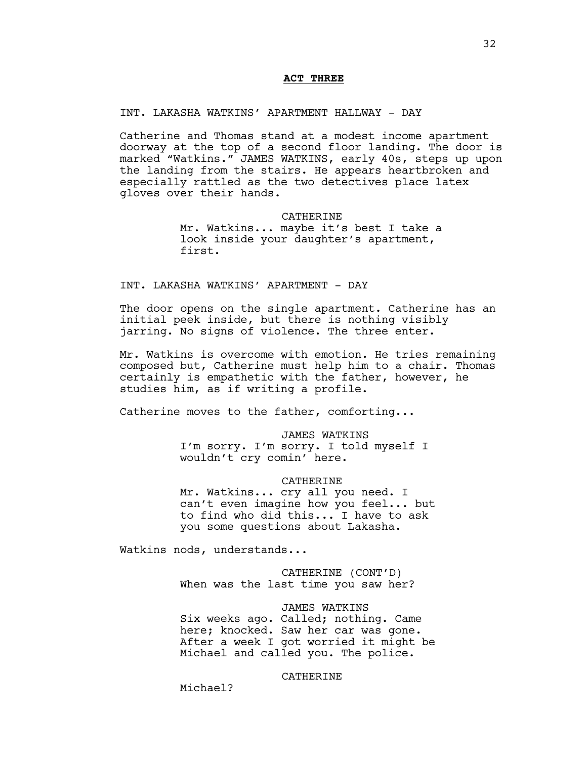**ACT THREE**

INT. LAKASHA WATKINS' APARTMENT HALLWAY - DAY

Catherine and Thomas stand at a modest income apartment doorway at the top of a second floor landing. The door is marked "Watkins." JAMES WATKINS, early 40s, steps up upon the landing from the stairs. He appears heartbroken and especially rattled as the two detectives place latex gloves over their hands.

CATHERINE
Mr. Watkins... maybe it's best I take a look inside your daughter's apartment, first.

INT. LAKASHA WATKINS' APARTMENT - DAY

The door opens on the single apartment. Catherine has an initial peek inside, but there is nothing visibly jarring. No signs of violence. The three enter.

Mr. Watkins is overcome with emotion. He tries remaining composed but, Catherine must help him to a chair. Thomas certainly is empathetic with the father, however, he studies him, as if writing a profile.

Catherine moves to the father, comforting...

JAMES WATKINS
I'm sorry. I'm sorry. I told myself I wouldn't cry comin' here.

CATHERINE
Mr. Watkins... cry all you need. I can't even imagine how you feel... but to find who did this... I have to ask you some questions about Lakasha.

Watkins nods, understands...

CATHERINE (CONT'D)
When was the last time you saw her?

JAMES WATKINS
Six weeks ago. Called; nothing. Came here; knocked. Saw her car was gone. After a week I got worried it might be Michael and called you. The police.

CATHERINE
Michael?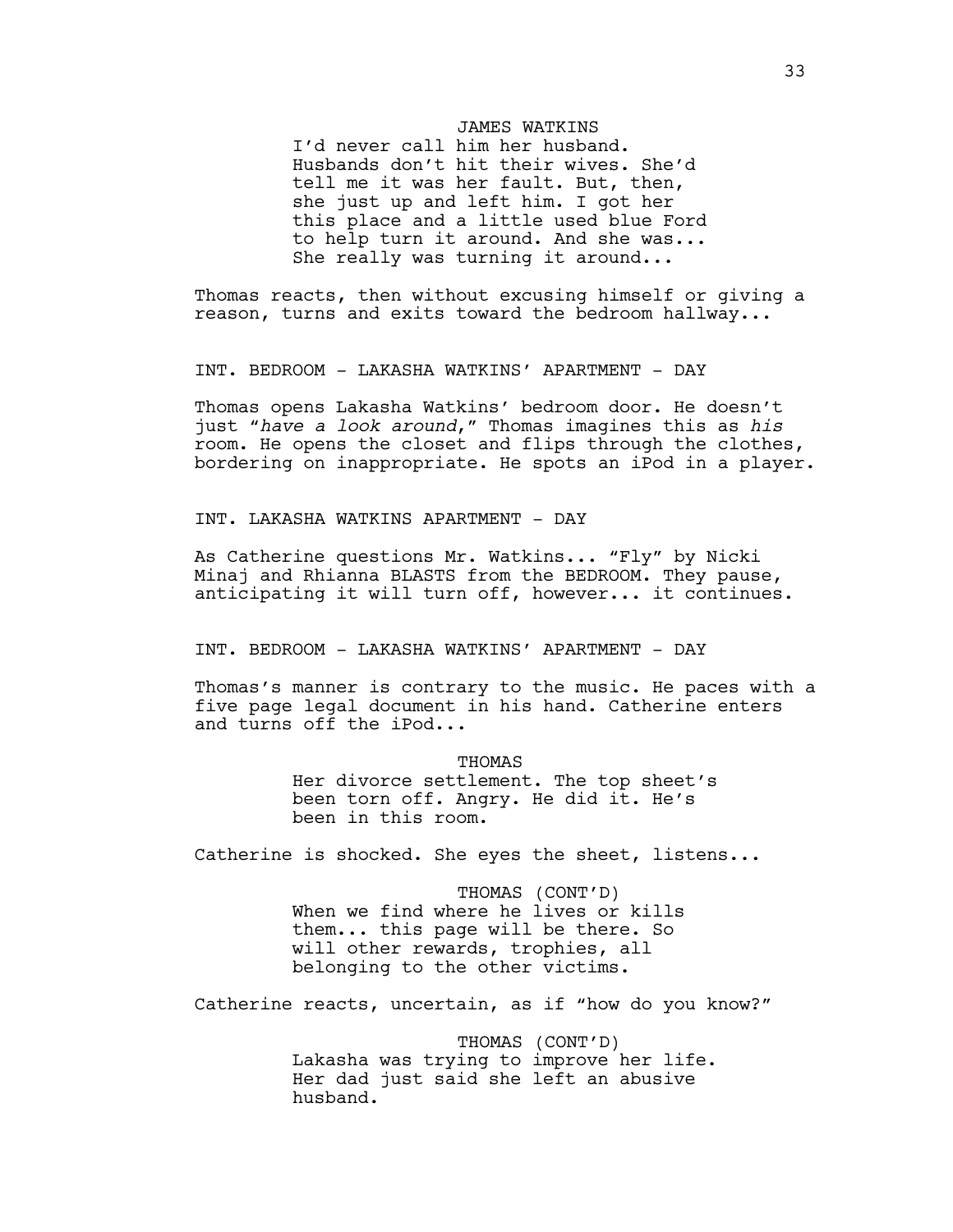JAMES WATKINS

I'd never call him her husband. Husbands don't hit their wives. She'd tell me it was her fault. But, then, she just up and left him. I got her this place and a little used blue Ford to help turn it around. And she was... She really was turning it around...

Thomas reacts, then without excusing himself or giving a reason, turns and exits toward the bedroom hallway...

INT. BEDROOM - LAKASHA WATKINS' APARTMENT - DAY

Thomas opens Lakasha Watkins' bedroom door. He doesn't just "*have a look around*," Thomas imagines this as *his* room. He opens the closet and flips through the clothes, bordering on inappropriate. He spots an iPod in a player.

INT. LAKASHA WATKINS APARTMENT - DAY

As Catherine questions Mr. Watkins... "Fly" by Nicki Minaj and Rhianna BLASTS from the BEDROOM. They pause, anticipating it will turn off, however... it continues.

INT. BEDROOM - LAKASHA WATKINS' APARTMENT - DAY

Thomas's manner is contrary to the music. He paces with a five page legal document in his hand. Catherine enters and turns off the iPod...

THOMAS

Her divorce settlement. The top sheet's been torn off. Angry. He did it. He's been in this room.

Catherine is shocked. She eyes the sheet, listens...

THOMAS (CONT'D)

When we find where he lives or kills them... this page will be there. So will other rewards, trophies, all belonging to the other victims.

Catherine reacts, uncertain, as if "how do you know?"

THOMAS (CONT'D)

Lakasha was trying to improve her life. Her dad just said she left an abusive husband.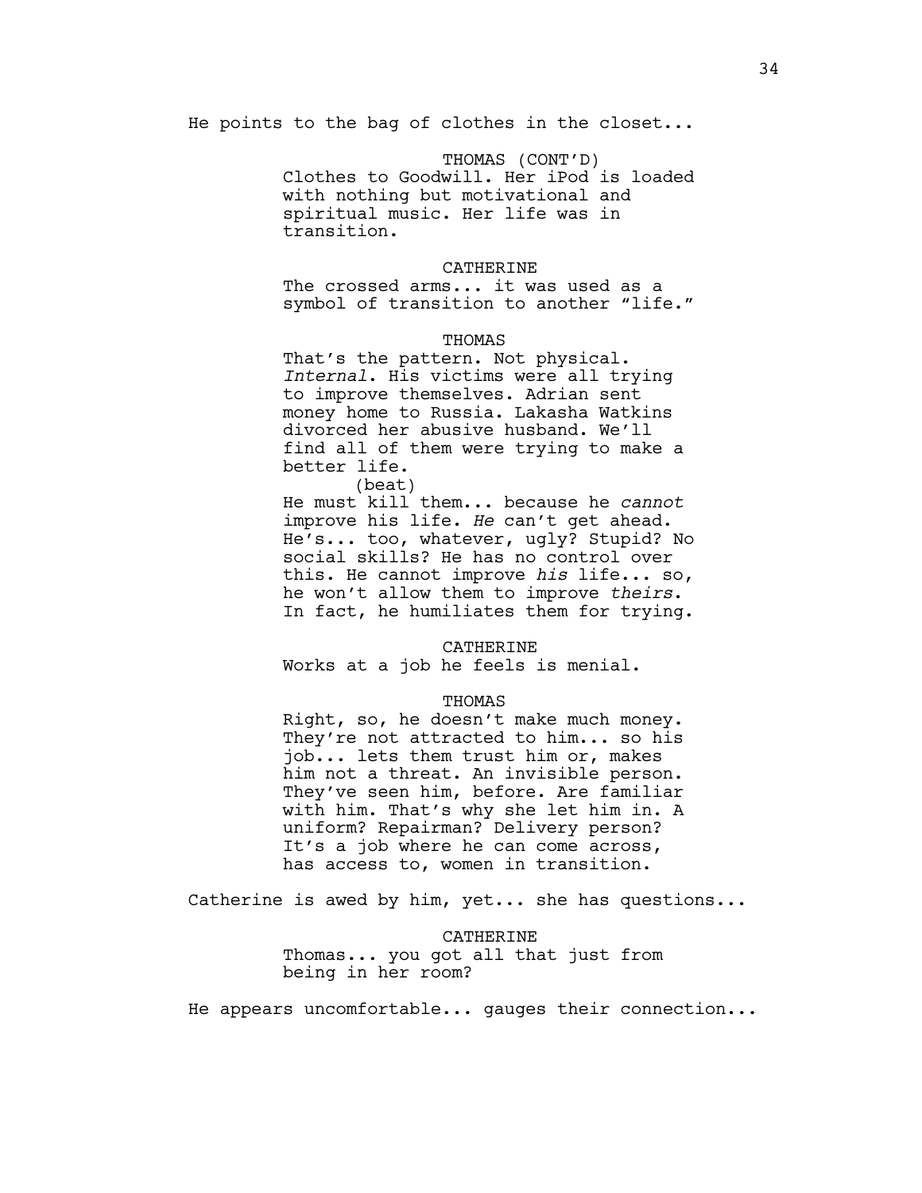He points to the bag of clothes in the closet...

THOMAS (CONT'D)
Clothes to Goodwill. Her iPod is loaded with nothing but motivational and spiritual music. Her life was in transition.

CATHERINE
The crossed arms... it was used as a symbol of transition to another "life."

THOMAS
That's the pattern. Not physical. *Internal*. His victims were all trying to improve themselves. Adrian sent money home to Russia. Lakasha Watkins divorced her abusive husband. We'll find all of them were trying to make a better life.
(beat)
He must kill them... because he *cannot* improve his life. *He* can't get ahead. He's... too, whatever, ugly? Stupid? No social skills? He has no control over this. He cannot improve *his* life... so, he won't allow them to improve *theirs*. In fact, he humiliates them for trying.

CATHERINE
Works at a job he feels is menial.

THOMAS
Right, so, he doesn't make much money. They're not attracted to him... so his job... lets them trust him or, makes him not a threat. An invisible person. They've seen him, before. Are familiar with him. That's why she let him in. A uniform? Repairman? Delivery person? It's a job where he can come across, has access to, women in transition.

Catherine is awed by him, yet... she has questions...

CATHERINE
Thomas... you got all that just from being in her room?

He appears uncomfortable... gauges their connection...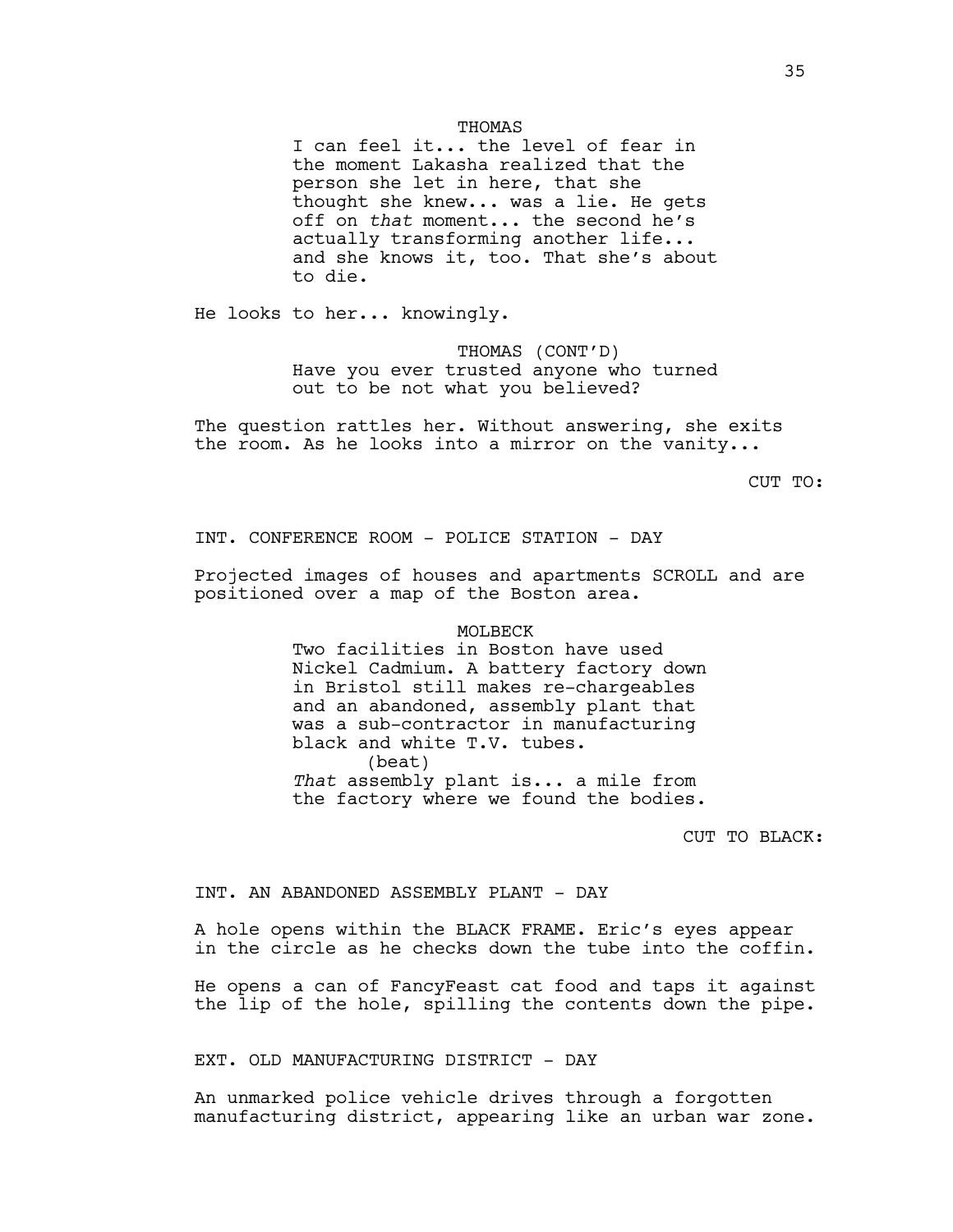THOMAS

I can feel it... the level of fear in the moment Lakasha realized that the person she let in here, that she thought she knew... was a lie. He gets off on *that* moment... the second he's actually transforming another life... and she knows it, too. That she's about to die.

He looks to her... knowingly.

THOMAS (CONT'D)

Have you ever trusted anyone who turned out to be not what you believed?

The question rattles her. Without answering, she exits the room. As he looks into a mirror on the vanity...

CUT TO:

INT. CONFERENCE ROOM - POLICE STATION - DAY

Projected images of houses and apartments SCROLL and are positioned over a map of the Boston area.

MOLBECK

Two facilities in Boston have used Nickel Cadmium. A battery factory down in Bristol still makes re-chargeables and an abandoned, assembly plant that was a sub-contractor in manufacturing black and white T.V. tubes.

(beat)

*That* assembly plant is... a mile from the factory where we found the bodies.

CUT TO BLACK:

INT. AN ABANDONED ASSEMBLY PLANT - DAY

A hole opens within the BLACK FRAME. Eric's eyes appear in the circle as he checks down the tube into the coffin.

He opens a can of FancyFeast cat food and taps it against the lip of the hole, spilling the contents down the pipe.

EXT. OLD MANUFACTURING DISTRICT - DAY

An unmarked police vehicle drives through a forgotten manufacturing district, appearing like an urban war zone.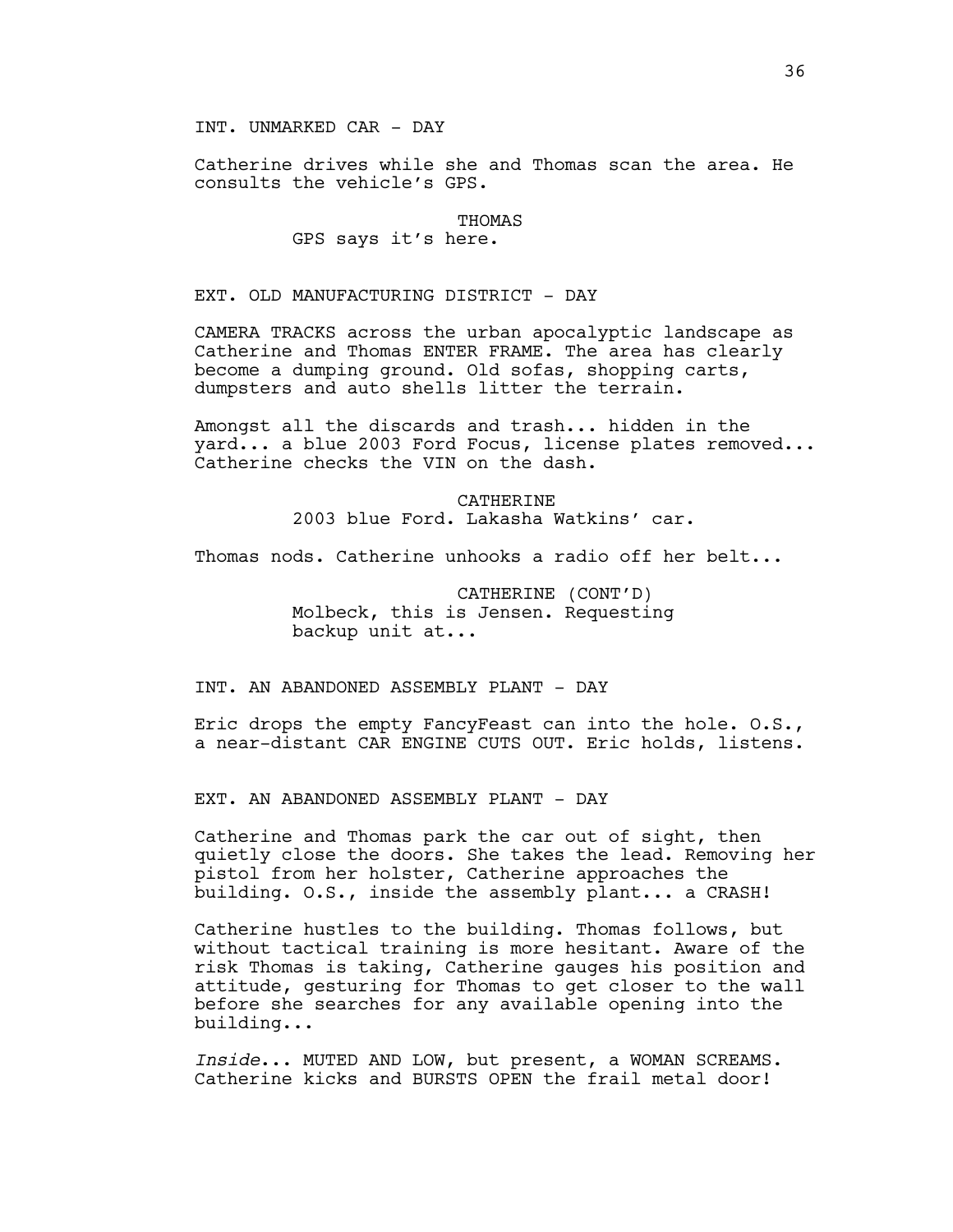INT. UNMARKED CAR - DAY

Catherine drives while she and Thomas scan the area. He consults the vehicle's GPS.

THOMAS
GPS says it's here.

EXT. OLD MANUFACTURING DISTRICT - DAY

CAMERA TRACKS across the urban apocalyptic landscape as Catherine and Thomas ENTER FRAME. The area has clearly become a dumping ground. Old sofas, shopping carts, dumpsters and auto shells litter the terrain.

Amongst all the discards and trash... hidden in the yard... a blue 2003 Ford Focus, license plates removed... Catherine checks the VIN on the dash.

CATHERINE
2003 blue Ford. Lakasha Watkins' car.

Thomas nods. Catherine unhooks a radio off her belt...

CATHERINE (CONT'D)
Molbeck, this is Jensen. Requesting backup unit at...

INT. AN ABANDONED ASSEMBLY PLANT - DAY

Eric drops the empty FancyFeast can into the hole. O.S., a near-distant CAR ENGINE CUTS OUT. Eric holds, listens.

EXT. AN ABANDONED ASSEMBLY PLANT - DAY

Catherine and Thomas park the car out of sight, then quietly close the doors. She takes the lead. Removing her pistol from her holster, Catherine approaches the building. O.S., inside the assembly plant... a CRASH!

Catherine hustles to the building. Thomas follows, but without tactical training is more hesitant. Aware of the risk Thomas is taking, Catherine gauges his position and attitude, gesturing for Thomas to get closer to the wall before she searches for any available opening into the building...

*Inside*... MUTED AND LOW, but present, a WOMAN SCREAMS. Catherine kicks and BURSTS OPEN the frail metal door!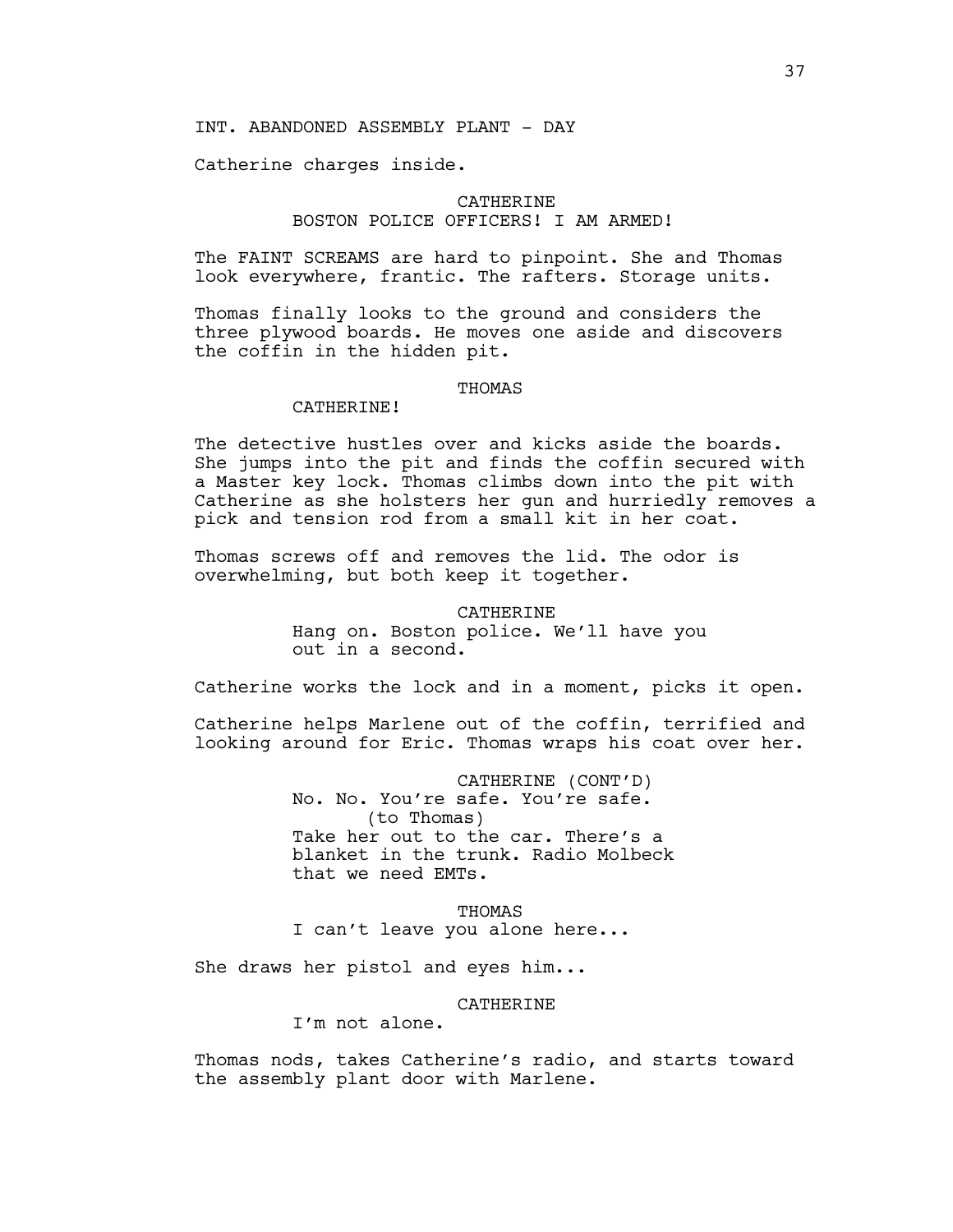INT. ABANDONED ASSEMBLY PLANT - DAY

Catherine charges inside.

CATHERINE
BOSTON POLICE OFFICERS! I AM ARMED!

The FAINT SCREAMS are hard to pinpoint. She and Thomas look everywhere, frantic. The rafters. Storage units.

Thomas finally looks to the ground and considers the three plywood boards. He moves one aside and discovers the coffin in the hidden pit.

THOMAS
CATHERINE!

The detective hustles over and kicks aside the boards. She jumps into the pit and finds the coffin secured with a Master key lock. Thomas climbs down into the pit with Catherine as she holsters her gun and hurriedly removes a pick and tension rod from a small kit in her coat.

Thomas screws off and removes the lid. The odor is overwhelming, but both keep it together.

CATHERINE
Hang on. Boston police. We'll have you out in a second.

Catherine works the lock and in a moment, picks it open.

Catherine helps Marlene out of the coffin, terrified and looking around for Eric. Thomas wraps his coat over her.

CATHERINE (CONT'D)
No. No. You're safe. You're safe.
(to Thomas)
Take her out to the car. There's a blanket in the trunk. Radio Molbeck that we need EMTs.

THOMAS
I can't leave you alone here...

She draws her pistol and eyes him...

CATHERINE
I'm not alone.

Thomas nods, takes Catherine's radio, and starts toward the assembly plant door with Marlene.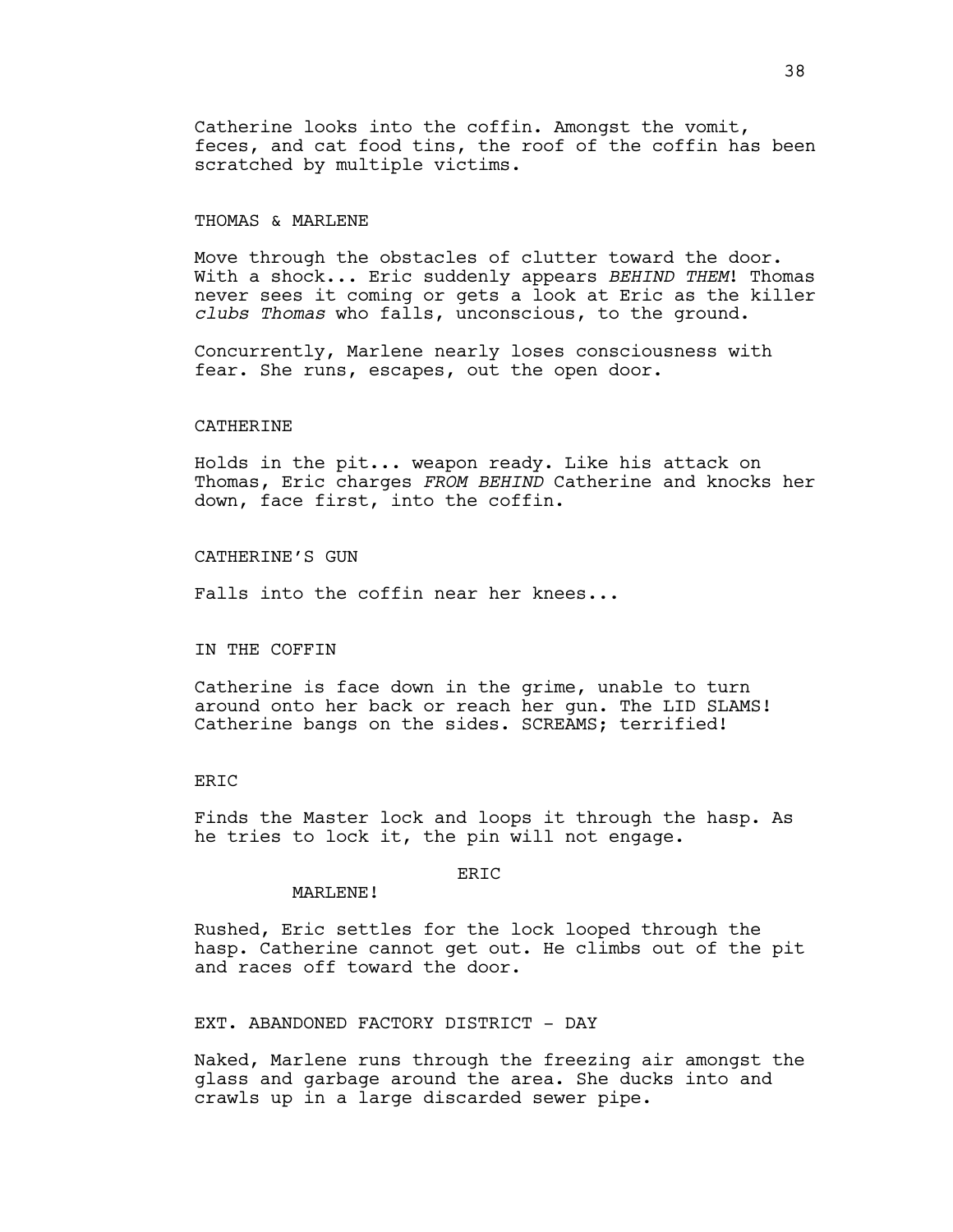Catherine looks into the coffin. Amongst the vomit, feces, and cat food tins, the roof of the coffin has been scratched by multiple victims.

THOMAS & MARLENE

Move through the obstacles of clutter toward the door. With a shock... Eric suddenly appears *BEHIND THEM*! Thomas never sees it coming or gets a look at Eric as the killer *clubs Thomas* who falls, unconscious, to the ground.

Concurrently, Marlene nearly loses consciousness with fear. She runs, escapes, out the open door.

CATHERINE

Holds in the pit... weapon ready. Like his attack on Thomas, Eric charges *FROM BEHIND* Catherine and knocks her down, face first, into the coffin.

CATHERINE'S GUN

Falls into the coffin near her knees...

IN THE COFFIN

Catherine is face down in the grime, unable to turn around onto her back or reach her gun. The LID SLAMS! Catherine bangs on the sides. SCREAMS; terrified!

ERIC

Finds the Master lock and loops it through the hasp. As he tries to lock it, the pin will not engage.

ERIC
MARLENE!

Rushed, Eric settles for the lock looped through the hasp. Catherine cannot get out. He climbs out of the pit and races off toward the door.

EXT. ABANDONED FACTORY DISTRICT - DAY

Naked, Marlene runs through the freezing air amongst the glass and garbage around the area. She ducks into and crawls up in a large discarded sewer pipe.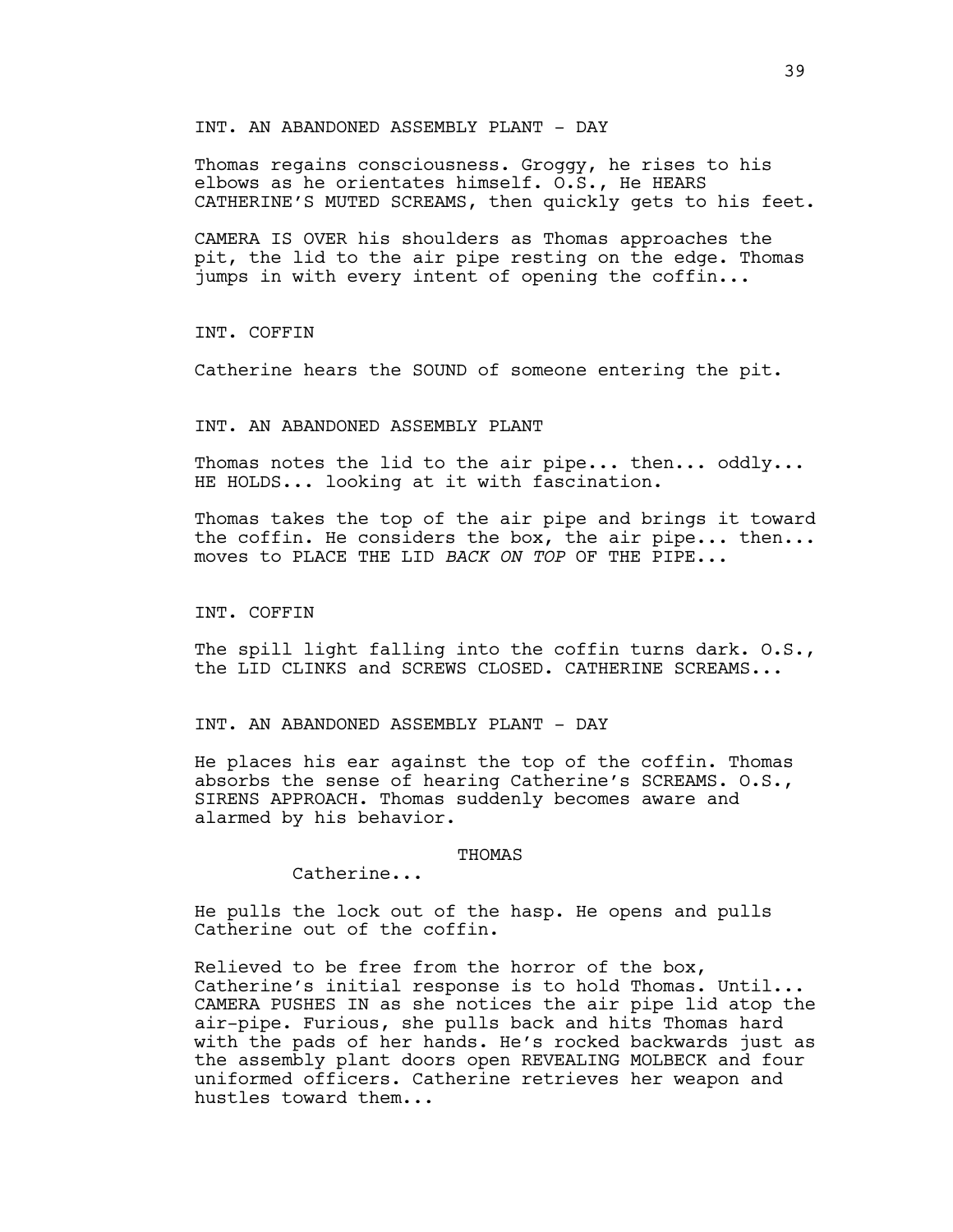INT. AN ABANDONED ASSEMBLY PLANT - DAY

Thomas regains consciousness. Groggy, he rises to his elbows as he orientates himself. O.S., He HEARS CATHERINE'S MUTED SCREAMS, then quickly gets to his feet.

CAMERA IS OVER his shoulders as Thomas approaches the pit, the lid to the air pipe resting on the edge. Thomas jumps in with every intent of opening the coffin...

INT. COFFIN

Catherine hears the SOUND of someone entering the pit.

INT. AN ABANDONED ASSEMBLY PLANT

Thomas notes the lid to the air pipe... then... oddly... HE HOLDS... looking at it with fascination.

Thomas takes the top of the air pipe and brings it toward the coffin. He considers the box, the air pipe... then... moves to PLACE THE LID *BACK ON TOP* OF THE PIPE...

INT. COFFIN

The spill light falling into the coffin turns dark. O.S., the LID CLINKS and SCREWS CLOSED. CATHERINE SCREAMS...

INT. AN ABANDONED ASSEMBLY PLANT - DAY

He places his ear against the top of the coffin. Thomas absorbs the sense of hearing Catherine's SCREAMS. O.S., SIRENS APPROACH. Thomas suddenly becomes aware and alarmed by his behavior.

THOMAS

Catherine...

He pulls the lock out of the hasp. He opens and pulls Catherine out of the coffin.

Relieved to be free from the horror of the box, Catherine's initial response is to hold Thomas. Until... CAMERA PUSHES IN as she notices the air pipe lid atop the air-pipe. Furious, she pulls back and hits Thomas hard with the pads of her hands. He's rocked backwards just as the assembly plant doors open REVEALING MOLBECK and four uniformed officers. Catherine retrieves her weapon and hustles toward them...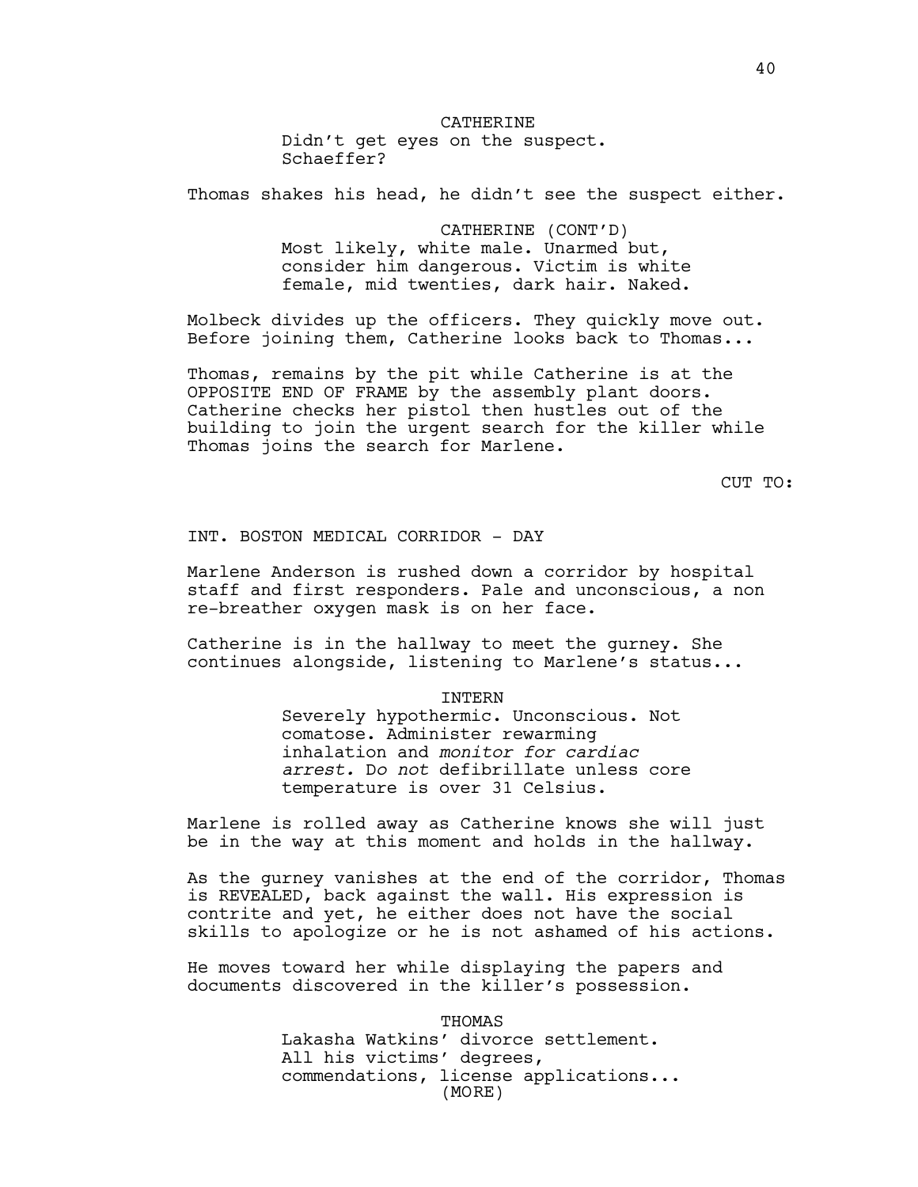CATHERINE

Didn't get eyes on the suspect.
Schaeffer?

Thomas shakes his head, he didn't see the suspect either.

CATHERINE (CONT'D)

Most likely, white male. Unarmed but, consider him dangerous. Victim is white female, mid twenties, dark hair. Naked.

Molbeck divides up the officers. They quickly move out. Before joining them, Catherine looks back to Thomas...

Thomas, remains by the pit while Catherine is at the OPPOSITE END OF FRAME by the assembly plant doors. Catherine checks her pistol then hustles out of the building to join the urgent search for the killer while Thomas joins the search for Marlene.

CUT TO:

INT. BOSTON MEDICAL CORRIDOR - DAY

Marlene Anderson is rushed down a corridor by hospital staff and first responders. Pale and unconscious, a non re-breather oxygen mask is on her face.

Catherine is in the hallway to meet the gurney. She continues alongside, listening to Marlene's status...

INTERN

Severely hypothermic. Unconscious. Not comatose. Administer rewarming inhalation and *monitor for cardiac arrest.* Do *not* defibrillate unless core temperature is over 31 Celsius.

Marlene is rolled away as Catherine knows she will just be in the way at this moment and holds in the hallway.

As the gurney vanishes at the end of the corridor, Thomas is REVEALED, back against the wall. His expression is contrite and yet, he either does not have the social skills to apologize or he is not ashamed of his actions.

He moves toward her while displaying the papers and documents discovered in the killer's possession.

THOMAS

Lakasha Watkins' divorce settlement.
All his victims' degrees, commendations, license applications...
(MORE)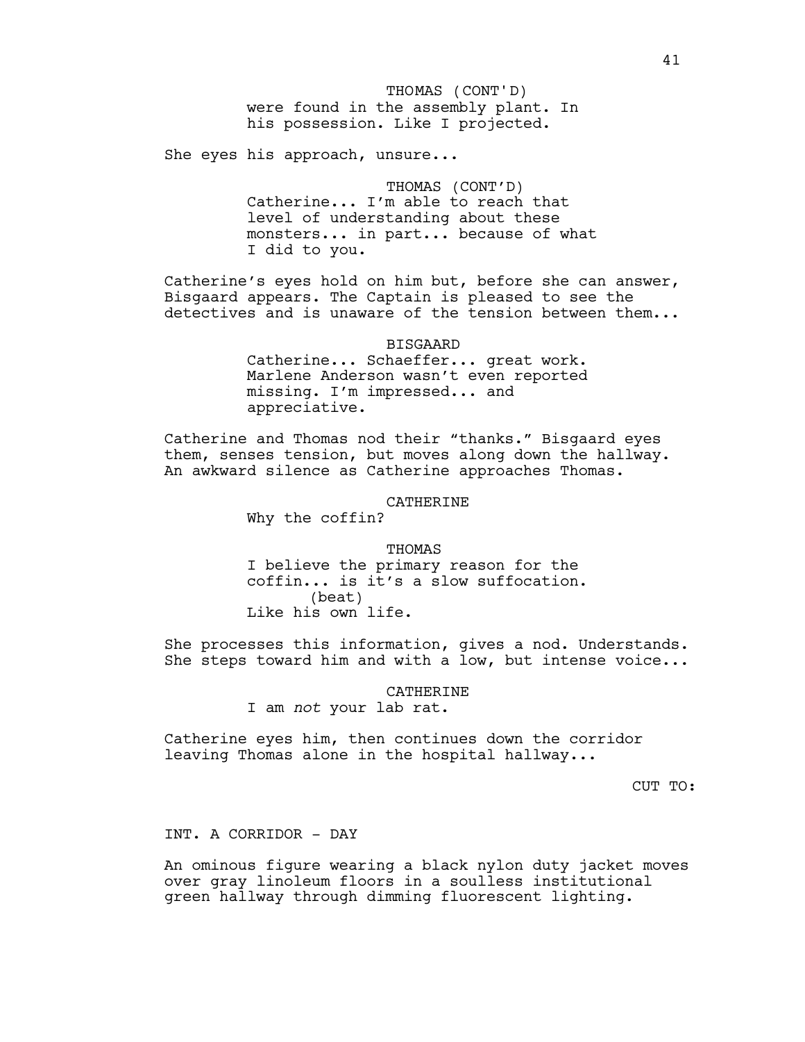THOMAS (CONT'D)
were found in the assembly plant. In his possession. Like I projected.

She eyes his approach, unsure...

THOMAS (CONT'D)
Catherine... I'm able to reach that level of understanding about these monsters... in part... because of what I did to you.

Catherine's eyes hold on him but, before she can answer, Bisgaard appears. The Captain is pleased to see the detectives and is unaware of the tension between them...

BISGAARD
Catherine... Schaeffer... great work. Marlene Anderson wasn't even reported missing. I'm impressed... and appreciative.

Catherine and Thomas nod their "thanks." Bisgaard eyes them, senses tension, but moves along down the hallway. An awkward silence as Catherine approaches Thomas.

CATHERINE
Why the coffin?

THOMAS
I believe the primary reason for the coffin... is it's a slow suffocation.
(beat)
Like his own life.

She processes this information, gives a nod. Understands. She steps toward him and with a low, but intense voice...

CATHERINE
I am *not* your lab rat.

Catherine eyes him, then continues down the corridor leaving Thomas alone in the hospital hallway...

CUT TO:

INT. A CORRIDOR - DAY

An ominous figure wearing a black nylon duty jacket moves over gray linoleum floors in a soulless institutional green hallway through dimming fluorescent lighting.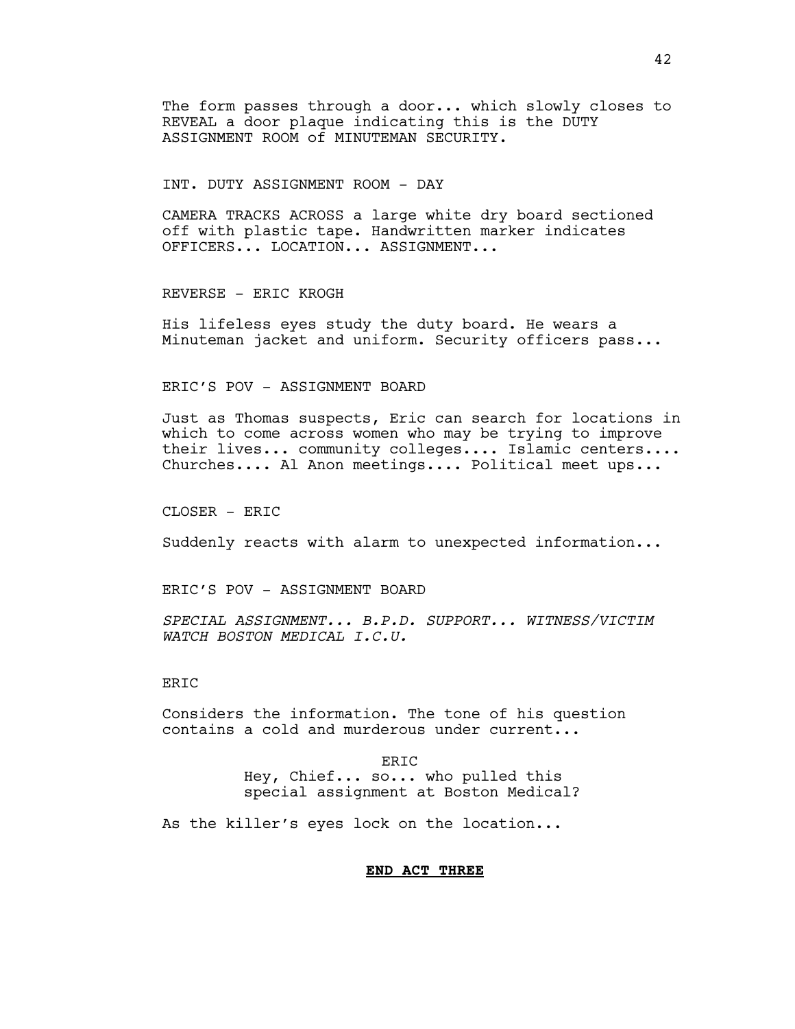The form passes through a door... which slowly closes to REVEAL a door plaque indicating this is the DUTY ASSIGNMENT ROOM of MINUTEMAN SECURITY.

INT. DUTY ASSIGNMENT ROOM - DAY

CAMERA TRACKS ACROSS a large white dry board sectioned off with plastic tape. Handwritten marker indicates OFFICERS... LOCATION... ASSIGNMENT...

REVERSE - ERIC KROGH

His lifeless eyes study the duty board. He wears a Minuteman jacket and uniform. Security officers pass...

ERIC'S POV - ASSIGNMENT BOARD

Just as Thomas suspects, Eric can search for locations in which to come across women who may be trying to improve their lives... community colleges.... Islamic centers.... Churches.... Al Anon meetings.... Political meet ups...

CLOSER - ERIC

Suddenly reacts with alarm to unexpected information...

ERIC'S POV - ASSIGNMENT BOARD

*SPECIAL ASSIGNMENT... B.P.D. SUPPORT... WITNESS/VICTIM WATCH BOSTON MEDICAL I.C.U.*

ERIC

Considers the information. The tone of his question contains a cold and murderous under current...

ERIC
Hey, Chief... so... who pulled this special assignment at Boston Medical?

As the killer's eyes lock on the location...

**END ACT THREE**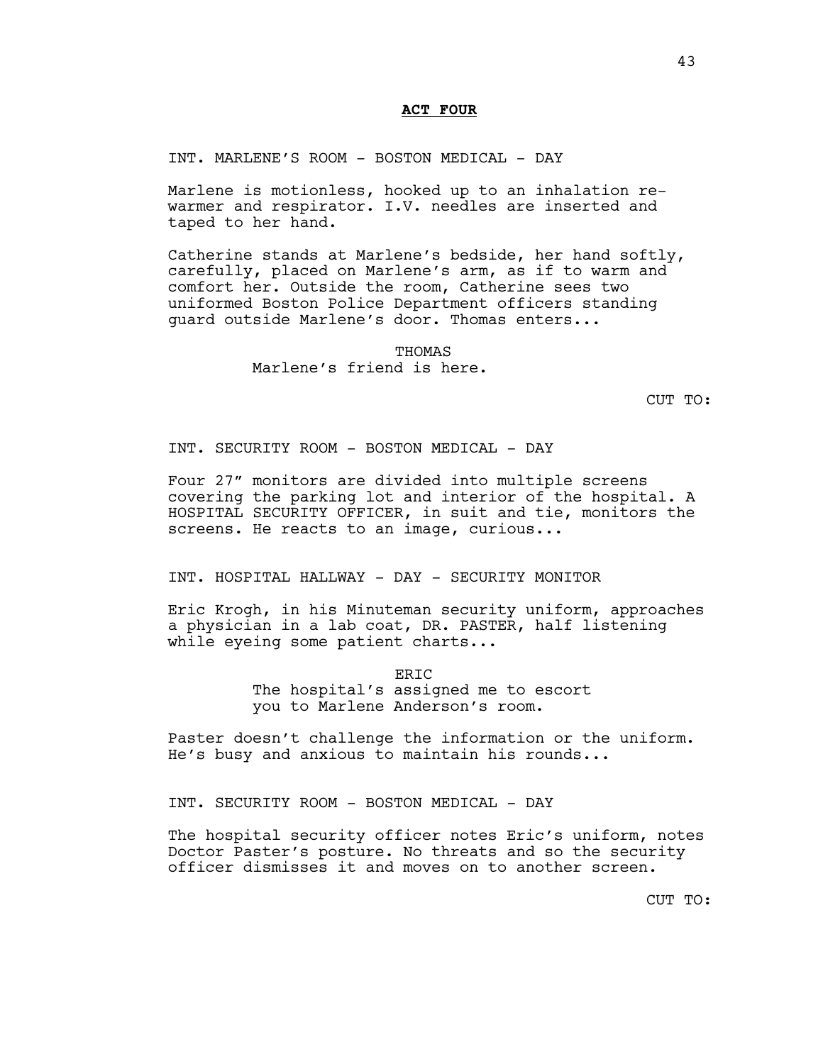**ACT FOUR**

INT. MARLENE'S ROOM - BOSTON MEDICAL - DAY

Marlene is motionless, hooked up to an inhalation re-warmer and respirator. I.V. needles are inserted and taped to her hand.

Catherine stands at Marlene's bedside, her hand softly, carefully, placed on Marlene's arm, as if to warm and comfort her. Outside the room, Catherine sees two uniformed Boston Police Department officers standing guard outside Marlene's door. Thomas enters...

THOMAS
Marlene's friend is here.

CUT TO:

INT. SECURITY ROOM - BOSTON MEDICAL - DAY

Four 27" monitors are divided into multiple screens covering the parking lot and interior of the hospital. A HOSPITAL SECURITY OFFICER, in suit and tie, monitors the screens. He reacts to an image, curious...

INT. HOSPITAL HALLWAY - DAY - SECURITY MONITOR

Eric Krogh, in his Minuteman security uniform, approaches a physician in a lab coat, DR. PASTER, half listening while eyeing some patient charts...

ERIC
The hospital's assigned me to escort you to Marlene Anderson's room.

Paster doesn't challenge the information or the uniform. He's busy and anxious to maintain his rounds...

INT. SECURITY ROOM - BOSTON MEDICAL - DAY

The hospital security officer notes Eric's uniform, notes Doctor Paster's posture. No threats and so the security officer dismisses it and moves on to another screen.

CUT TO: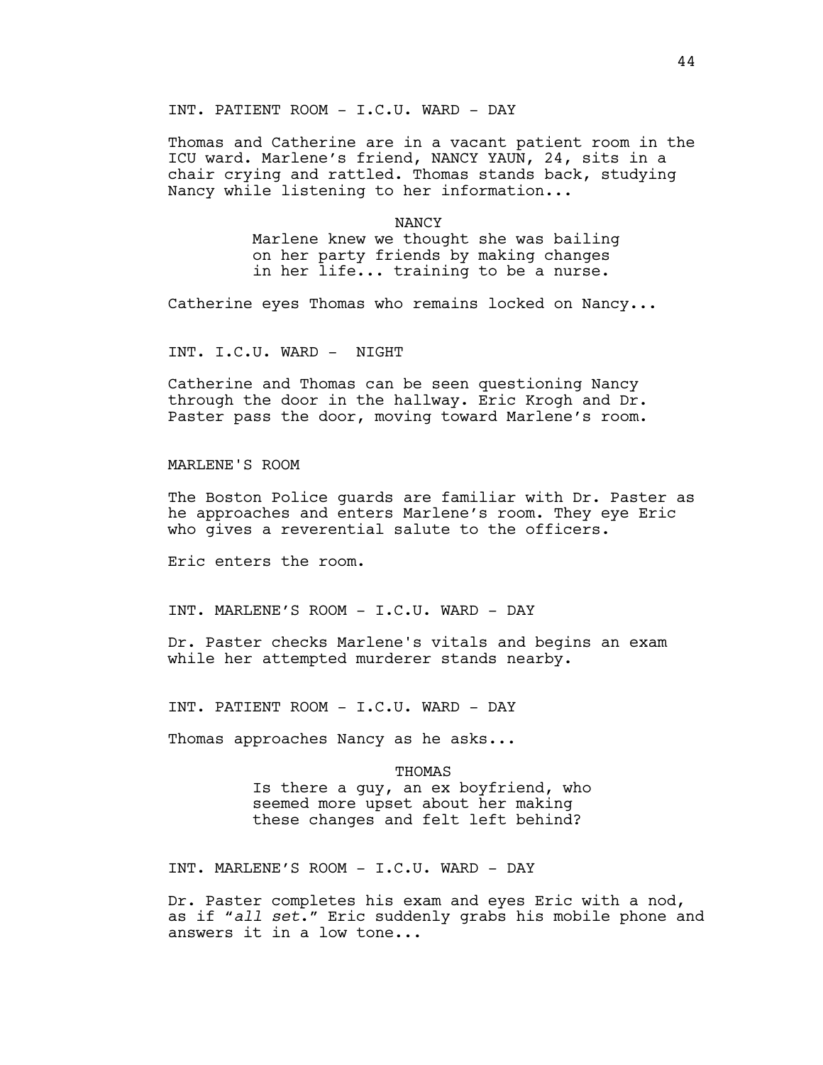INT. PATIENT ROOM - I.C.U. WARD - DAY

Thomas and Catherine are in a vacant patient room in the ICU ward. Marlene's friend, NANCY YAUN, 24, sits in a chair crying and rattled. Thomas stands back, studying Nancy while listening to her information...

NANCY
Marlene knew we thought she was bailing on her party friends by making changes in her life... training to be a nurse.

Catherine eyes Thomas who remains locked on Nancy...

INT. I.C.U. WARD - NIGHT

Catherine and Thomas can be seen questioning Nancy through the door in the hallway. Eric Krogh and Dr. Paster pass the door, moving toward Marlene's room.

MARLENE'S ROOM

The Boston Police guards are familiar with Dr. Paster as he approaches and enters Marlene's room. They eye Eric who gives a reverential salute to the officers.

Eric enters the room.

INT. MARLENE'S ROOM - I.C.U. WARD - DAY

Dr. Paster checks Marlene's vitals and begins an exam while her attempted murderer stands nearby.

INT. PATIENT ROOM - I.C.U. WARD - DAY

Thomas approaches Nancy as he asks...

THOMAS
Is there a guy, an ex boyfriend, who seemed more upset about her making these changes and felt left behind?

INT. MARLENE'S ROOM - I.C.U. WARD - DAY

Dr. Paster completes his exam and eyes Eric with a nod, as if "*all set*." Eric suddenly grabs his mobile phone and answers it in a low tone...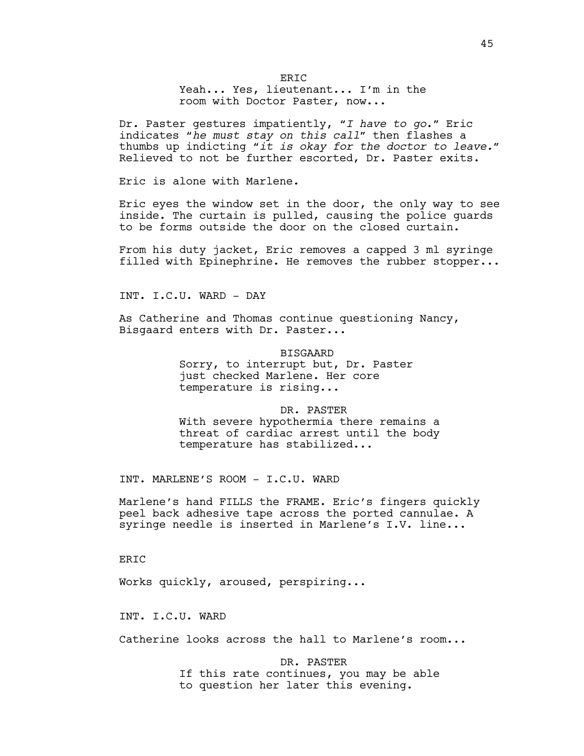ERIC

Yeah... Yes, lieutenant... I'm in the room with Doctor Paster, now...

Dr. Paster gestures impatiently, "*I have to go*." Eric indicates "*he must stay on this call*" then flashes a thumbs up indicting "*it is okay for the doctor to leave.*" Relieved to not be further escorted, Dr. Paster exits.

Eric is alone with Marlene.

Eric eyes the window set in the door, the only way to see inside. The curtain is pulled, causing the police guards to be forms outside the door on the closed curtain.

From his duty jacket, Eric removes a capped 3 ml syringe filled with Epinephrine. He removes the rubber stopper...

INT. I.C.U. WARD - DAY

As Catherine and Thomas continue questioning Nancy, Bisgaard enters with Dr. Paster...

BISGAARD

Sorry, to interrupt but, Dr. Paster just checked Marlene. Her core temperature is rising...

DR. PASTER

With severe hypothermia there remains a threat of cardiac arrest until the body temperature has stabilized...

INT. MARLENE'S ROOM - I.C.U. WARD

Marlene's hand FILLS the FRAME. Eric's fingers quickly peel back adhesive tape across the ported cannulae. A syringe needle is inserted in Marlene's I.V. line...

ERIC

Works quickly, aroused, perspiring...

INT. I.C.U. WARD

Catherine looks across the hall to Marlene's room...

DR. PASTER

If this rate continues, you may be able to question her later this evening.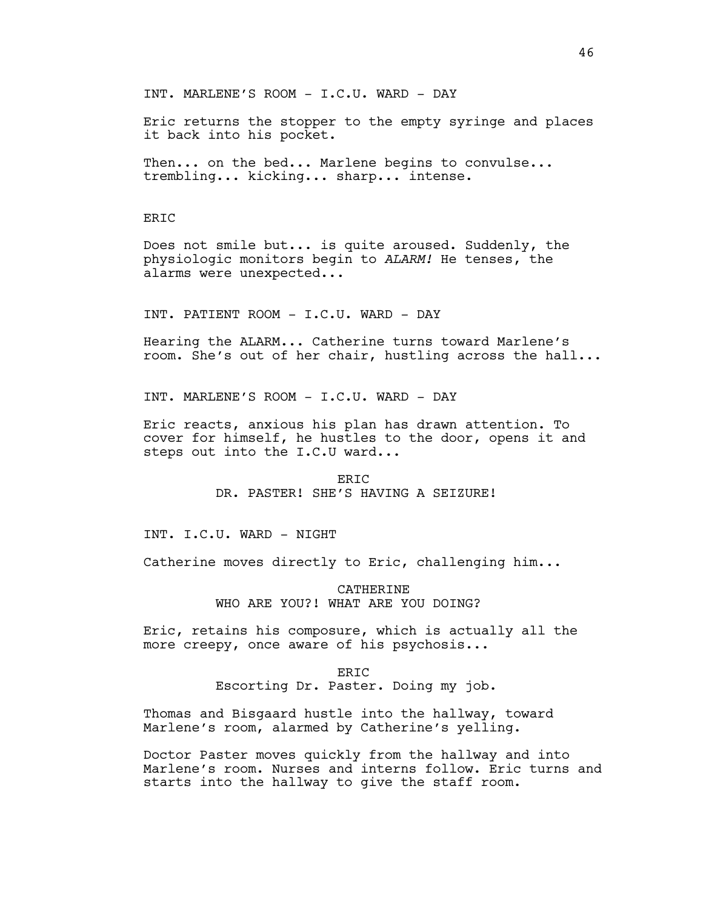INT. MARLENE'S ROOM - I.C.U. WARD - DAY

Eric returns the stopper to the empty syringe and places it back into his pocket.

Then... on the bed... Marlene begins to convulse... trembling... kicking... sharp... intense.

ERIC

Does not smile but... is quite aroused. Suddenly, the physiologic monitors begin to *ALARM!* He tenses, the alarms were unexpected...

INT. PATIENT ROOM - I.C.U. WARD - DAY

Hearing the ALARM... Catherine turns toward Marlene's room. She's out of her chair, hustling across the hall...

INT. MARLENE'S ROOM - I.C.U. WARD - DAY

Eric reacts, anxious his plan has drawn attention. To cover for himself, he hustles to the door, opens it and steps out into the I.C.U ward...

ERIC
DR. PASTER! SHE'S HAVING A SEIZURE!

INT. I.C.U. WARD - NIGHT

Catherine moves directly to Eric, challenging him...

CATHERINE
WHO ARE YOU?! WHAT ARE YOU DOING?

Eric, retains his composure, which is actually all the more creepy, once aware of his psychosis...

ERIC
Escorting Dr. Paster. Doing my job.

Thomas and Bisgaard hustle into the hallway, toward Marlene's room, alarmed by Catherine's yelling.

Doctor Paster moves quickly from the hallway and into Marlene's room. Nurses and interns follow. Eric turns and starts into the hallway to give the staff room.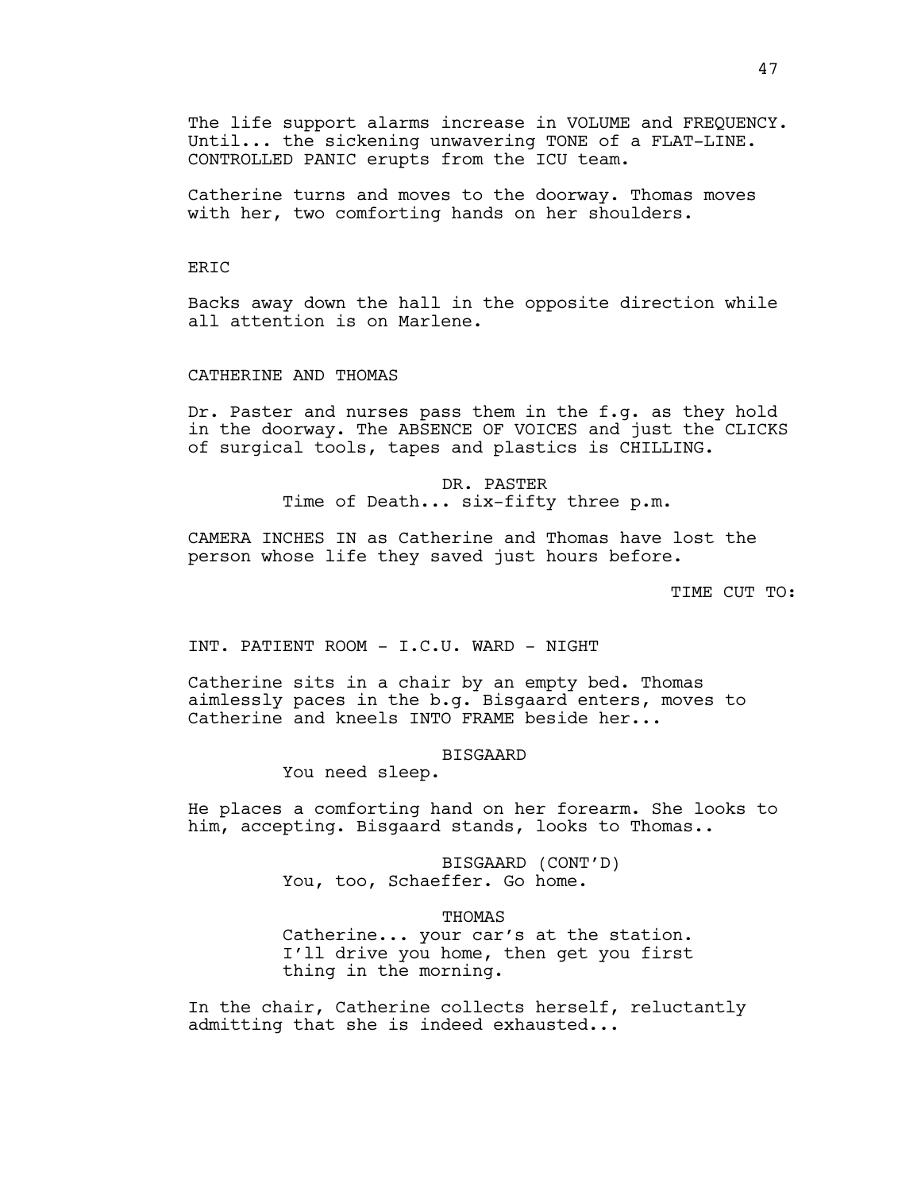The life support alarms increase in VOLUME and FREQUENCY. Until... the sickening unwavering TONE of a FLAT-LINE. CONTROLLED PANIC erupts from the ICU team.

Catherine turns and moves to the doorway. Thomas moves with her, two comforting hands on her shoulders.

ERIC

Backs away down the hall in the opposite direction while all attention is on Marlene.

CATHERINE AND THOMAS

Dr. Paster and nurses pass them in the f.g. as they hold in the doorway. The ABSENCE OF VOICES and just the CLICKS of surgical tools, tapes and plastics is CHILLING.

DR. PASTER
Time of Death... six-fifty three p.m.

CAMERA INCHES IN as Catherine and Thomas have lost the person whose life they saved just hours before.

TIME CUT TO:

INT. PATIENT ROOM - I.C.U. WARD - NIGHT

Catherine sits in a chair by an empty bed. Thomas aimlessly paces in the b.g. Bisgaard enters, moves to Catherine and kneels INTO FRAME beside her...

BISGAARD
You need sleep.

He places a comforting hand on her forearm. She looks to him, accepting. Bisgaard stands, looks to Thomas..

BISGAARD (CONT'D)
You, too, Schaeffer. Go home.

THOMAS
Catherine... your car's at the station. I'll drive you home, then get you first thing in the morning.

In the chair, Catherine collects herself, reluctantly admitting that she is indeed exhausted...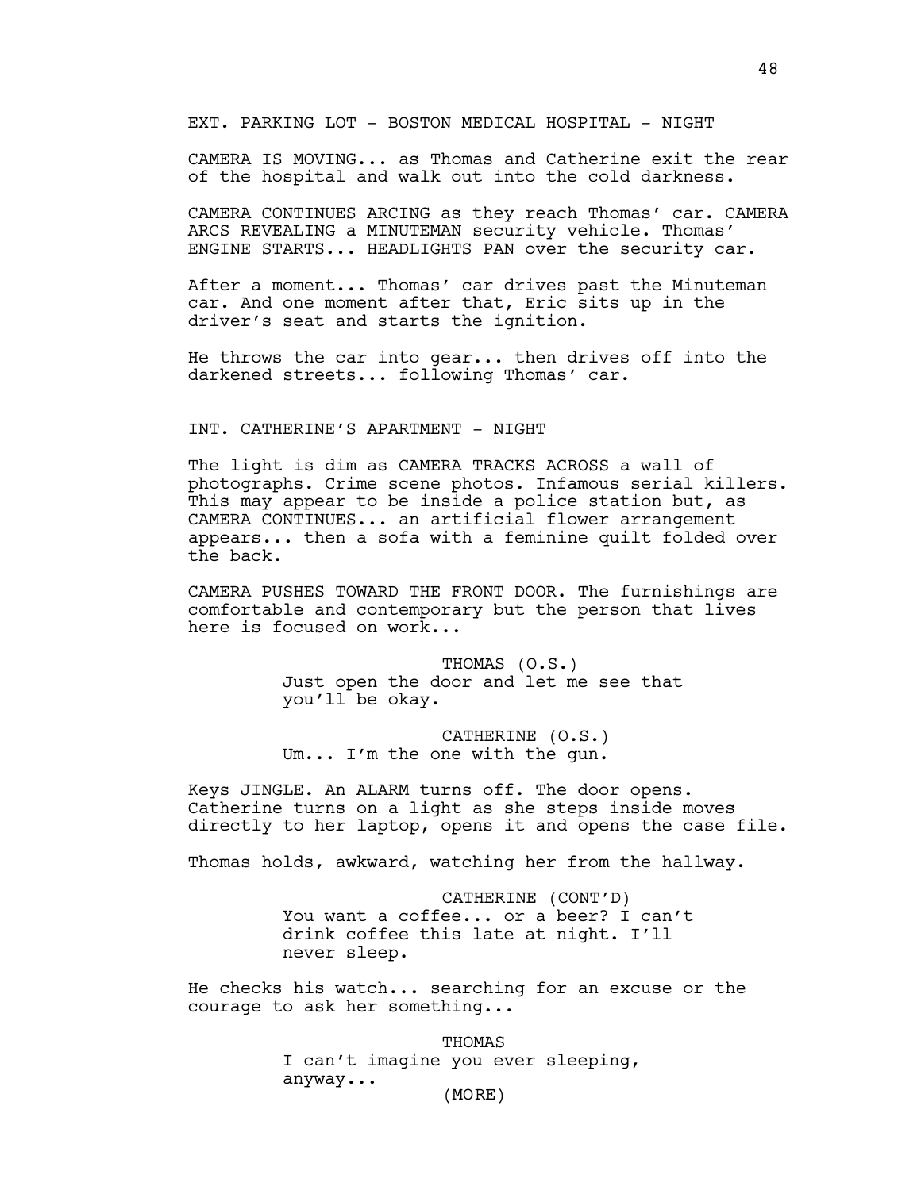EXT. PARKING LOT - BOSTON MEDICAL HOSPITAL - NIGHT

CAMERA IS MOVING... as Thomas and Catherine exit the rear of the hospital and walk out into the cold darkness.

CAMERA CONTINUES ARCING as they reach Thomas' car. CAMERA ARCS REVEALING a MINUTEMAN security vehicle. Thomas' ENGINE STARTS... HEADLIGHTS PAN over the security car.

After a moment... Thomas' car drives past the Minuteman car. And one moment after that, Eric sits up in the driver's seat and starts the ignition.

He throws the car into gear... then drives off into the darkened streets... following Thomas' car.

INT. CATHERINE'S APARTMENT - NIGHT

The light is dim as CAMERA TRACKS ACROSS a wall of photographs. Crime scene photos. Infamous serial killers. This may appear to be inside a police station but, as CAMERA CONTINUES... an artificial flower arrangement appears... then a sofa with a feminine quilt folded over the back.

CAMERA PUSHES TOWARD THE FRONT DOOR. The furnishings are comfortable and contemporary but the person that lives here is focused on work...

THOMAS (O.S.)
Just open the door and let me see that you'll be okay.

CATHERINE (O.S.)
Um... I'm the one with the gun.

Keys JINGLE. An ALARM turns off. The door opens. Catherine turns on a light as she steps inside moves directly to her laptop, opens it and opens the case file.

Thomas holds, awkward, watching her from the hallway.

CATHERINE (CONT'D)
You want a coffee... or a beer? I can't drink coffee this late at night. I'll never sleep.

He checks his watch... searching for an excuse or the courage to ask her something...

THOMAS
I can't imagine you ever sleeping, anyway...
(MORE)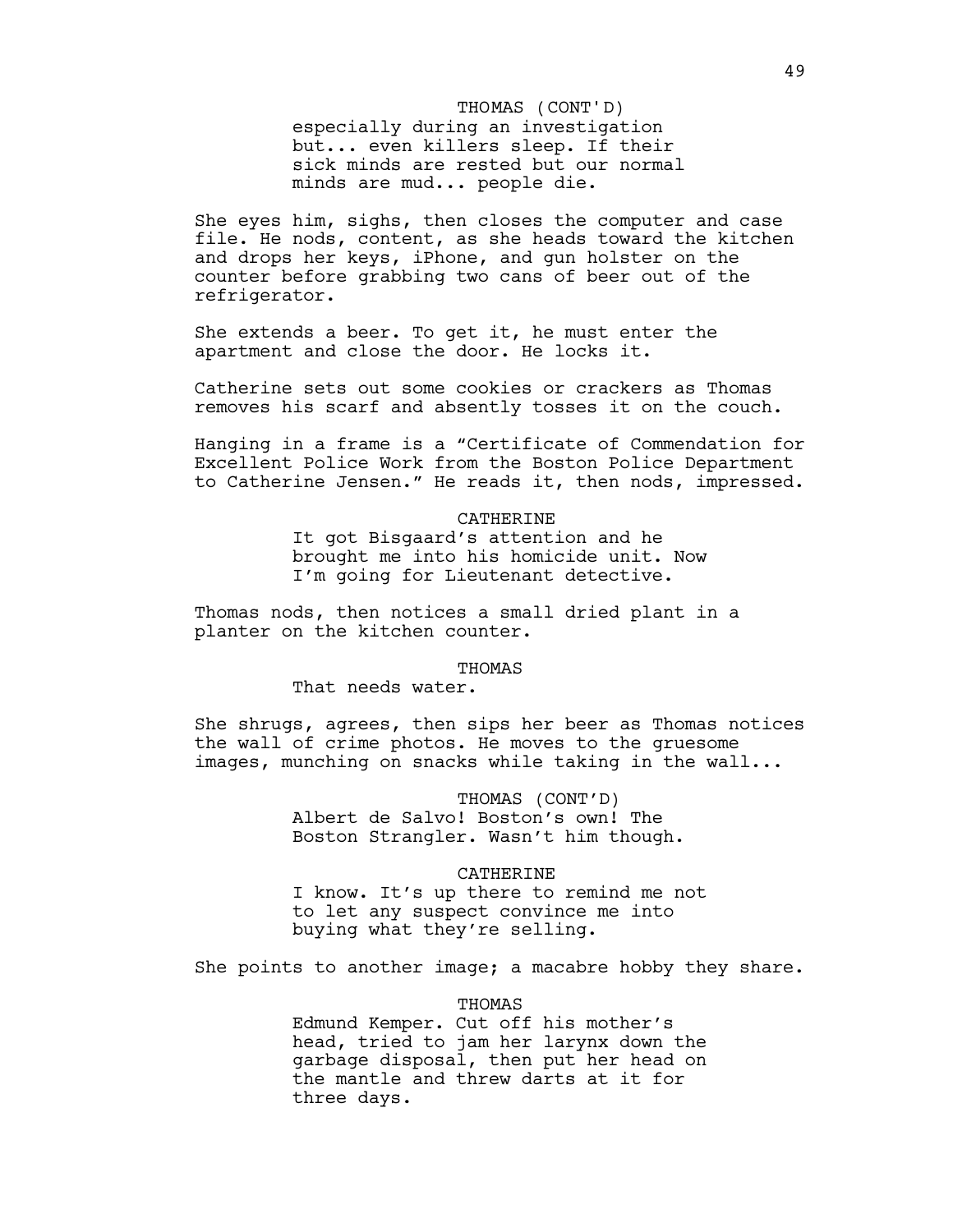THOMAS (CONT'D)
especially during an investigation but... even killers sleep. If their sick minds are rested but our normal minds are mud... people die.

She eyes him, sighs, then closes the computer and case file. He nods, content, as she heads toward the kitchen and drops her keys, iPhone, and gun holster on the counter before grabbing two cans of beer out of the refrigerator.

She extends a beer. To get it, he must enter the apartment and close the door. He locks it.

Catherine sets out some cookies or crackers as Thomas removes his scarf and absently tosses it on the couch.

Hanging in a frame is a "Certificate of Commendation for Excellent Police Work from the Boston Police Department to Catherine Jensen." He reads it, then nods, impressed.

CATHERINE
It got Bisgaard's attention and he brought me into his homicide unit. Now I'm going for Lieutenant detective.

Thomas nods, then notices a small dried plant in a planter on the kitchen counter.

THOMAS
That needs water.

She shrugs, agrees, then sips her beer as Thomas notices the wall of crime photos. He moves to the gruesome images, munching on snacks while taking in the wall...

THOMAS (CONT'D)
Albert de Salvo! Boston's own! The Boston Strangler. Wasn't him though.

CATHERINE
I know. It's up there to remind me not to let any suspect convince me into buying what they're selling.

She points to another image; a macabre hobby they share.

THOMAS
Edmund Kemper. Cut off his mother's head, tried to jam her larynx down the garbage disposal, then put her head on the mantle and threw darts at it for three days.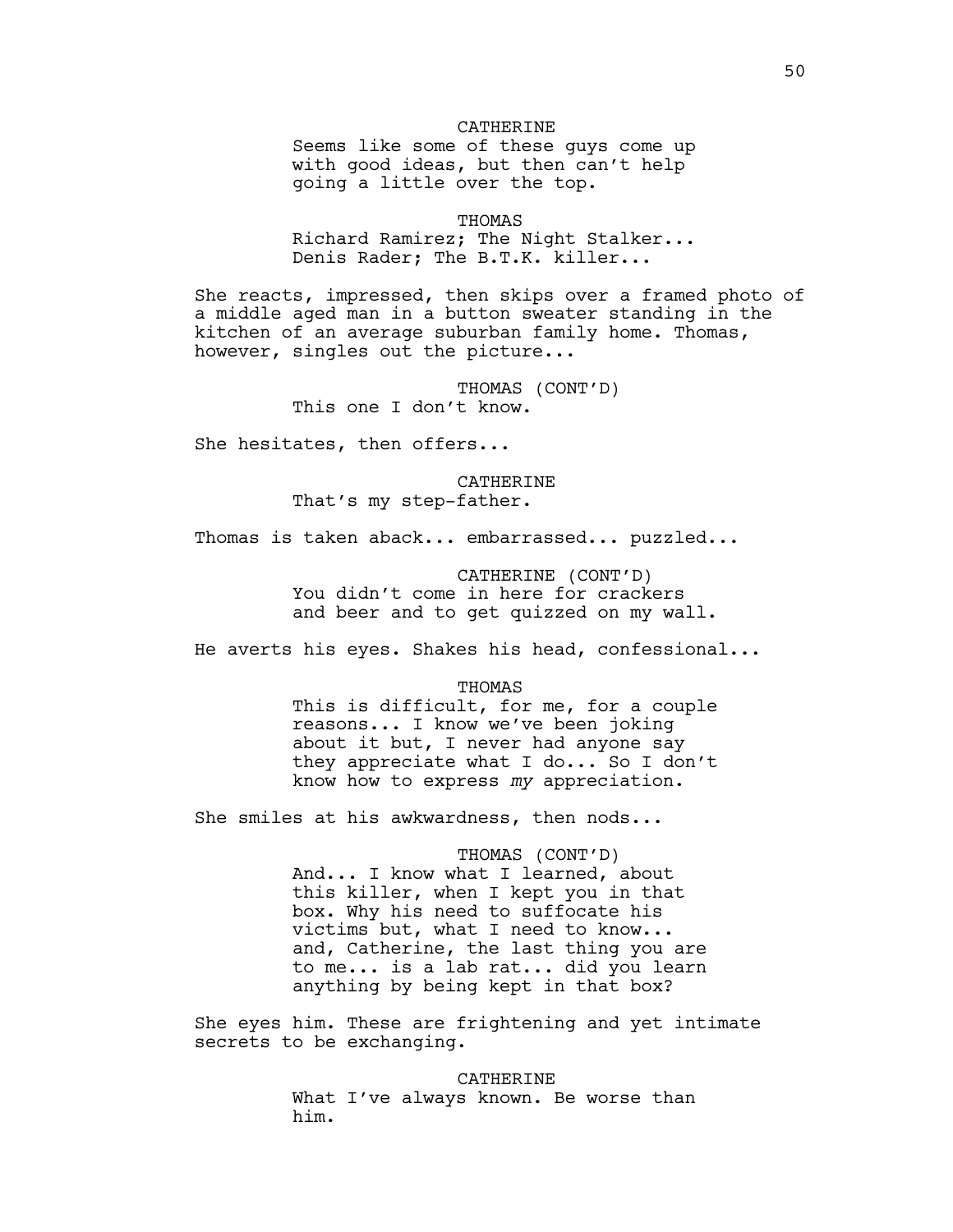CATHERINE

Seems like some of these guys come up with good ideas, but then can't help going a little over the top.

THOMAS

Richard Ramirez; The Night Stalker... Denis Rader; The B.T.K. killer...

She reacts, impressed, then skips over a framed photo of a middle aged man in a button sweater standing in the kitchen of an average suburban family home. Thomas, however, singles out the picture...

THOMAS (CONT'D)

This one I don't know.

She hesitates, then offers...

CATHERINE

That's my step-father.

Thomas is taken aback... embarrassed... puzzled...

CATHERINE (CONT'D)

You didn't come in here for crackers and beer and to get quizzed on my wall.

He averts his eyes. Shakes his head, confessional...

THOMAS

This is difficult, for me, for a couple reasons... I know we've been joking about it but, I never had anyone say they appreciate what I do... So I don't know how to express *my* appreciation.

She smiles at his awkwardness, then nods...

THOMAS (CONT'D)

And... I know what I learned, about this killer, when I kept you in that box. Why his need to suffocate his victims but, what I need to know... and, Catherine, the last thing you are to me... is a lab rat... did you learn anything by being kept in that box?

She eyes him. These are frightening and yet intimate secrets to be exchanging.

CATHERINE

What I've always known. Be worse than him.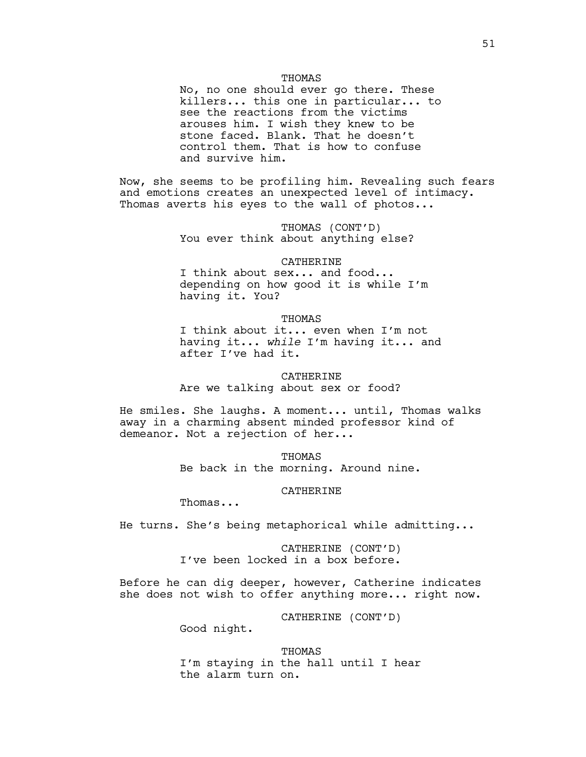THOMAS

No, no one should ever go there. These killers... this one in particular... to see the reactions from the victims arouses him. I wish they knew to be stone faced. Blank. That he doesn't control them. That is how to confuse and survive him.

Now, she seems to be profiling him. Revealing such fears and emotions creates an unexpected level of intimacy. Thomas averts his eyes to the wall of photos...

THOMAS (CONT'D)

You ever think about anything else?

CATHERINE

I think about sex... and food... depending on how good it is while I'm having it. You?

THOMAS

I think about it... even when I'm not having it... *while* I'm having it... and after I've had it.

CATHERINE

Are we talking about sex or food?

He smiles. She laughs. A moment... until, Thomas walks away in a charming absent minded professor kind of demeanor. Not a rejection of her...

THOMAS

Be back in the morning. Around nine.

CATHERINE

Thomas...

He turns. She's being metaphorical while admitting...

CATHERINE (CONT'D)

I've been locked in a box before.

Before he can dig deeper, however, Catherine indicates she does not wish to offer anything more... right now.

CATHERINE (CONT'D)

Good night.

THOMAS

I'm staying in the hall until I hear the alarm turn on.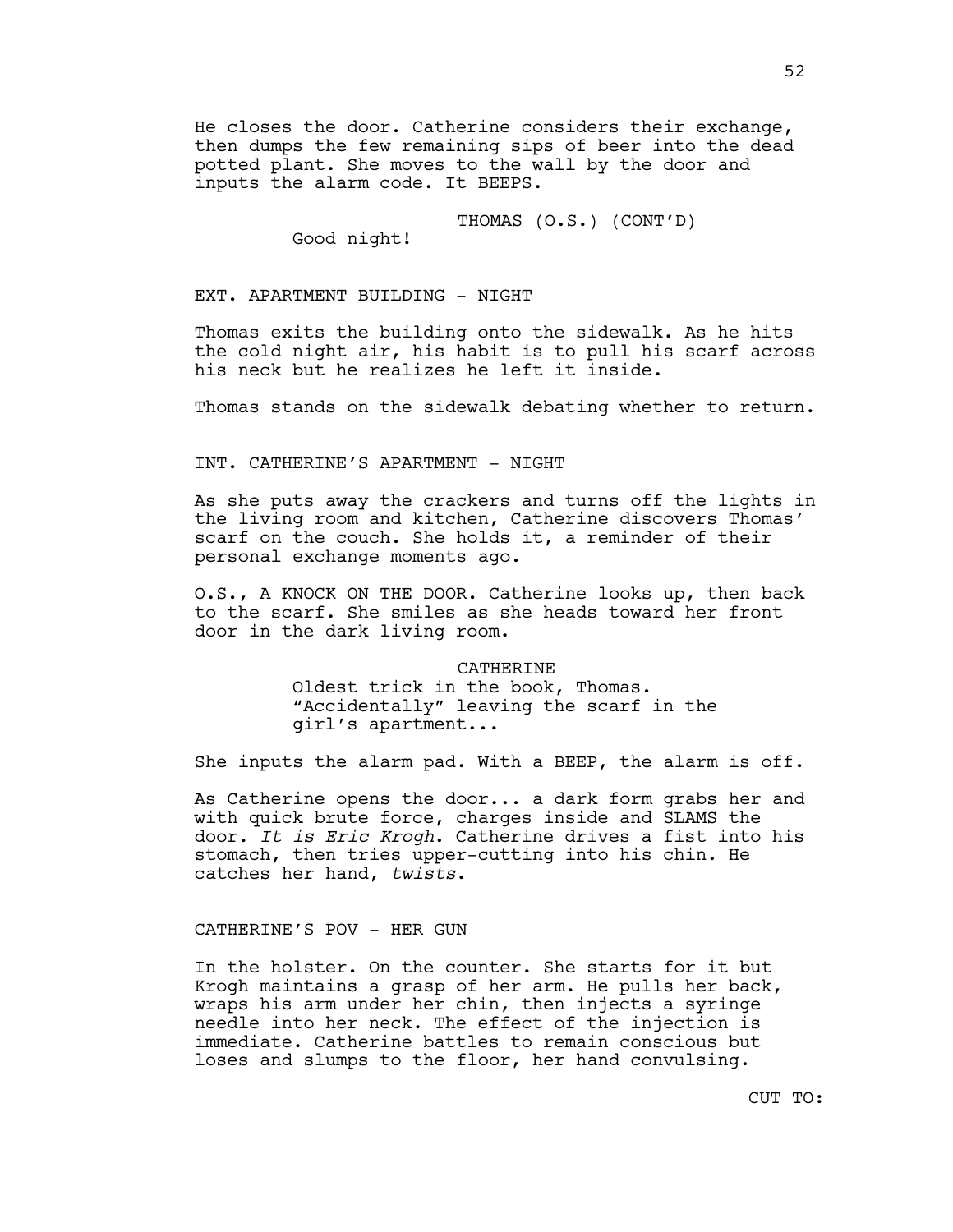He closes the door. Catherine considers their exchange, then dumps the few remaining sips of beer into the dead potted plant. She moves to the wall by the door and inputs the alarm code. It BEEPS.

THOMAS (O.S.) (CONT'D)
Good night!

EXT. APARTMENT BUILDING - NIGHT

Thomas exits the building onto the sidewalk. As he hits the cold night air, his habit is to pull his scarf across his neck but he realizes he left it inside.

Thomas stands on the sidewalk debating whether to return.

INT. CATHERINE'S APARTMENT - NIGHT

As she puts away the crackers and turns off the lights in the living room and kitchen, Catherine discovers Thomas' scarf on the couch. She holds it, a reminder of their personal exchange moments ago.

O.S., A KNOCK ON THE DOOR. Catherine looks up, then back to the scarf. She smiles as she heads toward her front door in the dark living room.

CATHERINE
Oldest trick in the book, Thomas. "Accidentally" leaving the scarf in the girl's apartment...

She inputs the alarm pad. With a BEEP, the alarm is off.

As Catherine opens the door... a dark form grabs her and with quick brute force, charges inside and SLAMS the door. *It is Eric Krogh*. Catherine drives a fist into his stomach, then tries upper-cutting into his chin. He catches her hand, *twists*.

CATHERINE'S POV - HER GUN

In the holster. On the counter. She starts for it but Krogh maintains a grasp of her arm. He pulls her back, wraps his arm under her chin, then injects a syringe needle into her neck. The effect of the injection is immediate. Catherine battles to remain conscious but loses and slumps to the floor, her hand convulsing.

CUT TO: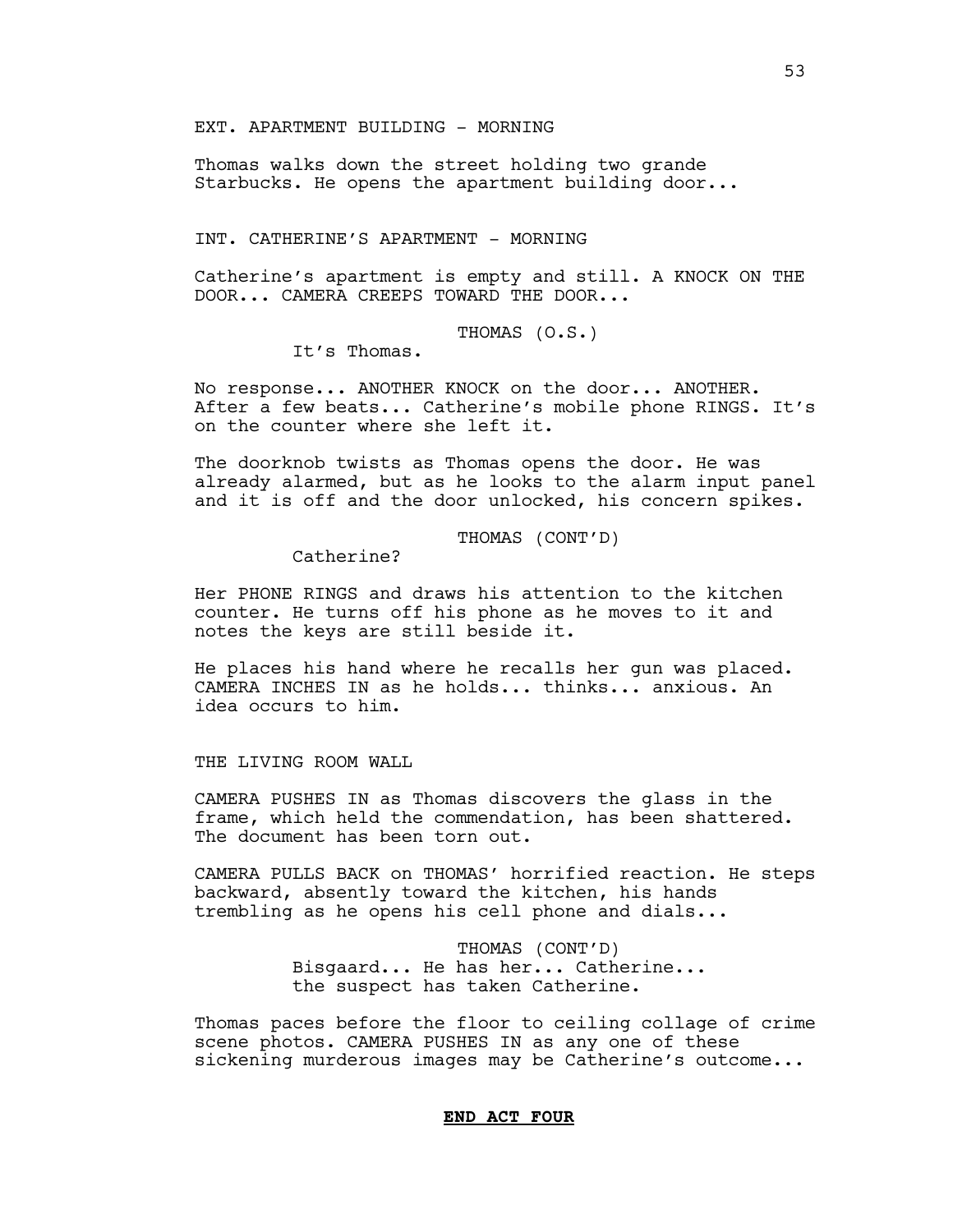EXT. APARTMENT BUILDING - MORNING

Thomas walks down the street holding two grande Starbucks. He opens the apartment building door...

INT. CATHERINE'S APARTMENT - MORNING

Catherine's apartment is empty and still. A KNOCK ON THE DOOR... CAMERA CREEPS TOWARD THE DOOR...

THOMAS (O.S.)
It's Thomas.

No response... ANOTHER KNOCK on the door... ANOTHER. After a few beats... Catherine's mobile phone RINGS. It's on the counter where she left it.

The doorknob twists as Thomas opens the door. He was already alarmed, but as he looks to the alarm input panel and it is off and the door unlocked, his concern spikes.

THOMAS (CONT'D)
Catherine?

Her PHONE RINGS and draws his attention to the kitchen counter. He turns off his phone as he moves to it and notes the keys are still beside it.

He places his hand where he recalls her gun was placed. CAMERA INCHES IN as he holds... thinks... anxious. An idea occurs to him.

THE LIVING ROOM WALL

CAMERA PUSHES IN as Thomas discovers the glass in the frame, which held the commendation, has been shattered. The document has been torn out.

CAMERA PULLS BACK on THOMAS' horrified reaction. He steps backward, absently toward the kitchen, his hands trembling as he opens his cell phone and dials...

THOMAS (CONT'D)
Bisgaard... He has her... Catherine... the suspect has taken Catherine.

Thomas paces before the floor to ceiling collage of crime scene photos. CAMERA PUSHES IN as any one of these sickening murderous images may be Catherine's outcome...

**END ACT FOUR**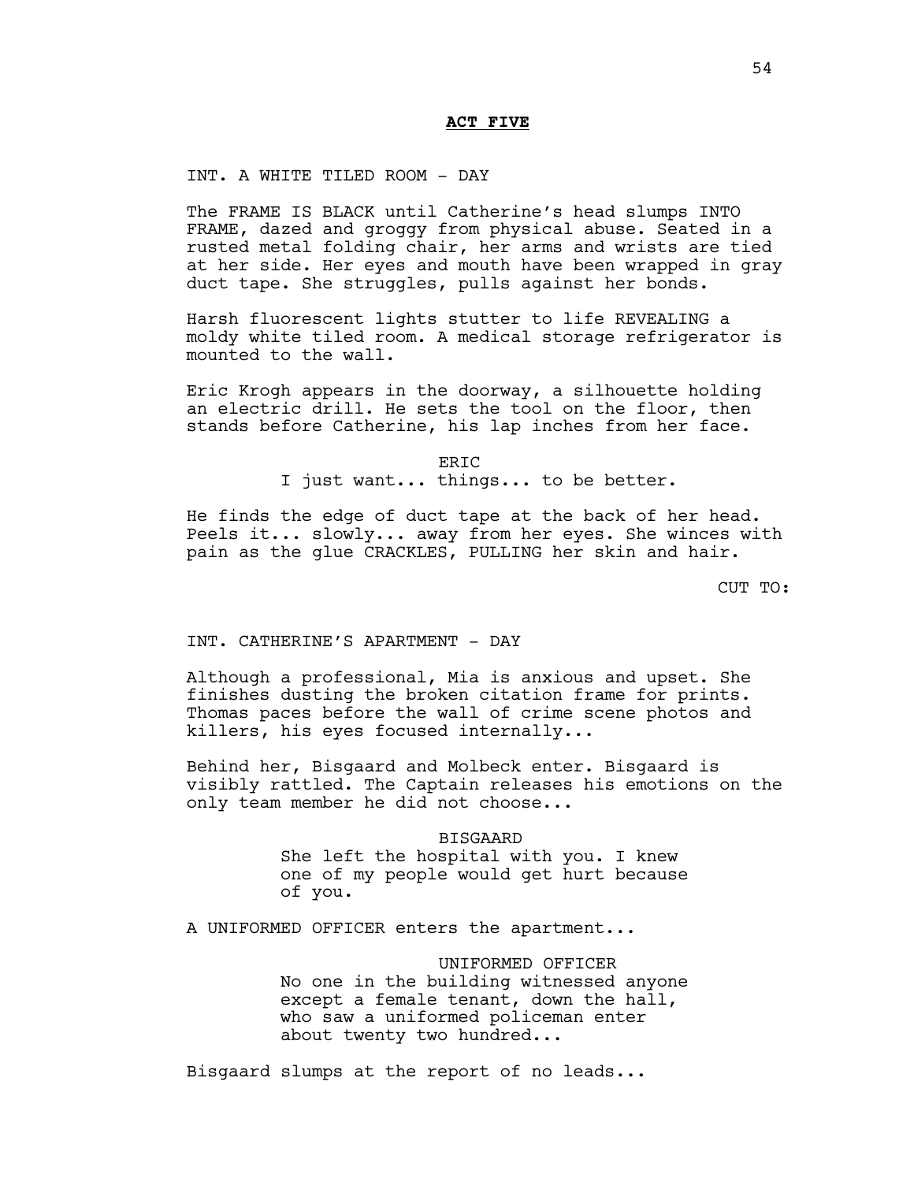**ACT FIVE**

INT. A WHITE TILED ROOM - DAY

The FRAME IS BLACK until Catherine's head slumps INTO FRAME, dazed and groggy from physical abuse. Seated in a rusted metal folding chair, her arms and wrists are tied at her side. Her eyes and mouth have been wrapped in gray duct tape. She struggles, pulls against her bonds.

Harsh fluorescent lights stutter to life REVEALING a moldy white tiled room. A medical storage refrigerator is mounted to the wall.

Eric Krogh appears in the doorway, a silhouette holding an electric drill. He sets the tool on the floor, then stands before Catherine, his lap inches from her face.

ERIC
I just want... things... to be better.

He finds the edge of duct tape at the back of her head. Peels it... slowly... away from her eyes. She winces with pain as the glue CRACKLES, PULLING her skin and hair.

CUT TO:

INT. CATHERINE'S APARTMENT - DAY

Although a professional, Mia is anxious and upset. She finishes dusting the broken citation frame for prints. Thomas paces before the wall of crime scene photos and killers, his eyes focused internally...

Behind her, Bisgaard and Molbeck enter. Bisgaard is visibly rattled. The Captain releases his emotions on the only team member he did not choose...

BISGAARD
She left the hospital with you. I knew one of my people would get hurt because of you.

A UNIFORMED OFFICER enters the apartment...

UNIFORMED OFFICER
No one in the building witnessed anyone except a female tenant, down the hall, who saw a uniformed policeman enter about twenty two hundred...

Bisgaard slumps at the report of no leads...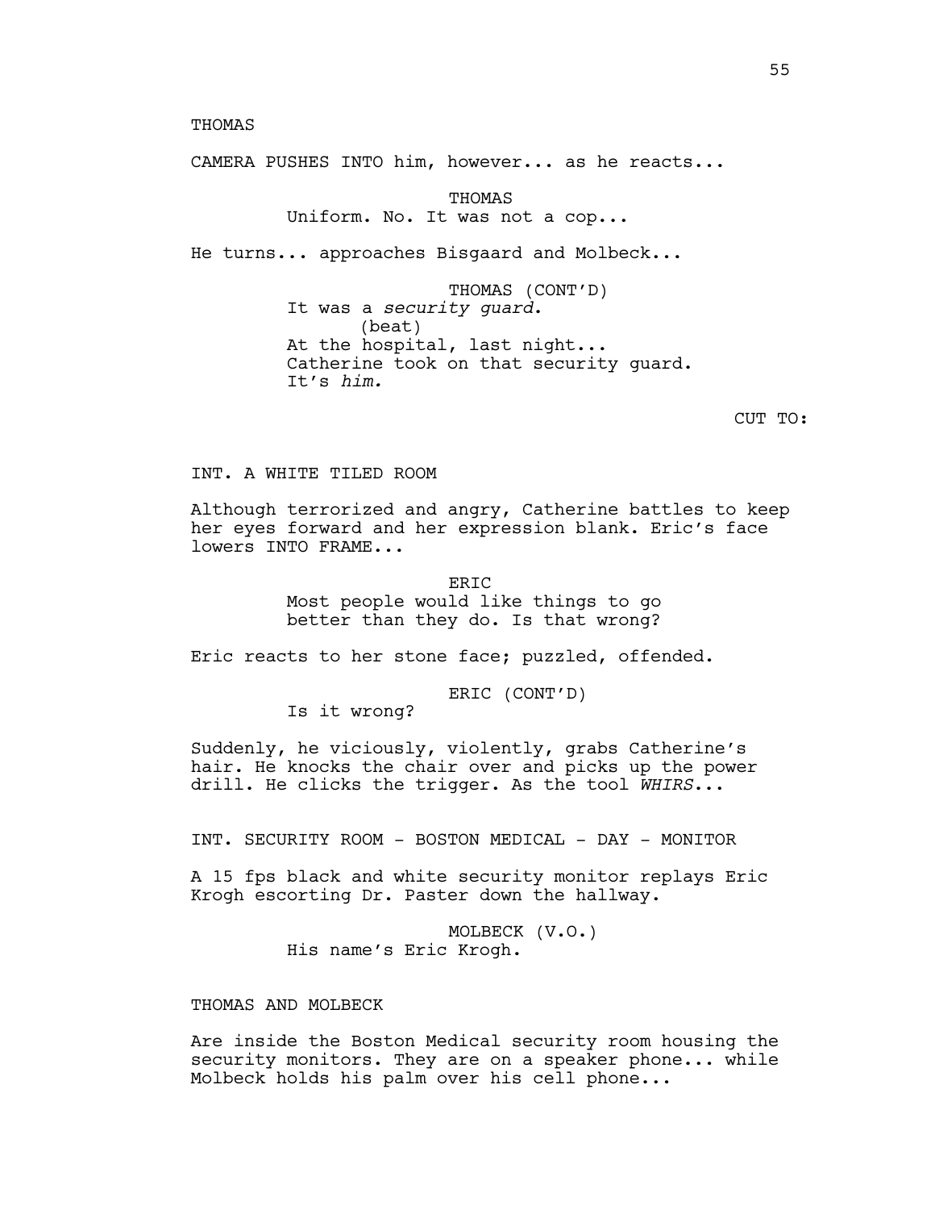THOMAS

CAMERA PUSHES INTO him, however... as he reacts...

THOMAS
Uniform. No. It was not a cop...

He turns... approaches Bisgaard and Molbeck...

THOMAS (CONT'D)
It was a *security guard*.
(beat)
At the hospital, last night...
Catherine took on that security guard.
It's *him.*

CUT TO:

INT. A WHITE TILED ROOM

Although terrorized and angry, Catherine battles to keep her eyes forward and her expression blank. Eric's face lowers INTO FRAME...

ERIC
Most people would like things to go better than they do. Is that wrong?

Eric reacts to her stone face; puzzled, offended.

ERIC (CONT'D)
Is it wrong?

Suddenly, he viciously, violently, grabs Catherine's hair. He knocks the chair over and picks up the power drill. He clicks the trigger. As the tool *WHIRS*...

INT. SECURITY ROOM - BOSTON MEDICAL - DAY - MONITOR

A 15 fps black and white security monitor replays Eric Krogh escorting Dr. Paster down the hallway.

MOLBECK (V.O.)
His name's Eric Krogh.

THOMAS AND MOLBECK

Are inside the Boston Medical security room housing the security monitors. They are on a speaker phone... while Molbeck holds his palm over his cell phone...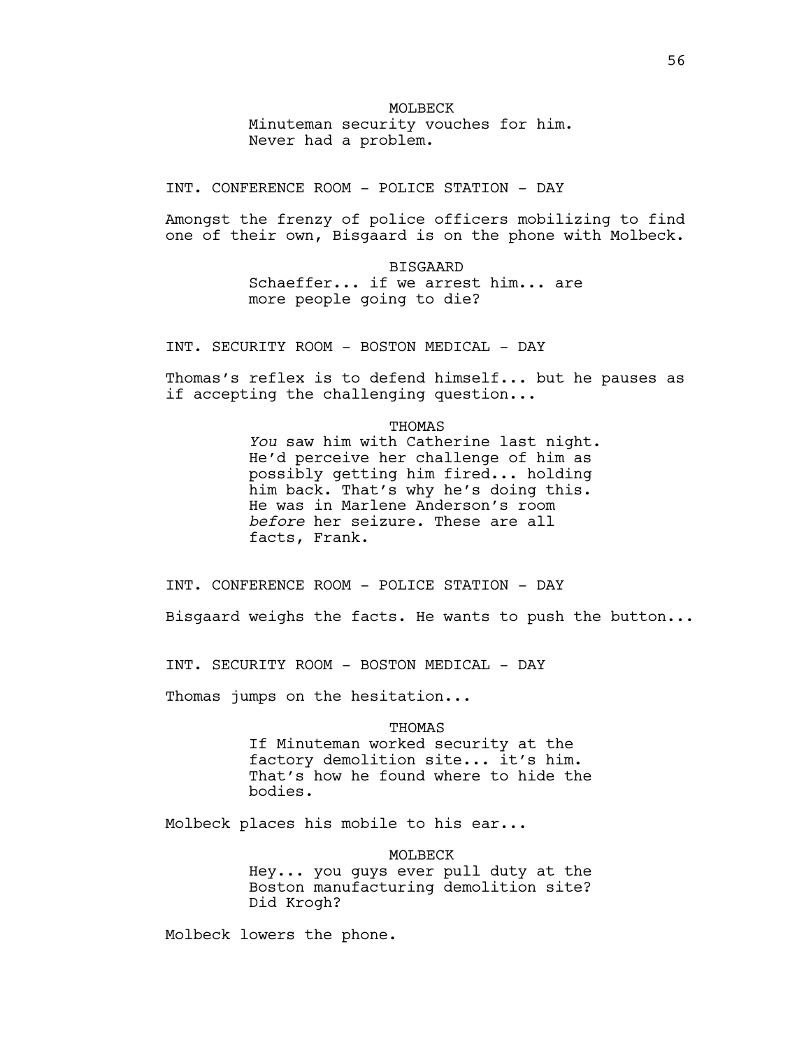MOLBECK
Minuteman security vouches for him.
Never had a problem.

INT. CONFERENCE ROOM - POLICE STATION - DAY

Amongst the frenzy of police officers mobilizing to find one of their own, Bisgaard is on the phone with Molbeck.

BISGAARD
Schaeffer... if we arrest him... are more people going to die?

INT. SECURITY ROOM - BOSTON MEDICAL - DAY

Thomas's reflex is to defend himself... but he pauses as if accepting the challenging question...

THOMAS
*You* saw him with Catherine last night. He'd perceive her challenge of him as possibly getting him fired... holding him back. That's why he's doing this. He was in Marlene Anderson's room *before* her seizure. These are all facts, Frank.

INT. CONFERENCE ROOM - POLICE STATION - DAY

Bisgaard weighs the facts. He wants to push the button...

INT. SECURITY ROOM - BOSTON MEDICAL - DAY

Thomas jumps on the hesitation...

THOMAS
If Minuteman worked security at the factory demolition site... it's him. That's how he found where to hide the bodies.

Molbeck places his mobile to his ear...

MOLBECK
Hey... you guys ever pull duty at the Boston manufacturing demolition site? Did Krogh?

Molbeck lowers the phone.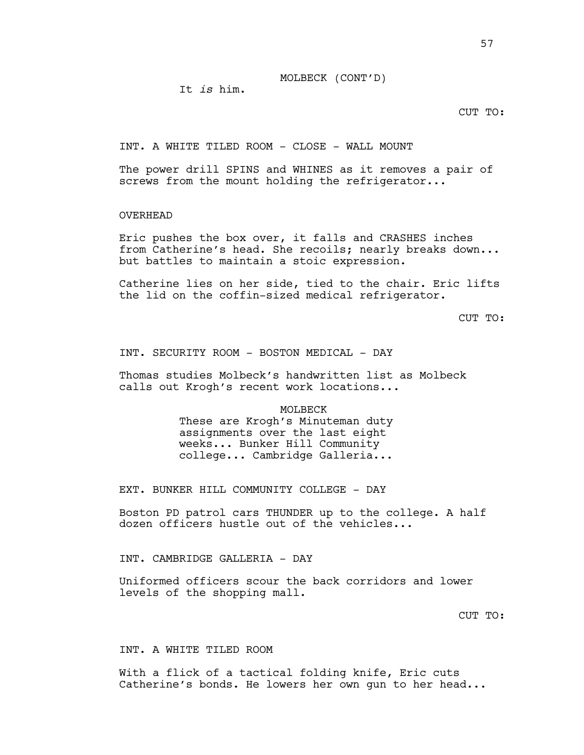MOLBECK (CONT'D)

It *is* him.

CUT TO:

INT. A WHITE TILED ROOM - CLOSE - WALL MOUNT

The power drill SPINS and WHINES as it removes a pair of screws from the mount holding the refrigerator...

OVERHEAD

Eric pushes the box over, it falls and CRASHES inches from Catherine's head. She recoils; nearly breaks down... but battles to maintain a stoic expression.

Catherine lies on her side, tied to the chair. Eric lifts the lid on the coffin-sized medical refrigerator.

CUT TO:

INT. SECURITY ROOM - BOSTON MEDICAL - DAY

Thomas studies Molbeck's handwritten list as Molbeck calls out Krogh's recent work locations...

MOLBECK

These are Krogh's Minuteman duty assignments over the last eight weeks... Bunker Hill Community college... Cambridge Galleria...

EXT. BUNKER HILL COMMUNITY COLLEGE - DAY

Boston PD patrol cars THUNDER up to the college. A half dozen officers hustle out of the vehicles...

INT. CAMBRIDGE GALLERIA - DAY

Uniformed officers scour the back corridors and lower levels of the shopping mall.

CUT TO:

INT. A WHITE TILED ROOM

With a flick of a tactical folding knife, Eric cuts Catherine's bonds. He lowers her own gun to her head...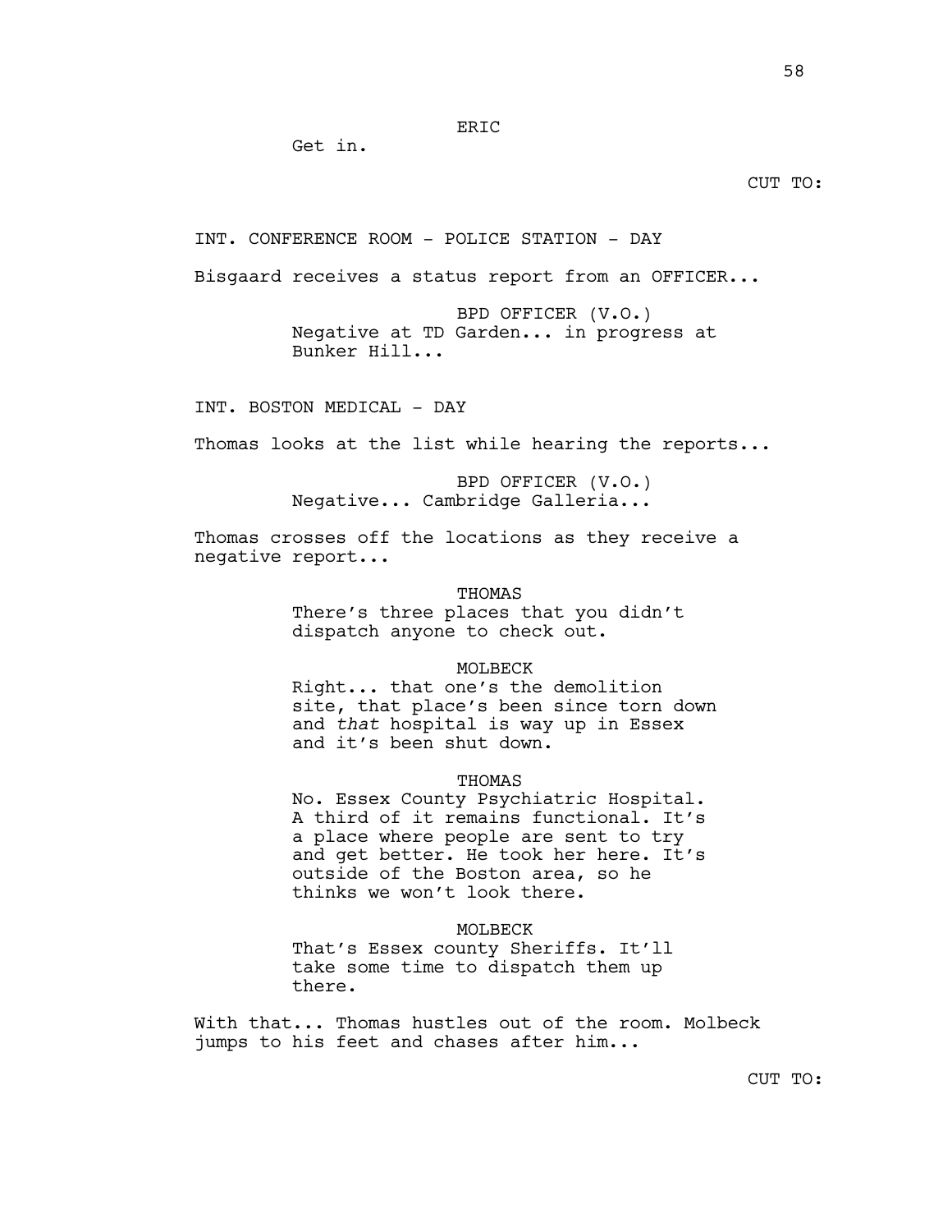ERIC

Get in.

CUT TO:

INT. CONFERENCE ROOM - POLICE STATION - DAY

Bisgaard receives a status report from an OFFICER...

BPD OFFICER (V.O.)

Negative at TD Garden... in progress at Bunker Hill...

INT. BOSTON MEDICAL - DAY

Thomas looks at the list while hearing the reports...

BPD OFFICER (V.O.)

Negative... Cambridge Galleria...

Thomas crosses off the locations as they receive a negative report...

THOMAS

There's three places that you didn't dispatch anyone to check out.

MOLBECK

Right... that one's the demolition site, that place's been since torn down and *that* hospital is way up in Essex and it's been shut down.

THOMAS

No. Essex County Psychiatric Hospital. A third of it remains functional. It's a place where people are sent to try and get better. He took her here. It's outside of the Boston area, so he thinks we won't look there.

MOLBECK

That's Essex county Sheriffs. It'll take some time to dispatch them up there.

With that... Thomas hustles out of the room. Molbeck jumps to his feet and chases after him...

CUT TO: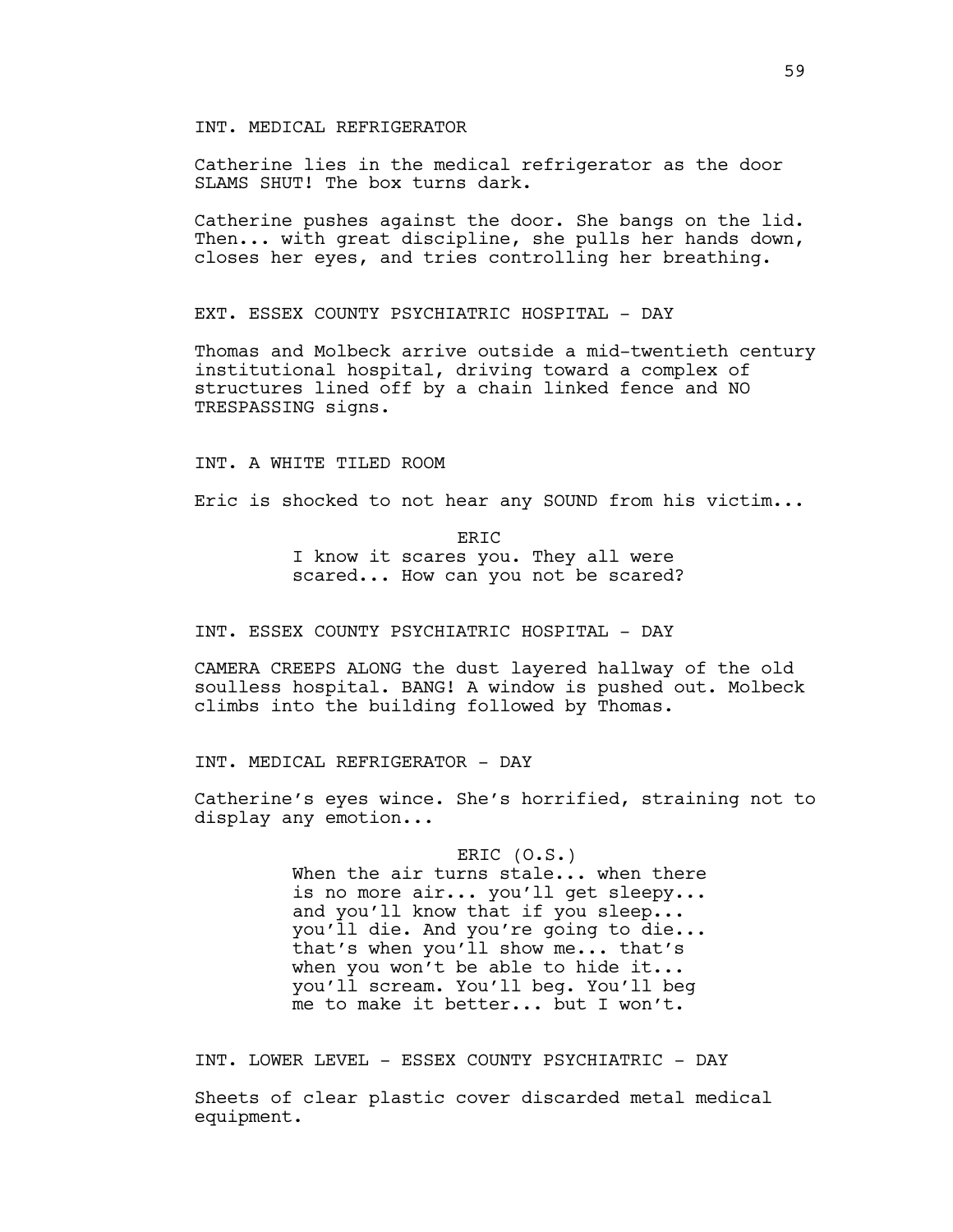INT. MEDICAL REFRIGERATOR

Catherine lies in the medical refrigerator as the door SLAMS SHUT! The box turns dark.

Catherine pushes against the door. She bangs on the lid. Then... with great discipline, she pulls her hands down, closes her eyes, and tries controlling her breathing.

EXT. ESSEX COUNTY PSYCHIATRIC HOSPITAL - DAY

Thomas and Molbeck arrive outside a mid-twentieth century institutional hospital, driving toward a complex of structures lined off by a chain linked fence and NO TRESPASSING signs.

INT. A WHITE TILED ROOM

Eric is shocked to not hear any SOUND from his victim...

ERIC

I know it scares you. They all were scared... How can you not be scared?

INT. ESSEX COUNTY PSYCHIATRIC HOSPITAL - DAY

CAMERA CREEPS ALONG the dust layered hallway of the old soulless hospital. BANG! A window is pushed out. Molbeck climbs into the building followed by Thomas.

INT. MEDICAL REFRIGERATOR - DAY

Catherine's eyes wince. She's horrified, straining not to display any emotion...

ERIC (O.S.)

When the air turns stale... when there is no more air... you'll get sleepy... and you'll know that if you sleep... you'll die. And you're going to die... that's when you'll show me... that's when you won't be able to hide it... you'll scream. You'll beg. You'll beg me to make it better... but I won't.

INT. LOWER LEVEL - ESSEX COUNTY PSYCHIATRIC - DAY

Sheets of clear plastic cover discarded metal medical equipment.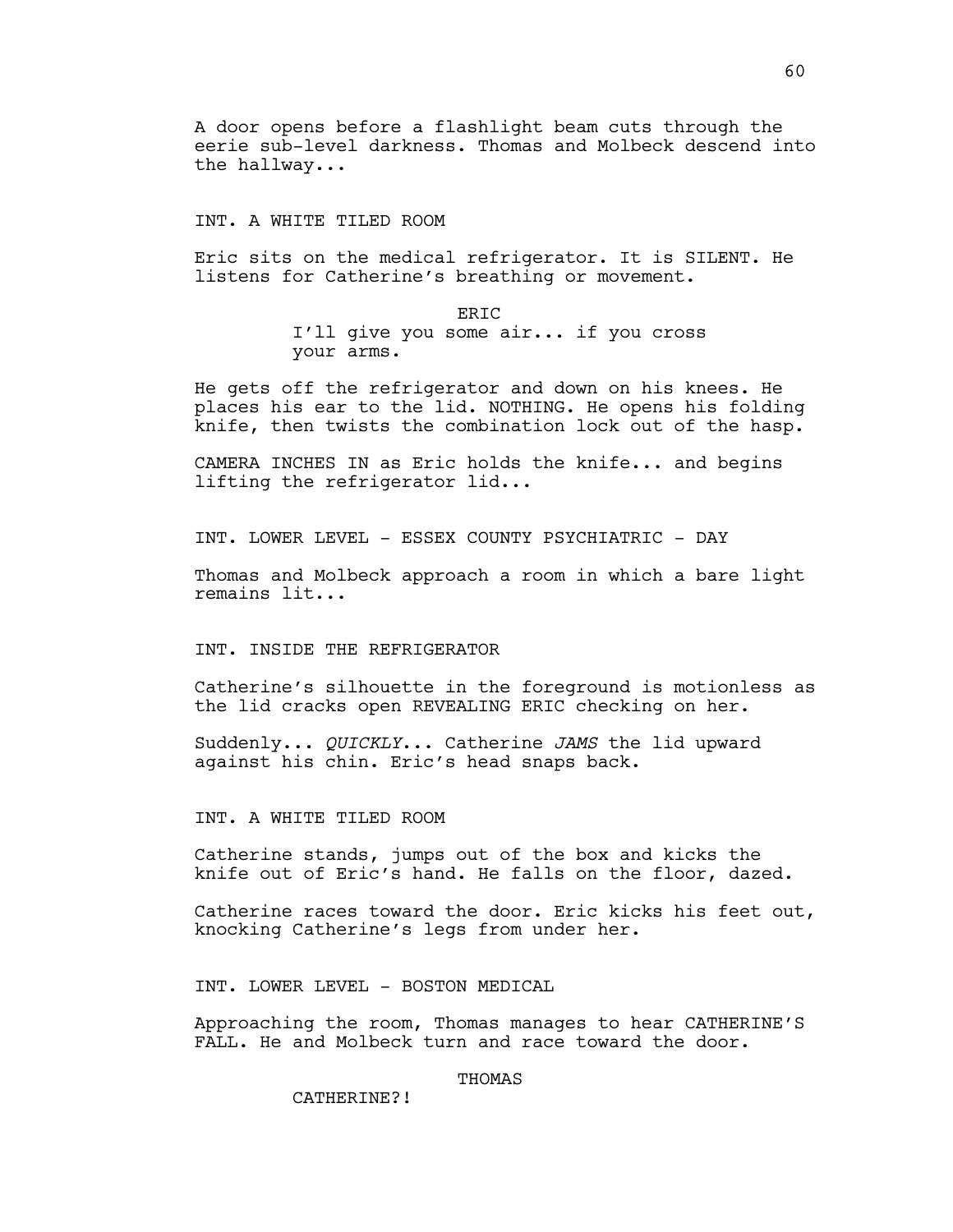A door opens before a flashlight beam cuts through the eerie sub-level darkness. Thomas and Molbeck descend into the hallway...

INT. A WHITE TILED ROOM

Eric sits on the medical refrigerator. It is SILENT. He listens for Catherine's breathing or movement.

ERIC
I'll give you some air... if you cross your arms.

He gets off the refrigerator and down on his knees. He places his ear to the lid. NOTHING. He opens his folding knife, then twists the combination lock out of the hasp.

CAMERA INCHES IN as Eric holds the knife... and begins lifting the refrigerator lid...

INT. LOWER LEVEL - ESSEX COUNTY PSYCHIATRIC - DAY

Thomas and Molbeck approach a room in which a bare light remains lit...

INT. INSIDE THE REFRIGERATOR

Catherine's silhouette in the foreground is motionless as the lid cracks open REVEALING ERIC checking on her.

Suddenly... *QUICKLY*... Catherine *JAMS* the lid upward against his chin. Eric's head snaps back.

INT. A WHITE TILED ROOM

Catherine stands, jumps out of the box and kicks the knife out of Eric's hand. He falls on the floor, dazed.

Catherine races toward the door. Eric kicks his feet out, knocking Catherine's legs from under her.

INT. LOWER LEVEL - BOSTON MEDICAL

Approaching the room, Thomas manages to hear CATHERINE'S FALL. He and Molbeck turn and race toward the door.

THOMAS
CATHERINE?!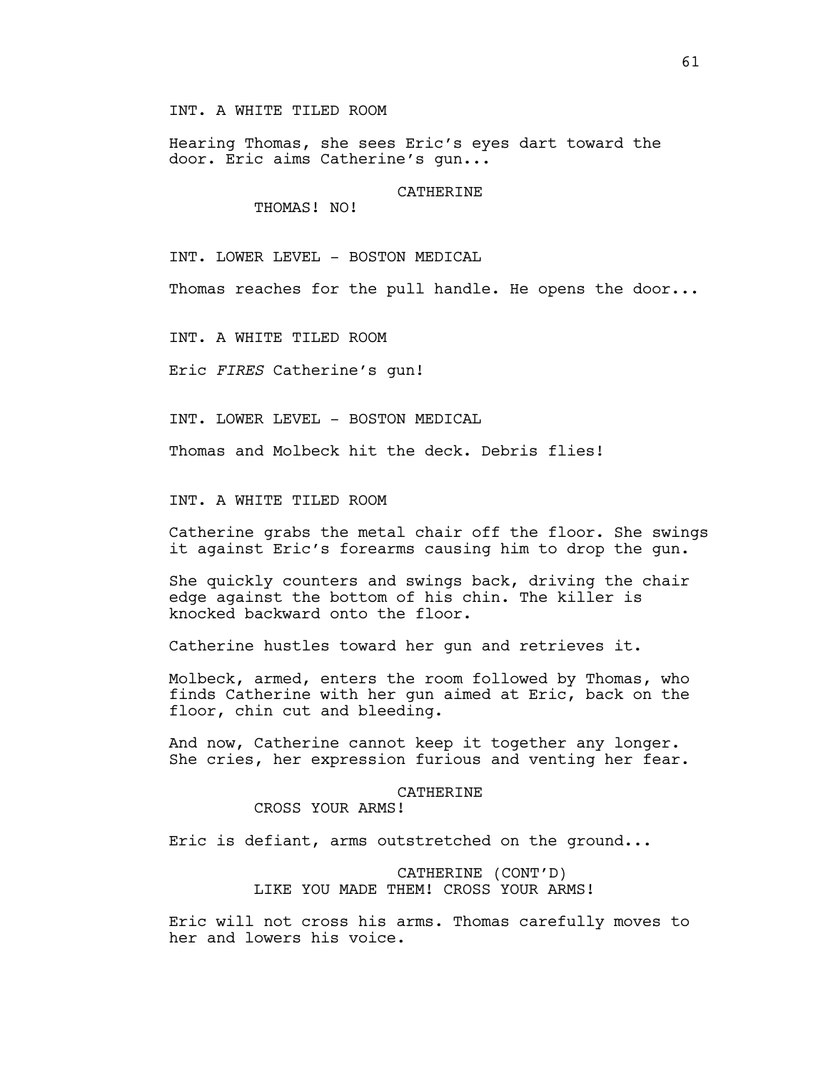INT. A WHITE TILED ROOM

Hearing Thomas, she sees Eric's eyes dart toward the door. Eric aims Catherine's gun...

CATHERINE
THOMAS! NO!

INT. LOWER LEVEL - BOSTON MEDICAL

Thomas reaches for the pull handle. He opens the door...

INT. A WHITE TILED ROOM

Eric *FIRES* Catherine's gun!

INT. LOWER LEVEL - BOSTON MEDICAL

Thomas and Molbeck hit the deck. Debris flies!

INT. A WHITE TILED ROOM

Catherine grabs the metal chair off the floor. She swings it against Eric's forearms causing him to drop the gun.

She quickly counters and swings back, driving the chair edge against the bottom of his chin. The killer is knocked backward onto the floor.

Catherine hustles toward her gun and retrieves it.

Molbeck, armed, enters the room followed by Thomas, who finds Catherine with her gun aimed at Eric, back on the floor, chin cut and bleeding.

And now, Catherine cannot keep it together any longer. She cries, her expression furious and venting her fear.

CATHERINE
CROSS YOUR ARMS!

Eric is defiant, arms outstretched on the ground...

CATHERINE (CONT'D)
LIKE YOU MADE THEM! CROSS YOUR ARMS!

Eric will not cross his arms. Thomas carefully moves to her and lowers his voice.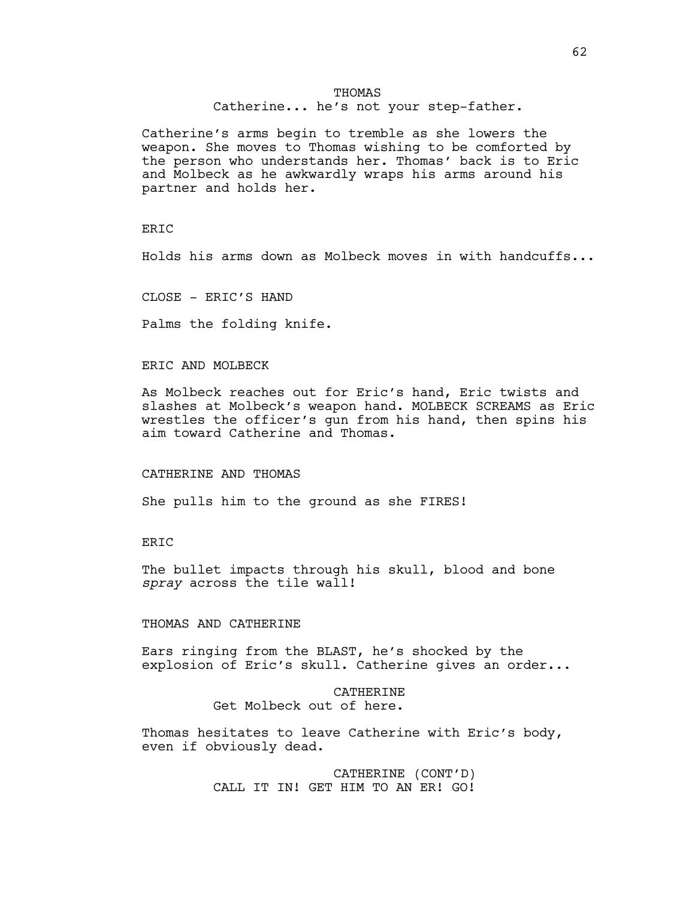THOMAS
Catherine... he's not your step-father.

Catherine's arms begin to tremble as she lowers the weapon. She moves to Thomas wishing to be comforted by the person who understands her. Thomas' back is to Eric and Molbeck as he awkwardly wraps his arms around his partner and holds her.

ERIC

Holds his arms down as Molbeck moves in with handcuffs...

CLOSE - ERIC'S HAND

Palms the folding knife.

ERIC AND MOLBECK

As Molbeck reaches out for Eric's hand, Eric twists and slashes at Molbeck's weapon hand. MOLBECK SCREAMS as Eric wrestles the officer's gun from his hand, then spins his aim toward Catherine and Thomas.

CATHERINE AND THOMAS

She pulls him to the ground as she FIRES!

ERIC

The bullet impacts through his skull, blood and bone *spray* across the tile wall!

THOMAS AND CATHERINE

Ears ringing from the BLAST, he's shocked by the explosion of Eric's skull. Catherine gives an order...

CATHERINE
Get Molbeck out of here.

Thomas hesitates to leave Catherine with Eric's body, even if obviously dead.

CATHERINE (CONT'D)
CALL IT IN! GET HIM TO AN ER! GO!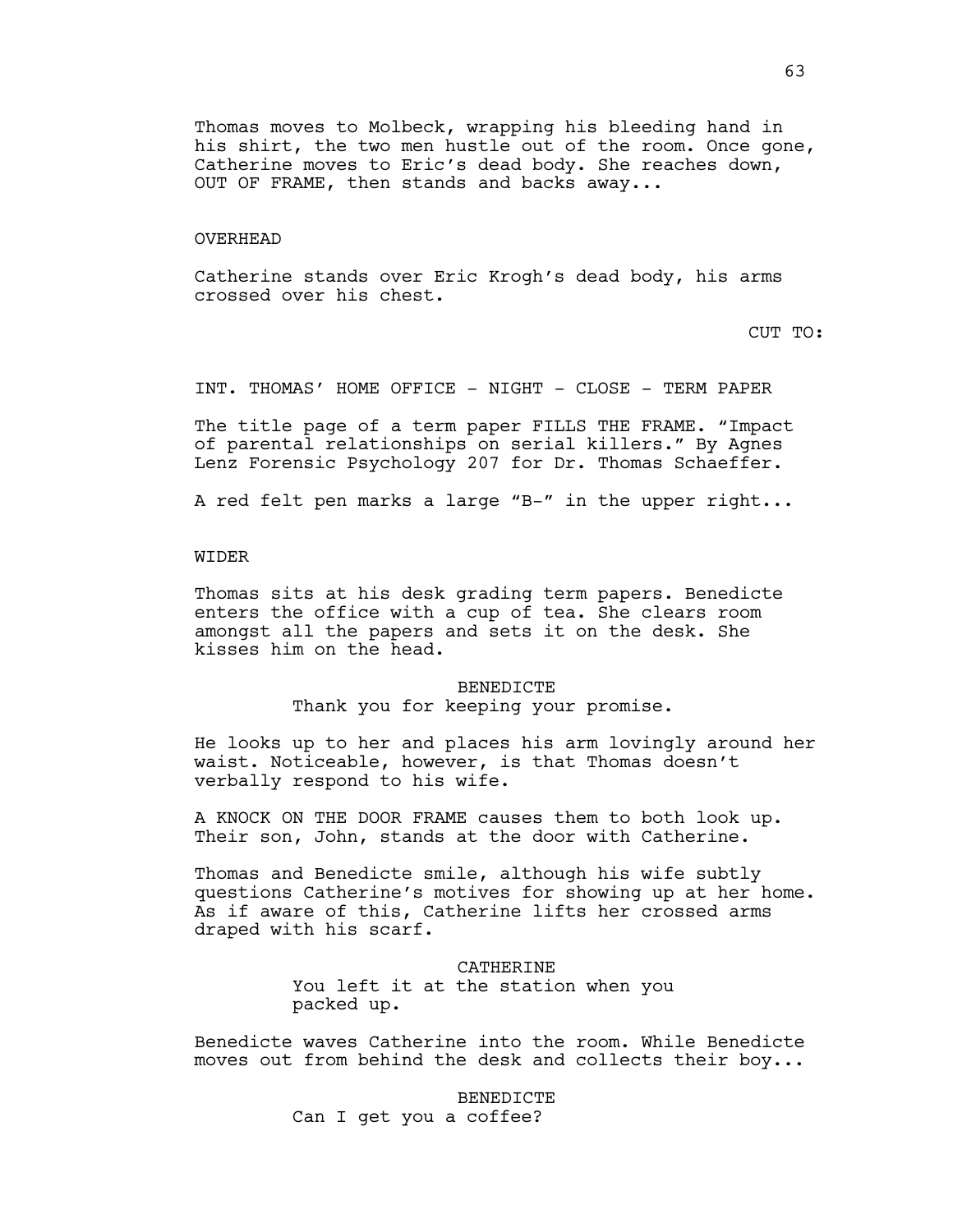Thomas moves to Molbeck, wrapping his bleeding hand in his shirt, the two men hustle out of the room. Once gone, Catherine moves to Eric's dead body. She reaches down, OUT OF FRAME, then stands and backs away...

OVERHEAD

Catherine stands over Eric Krogh's dead body, his arms crossed over his chest.

CUT TO:

INT. THOMAS' HOME OFFICE - NIGHT - CLOSE - TERM PAPER

The title page of a term paper FILLS THE FRAME. "Impact of parental relationships on serial killers." By Agnes Lenz Forensic Psychology 207 for Dr. Thomas Schaeffer.

A red felt pen marks a large "B-" in the upper right...

WIDER

Thomas sits at his desk grading term papers. Benedicte enters the office with a cup of tea. She clears room amongst all the papers and sets it on the desk. She kisses him on the head.

BENEDICTE
Thank you for keeping your promise.

He looks up to her and places his arm lovingly around her waist. Noticeable, however, is that Thomas doesn't verbally respond to his wife.

A KNOCK ON THE DOOR FRAME causes them to both look up. Their son, John, stands at the door with Catherine.

Thomas and Benedicte smile, although his wife subtly questions Catherine's motives for showing up at her home. As if aware of this, Catherine lifts her crossed arms draped with his scarf.

CATHERINE
You left it at the station when you packed up.

Benedicte waves Catherine into the room. While Benedicte moves out from behind the desk and collects their boy...

BENEDICTE
Can I get you a coffee?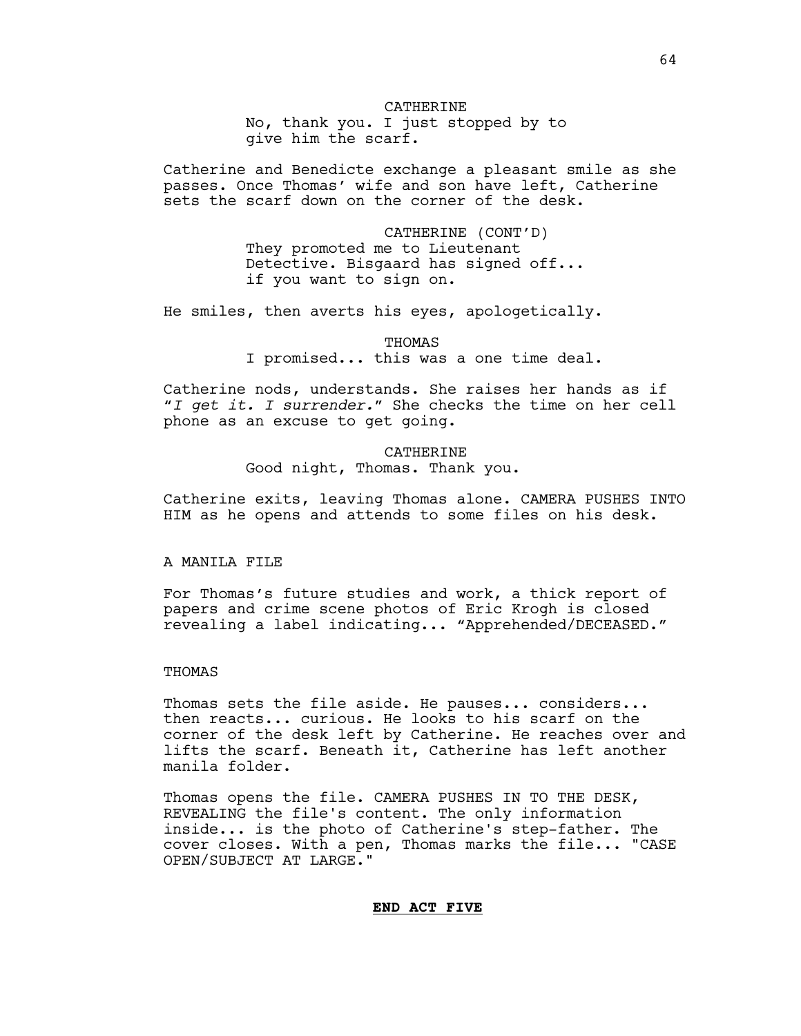CATHERINE

No, thank you. I just stopped by to give him the scarf.

Catherine and Benedicte exchange a pleasant smile as she passes. Once Thomas' wife and son have left, Catherine sets the scarf down on the corner of the desk.

CATHERINE (CONT'D)

They promoted me to Lieutenant Detective. Bisgaard has signed off... if you want to sign on.

He smiles, then averts his eyes, apologetically.

THOMAS

I promised... this was a one time deal.

Catherine nods, understands. She raises her hands as if "*I get it. I surrender.*" She checks the time on her cell phone as an excuse to get going.

CATHERINE

Good night, Thomas. Thank you.

Catherine exits, leaving Thomas alone. CAMERA PUSHES INTO HIM as he opens and attends to some files on his desk.

A MANILA FILE

For Thomas's future studies and work, a thick report of papers and crime scene photos of Eric Krogh is closed revealing a label indicating... "Apprehended/DECEASED."

THOMAS

Thomas sets the file aside. He pauses... considers... then reacts... curious. He looks to his scarf on the corner of the desk left by Catherine. He reaches over and lifts the scarf. Beneath it, Catherine has left another manila folder.

Thomas opens the file. CAMERA PUSHES IN TO THE DESK, REVEALING the file's content. The only information inside... is the photo of Catherine's step-father. The cover closes. With a pen, Thomas marks the file... "CASE OPEN/SUBJECT AT LARGE."

**END ACT FIVE**